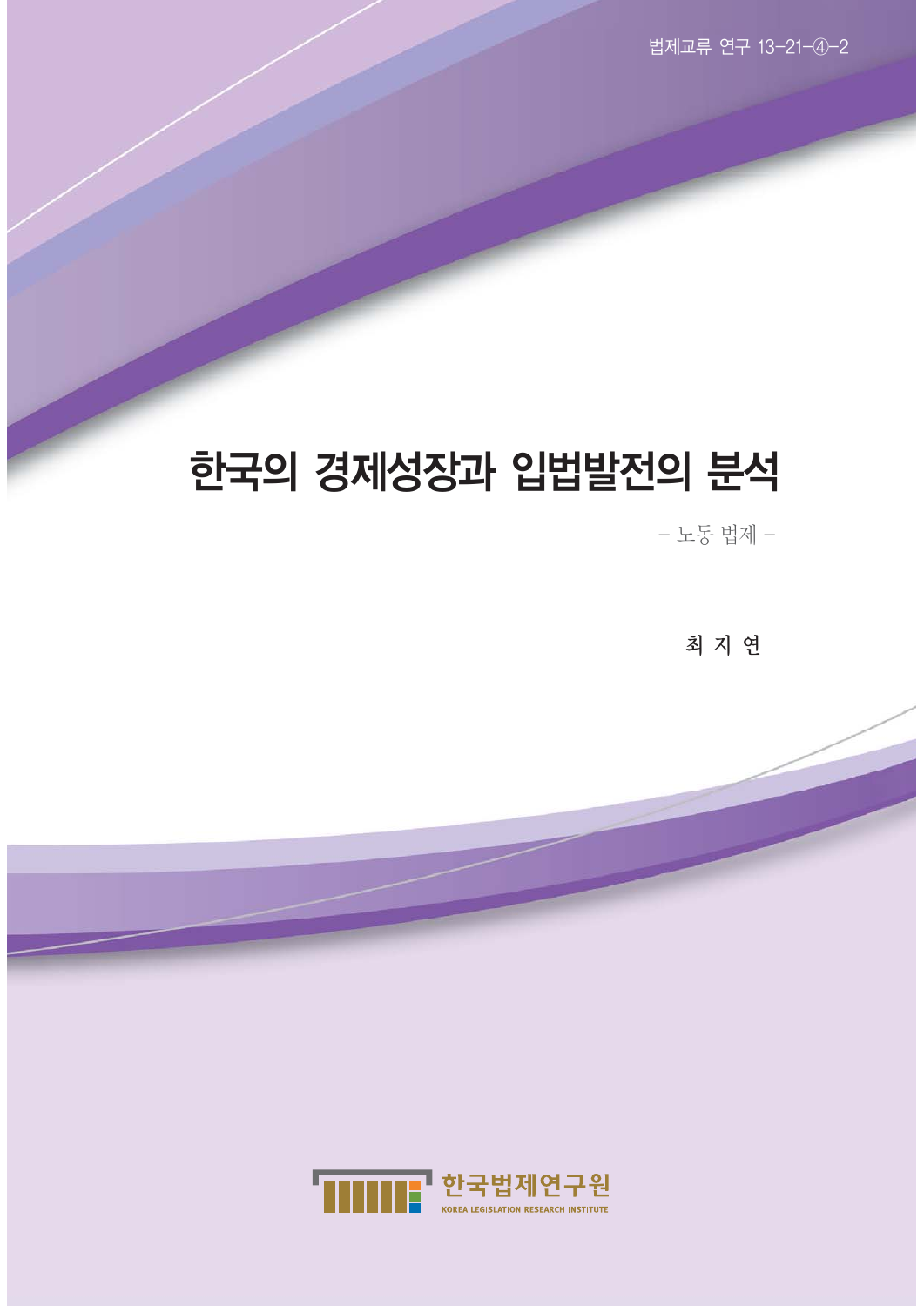법제교류 연구 13-21-④-2

# 한국의 경제성장과 입법발전의 분석

– 노동 법제 –

최 지 연

한국법제연구원

KOREA LEGISLATION RESEARCH INSTITUTE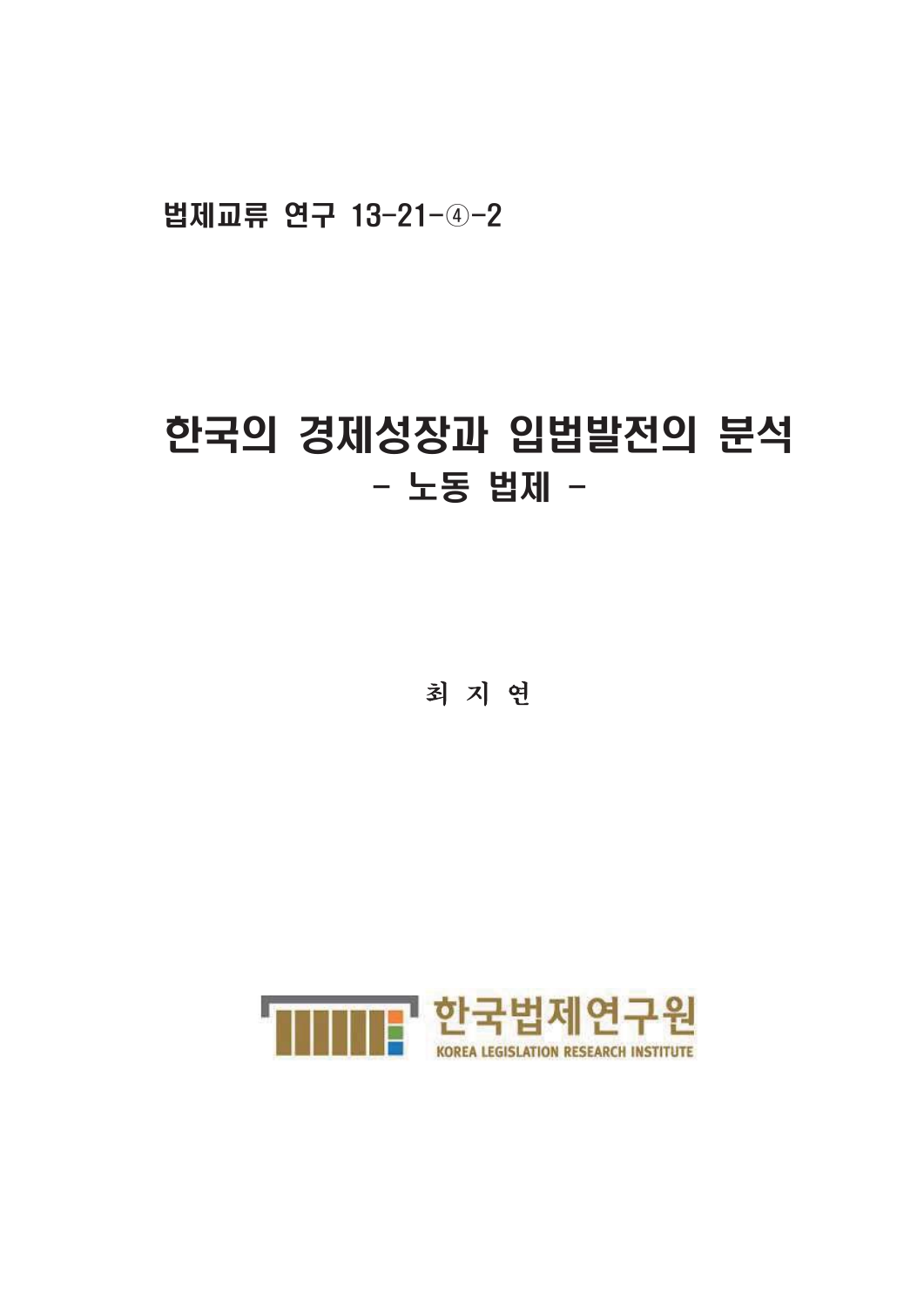법제교류 연구 13-21-④-2

# 한국의 경제성장과 입법발전의 분석
## - 노동 법제 -

최 지 연

한국법제연구원
KOREA LEGISLATION RESEARCH INSTITUTE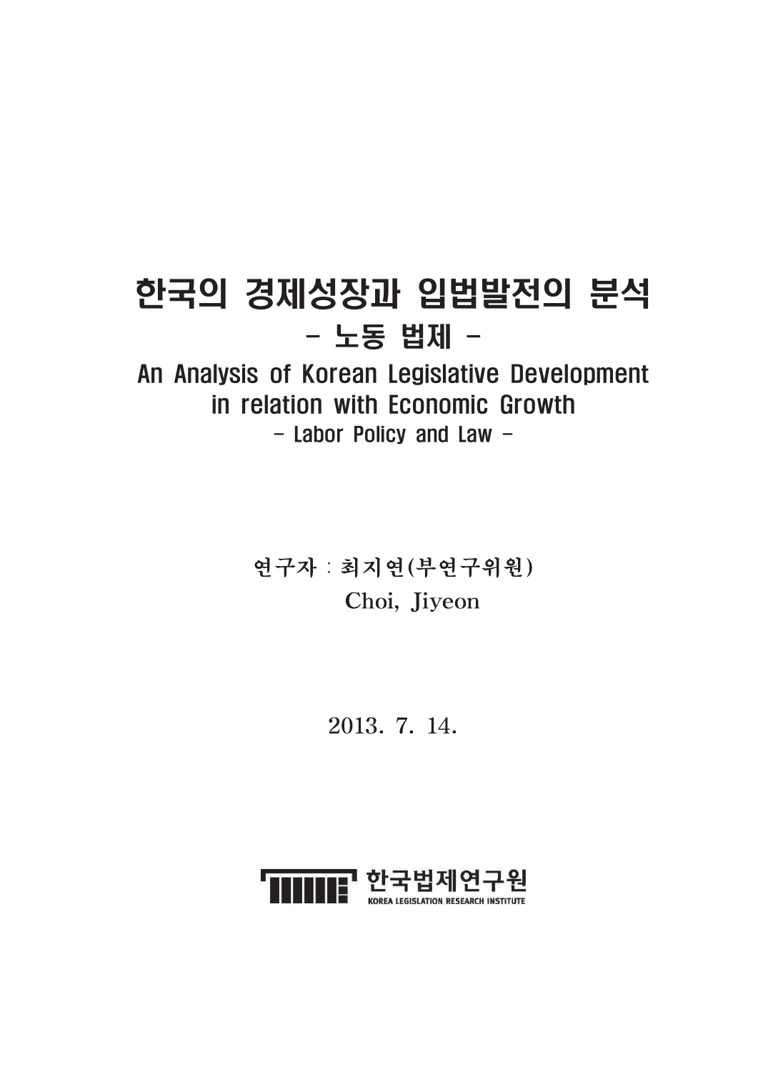# 한국의 경제성장과 입법발전의 분석

## - 노동 법제 -

## An Analysis of Korean Legislative Development in relation with Economic Growth

### - Labor Policy and Law -

연구자 : 최지연(부연구위원)
Choi, Jiyeon

2013. 7. 14.

한국법제연구원
KOREA LEGISLATION RESEARCH INSTITUTE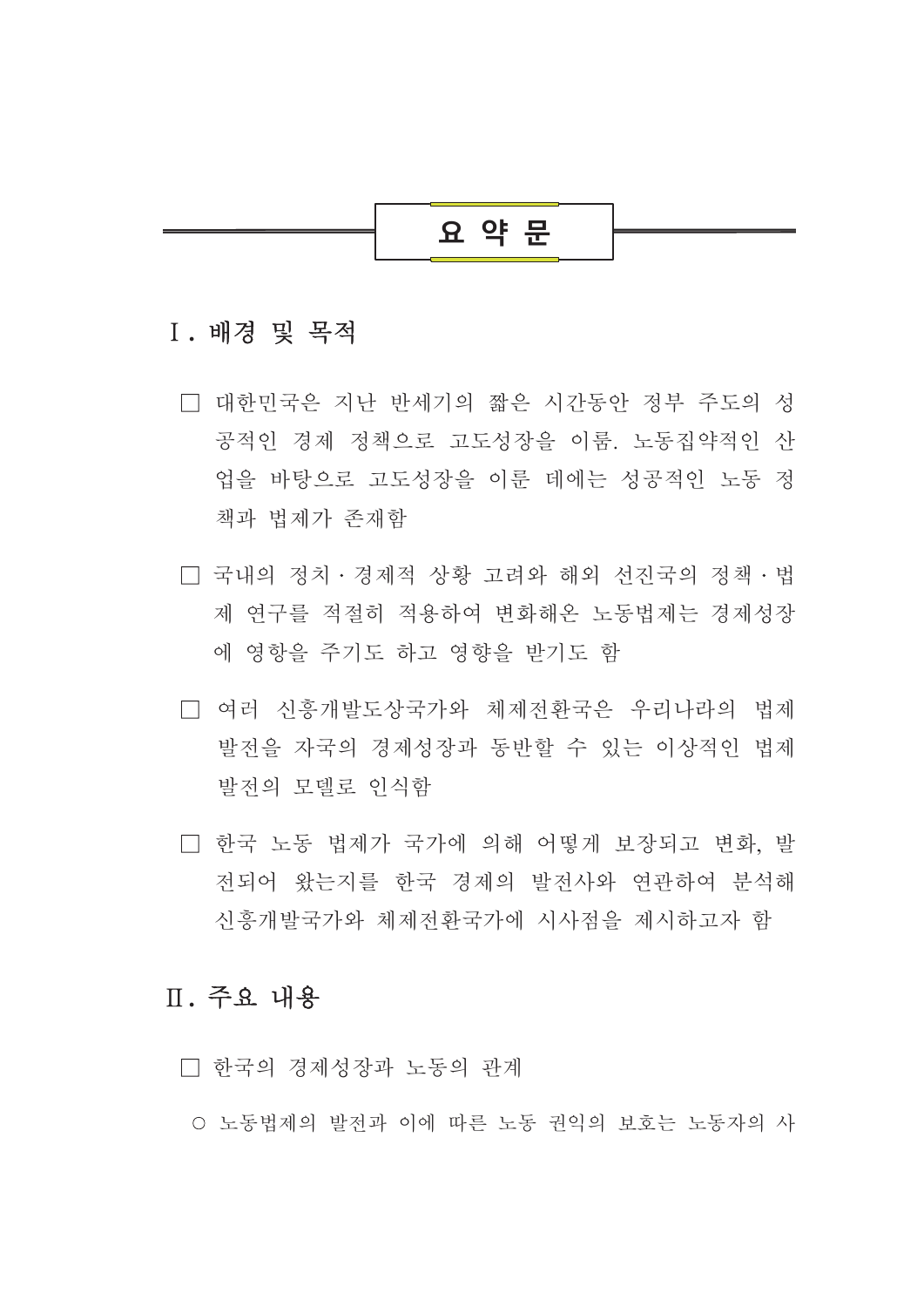# 요 약 문

## Ⅰ. 배경 및 목적

□ 대한민국은 지난 반세기의 짧은 시간동안 정부 주도의 성공적인 경제 정책으로 고도성장을 이룸. 노동집약적인 산업을 바탕으로 고도성장을 이룬 데에는 성공적인 노동 정책과 법제가 존재함

□ 국내의 정치 · 경제적 상황 고려와 해외 선진국의 정책 · 법제 연구를 적절히 적용하여 변화해온 노동법제는 경제성장에 영향을 주기도 하고 영향을 받기도 함

□ 여러 신흥개발도상국가와 체제전환국은 우리나라의 법제 발전을 자국의 경제성장과 동반할 수 있는 이상적인 법제 발전의 모델로 인식함

□ 한국 노동 법제가 국가에 의해 어떻게 보장되고 변화, 발전되어 왔는지를 한국 경제의 발전사와 연관하여 분석해 신흥개발국가와 체제전환국가에 시사점을 제시하고자 함

## Ⅱ. 주요 내용

□ 한국의 경제성장과 노동의 관계

○ 노동법제의 발전과 이에 따른 노동 권익의 보호는 노동자의 사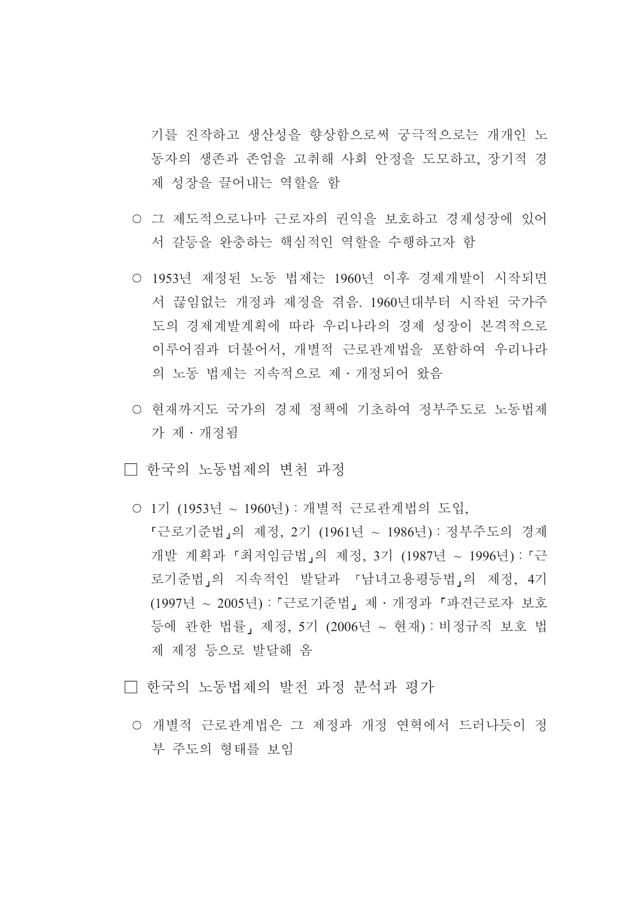기를 진작하고 생산성을 향상함으로써 궁극적으로는 개개인 노동자의 생존과 존엄을 고취해 사회 안정을 도모하고, 장기적 경제 성장을 끌어내는 역할을 함

○ 그 제도적으로나마 근로자의 권익을 보호하고 경제성장에 있어서 갈등을 완충하는 핵심적인 역할을 수행하고자 함

○ 1953년 제정된 노동 법제는 1960년 이후 경제개발이 시작되면서 끊임없는 개정과 제정을 겪음. 1960년대부터 시작된 국가주도의 경제계발계획에 따라 우리나라의 경제 성장이 본격적으로 이루어짐과 더불어서, 개별적 근로관계법을 포함하여 우리나라의 노동 법제는 지속적으로 제 · 개정되어 왔음

○ 현재까지도 국가의 경제 정책에 기초하여 정부주도로 노동법제가 제 · 개정됨

□ 한국의 노동법제의 변천 과정

○ 1기 (1953년 ~ 1960년) : 개별적 근로관계법의 도입, 「근로기준법」의 제정, 2기 (1961년 ~ 1986년) : 정부주도의 경제개발 계획과 「최저임금법」의 제정, 3기 (1987년 ~ 1996년) : 「근로기준법」의 지속적인 발달과 「남녀고용평등법」의 제정, 4기 (1997년 ~ 2005년) : 「근로기준법」 제 · 개정과 「파견근로자 보호 등에 관한 법률」 제정, 5기 (2006년 ~ 현재) : 비정규직 보호 법제 제정 등으로 발달해 옴

□ 한국의 노동법제의 발전 과정 분석과 평가

○ 개별적 근로관계법은 그 제정과 개정 연혁에서 드러나듯이 정부 주도의 형태를 보임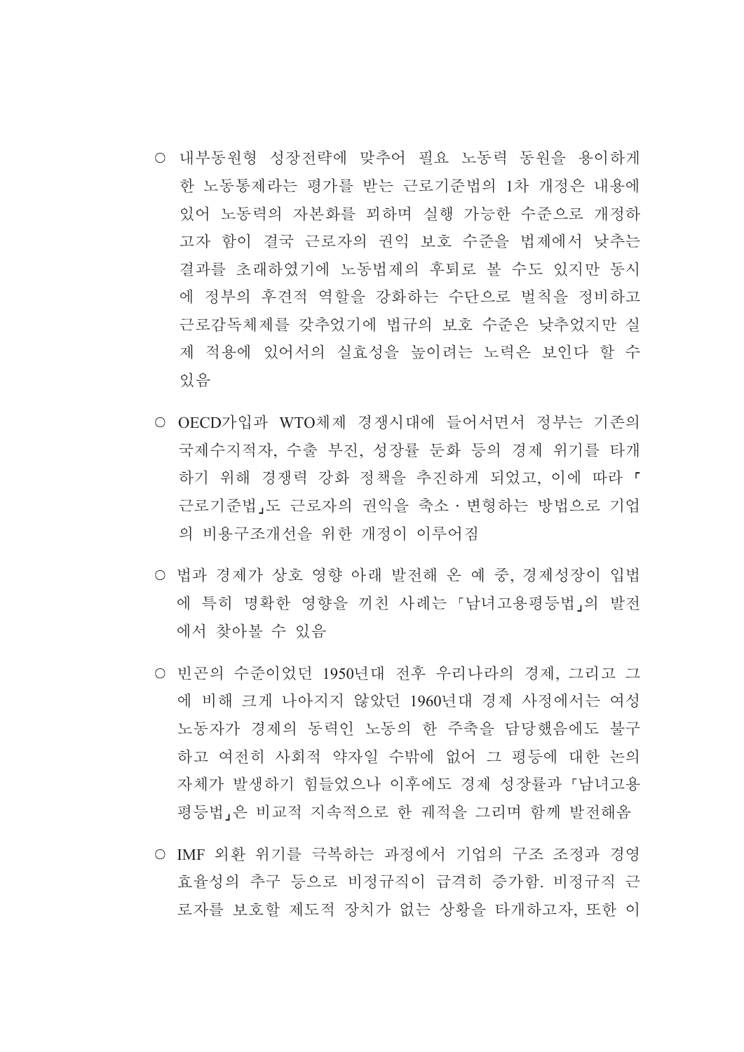- 내부동원형 성장전략에 맞추어 필요 노동력 동원을 용이하게 한 노동통제라는 평가를 받는 근로기준법의 1차 개정은 내용에 있어 노동력의 자본화를 꾀하며 실행 가능한 수준으로 개정하고자 함이 결국 근로자의 권익 보호 수준을 법제에서 낮추는 결과를 초래하였기에 노동법제의 후퇴로 볼 수도 있지만 동시에 정부의 후견적 역할을 강화하는 수단으로 벌칙을 정비하고 근로감독체제를 갖추었기에 법규의 보호 수준은 낮추었지만 실제 적용에 있어서의 실효성을 높이려는 노력은 보인다 할 수 있음

- OECD가입과 WTO체제 경쟁시대에 들어서면서 정부는 기존의 국제수지적자, 수출 부진, 성장률 둔화 등의 경제 위기를 타개하기 위해 경쟁력 강화 정책을 추진하게 되었고, 이에 따라 「근로기준법」도 근로자의 권익을 축소·변형하는 방법으로 기업의 비용구조개선을 위한 개정이 이루어짐

- 법과 경제가 상호 영향 아래 발전해 온 예 중, 경제성장이 입법에 특히 명확한 영향을 끼친 사례는 「남녀고용평등법」의 발전에서 찾아볼 수 있음

- 빈곤의 수준이었던 1950년대 전후 우리나라의 경제, 그리고 그에 비해 크게 나아지지 않았던 1960년대 경제 사정에서는 여성 노동자가 경제의 동력인 노동의 한 주축을 담당했음에도 불구하고 여전히 사회적 약자일 수밖에 없어 그 평등에 대한 논의 자체가 발생하기 힘들었으나 이후에도 경제 성장률과 「남녀고용평등법」은 비교적 지속적으로 한 궤적을 그리며 함께 발전해옴

- IMF 외환 위기를 극복하는 과정에서 기업의 구조 조정과 경영 효율성의 추구 등으로 비정규직이 급격히 증가함. 비정규직 근로자를 보호할 제도적 장치가 없는 상황을 타개하고자, 또한 이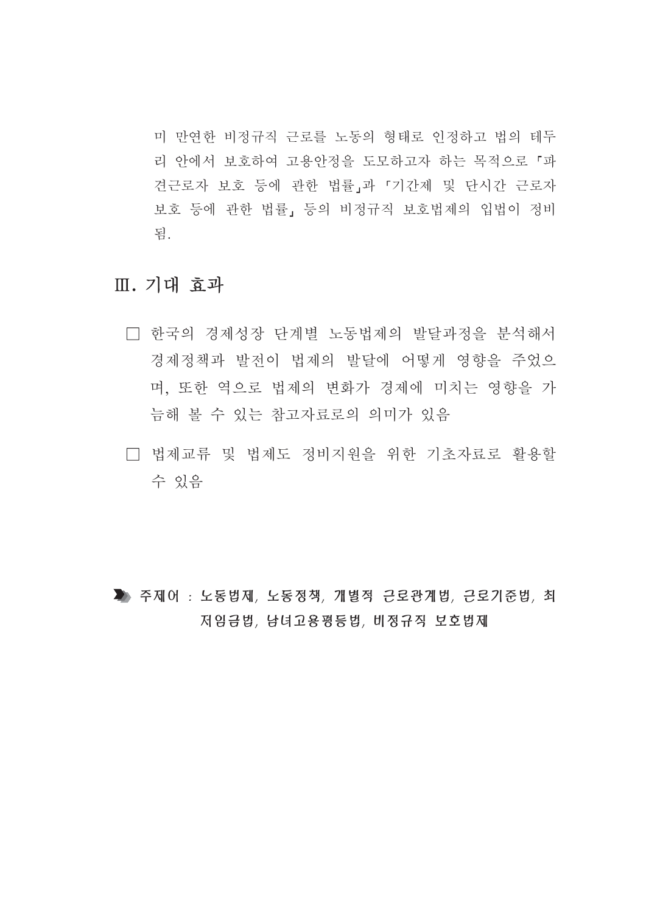미 만연한 비정규직 근로를 노동의 형태로 인정하고 법의 테두리 안에서 보호하여 고용안정을 도모하고자 하는 목적으로 「파견근로자 보호 등에 관한 법률」과 「기간제 및 단시간 근로자 보호 등에 관한 법률」 등의 비정규직 보호법제의 입법이 정비됨.

## Ⅲ. 기대 효과

□ 한국의 경제성장 단계별 노동법제의 발달과정을 분석해서 경제정책과 발전이 법제의 발달에 어떻게 영향을 주었으며, 또한 역으로 법제의 변화가 경제에 미치는 영향을 가늠해 볼 수 있는 참고자료로의 의미가 있음

□ 법제교류 및 법제도 정비지원을 위한 기초자료로 활용할 수 있음

**주제어 : 노동법제, 노동정책, 개별적 근로관계법, 근로기준법, 최저임금법, 남녀고용평등법, 비정규직 보호법제**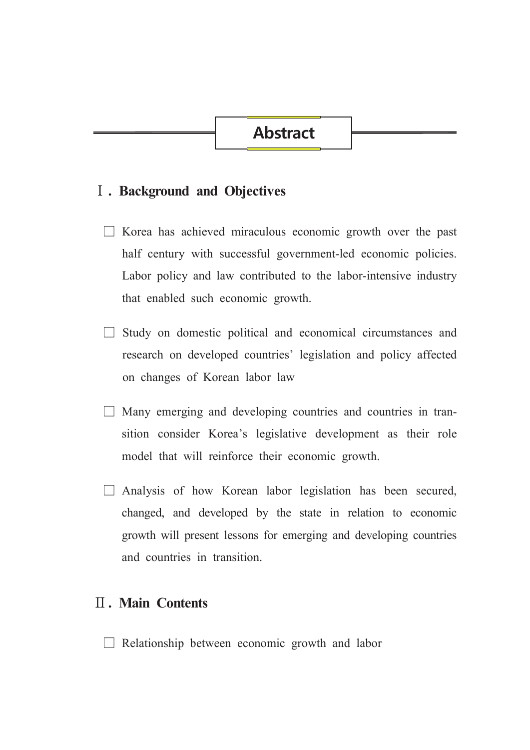# Abstract

## Ⅰ. Background and Objectives

- □ Korea has achieved miraculous economic growth over the past half century with successful government-led economic policies. Labor policy and law contributed to the labor-intensive industry that enabled such economic growth.

- □ Study on domestic political and economical circumstances and research on developed countries' legislation and policy affected on changes of Korean labor law

- □ Many emerging and developing countries and countries in transition consider Korea's legislative development as their role model that will reinforce their economic growth.

- □ Analysis of how Korean labor legislation has been secured, changed, and developed by the state in relation to economic growth will present lessons for emerging and developing countries and countries in transition.

## Ⅱ. Main Contents

- □ Relationship between economic growth and labor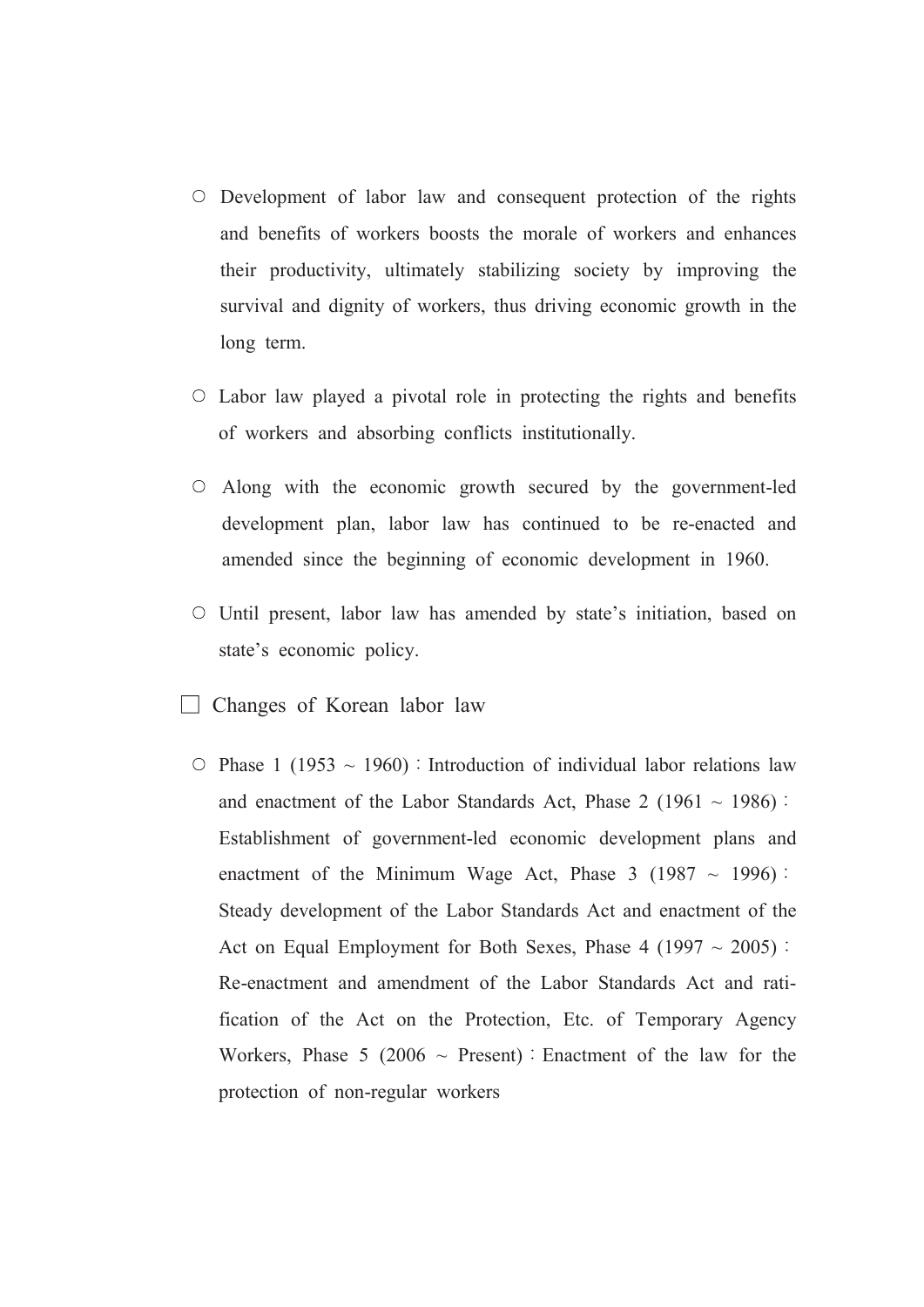○ Development of labor law and consequent protection of the rights and benefits of workers boosts the morale of workers and enhances their productivity, ultimately stabilizing society by improving the survival and dignity of workers, thus driving economic growth in the long term.

○ Labor law played a pivotal role in protecting the rights and benefits of workers and absorbing conflicts institutionally.

○ Along with the economic growth secured by the government-led development plan, labor law has continued to be re-enacted and amended since the beginning of economic development in 1960.

○ Until present, labor law has amended by state's initiation, based on state's economic policy.

□ Changes of Korean labor law

○ Phase 1 (1953 ~ 1960) : Introduction of individual labor relations law and enactment of the Labor Standards Act, Phase 2 (1961 ~ 1986) : Establishment of government-led economic development plans and enactment of the Minimum Wage Act, Phase 3 (1987 ~ 1996) : Steady development of the Labor Standards Act and enactment of the Act on Equal Employment for Both Sexes, Phase 4 (1997 ~ 2005) : Re-enactment and amendment of the Labor Standards Act and ratification of the Act on the Protection, Etc. of Temporary Agency Workers, Phase 5 (2006 ~ Present) : Enactment of the law for the protection of non-regular workers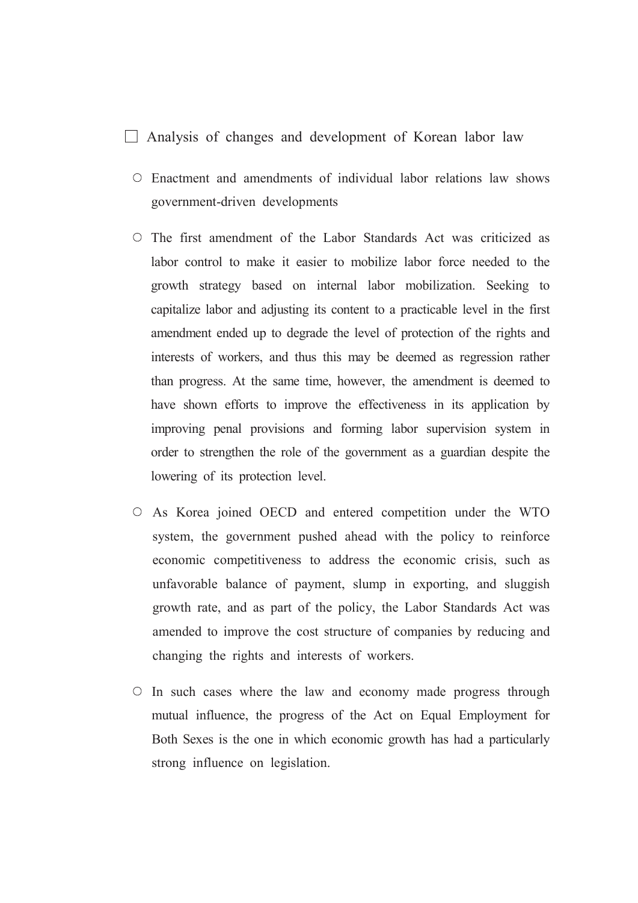☐ Analysis of changes and development of Korean labor law

- ○ Enactment and amendments of individual labor relations law shows government-driven developments

- ○ The first amendment of the Labor Standards Act was criticized as labor control to make it easier to mobilize labor force needed to the growth strategy based on internal labor mobilization. Seeking to capitalize labor and adjusting its content to a practicable level in the first amendment ended up to degrade the level of protection of the rights and interests of workers, and thus this may be deemed as regression rather than progress. At the same time, however, the amendment is deemed to have shown efforts to improve the effectiveness in its application by improving penal provisions and forming labor supervision system in order to strengthen the role of the government as a guardian despite the lowering of its protection level.

- ○ As Korea joined OECD and entered competition under the WTO system, the government pushed ahead with the policy to reinforce economic competitiveness to address the economic crisis, such as unfavorable balance of payment, slump in exporting, and sluggish growth rate, and as part of the policy, the Labor Standards Act was amended to improve the cost structure of companies by reducing and changing the rights and interests of workers.

- ○ In such cases where the law and economy made progress through mutual influence, the progress of the Act on Equal Employment for Both Sexes is the one in which economic growth has had a particularly strong influence on legislation.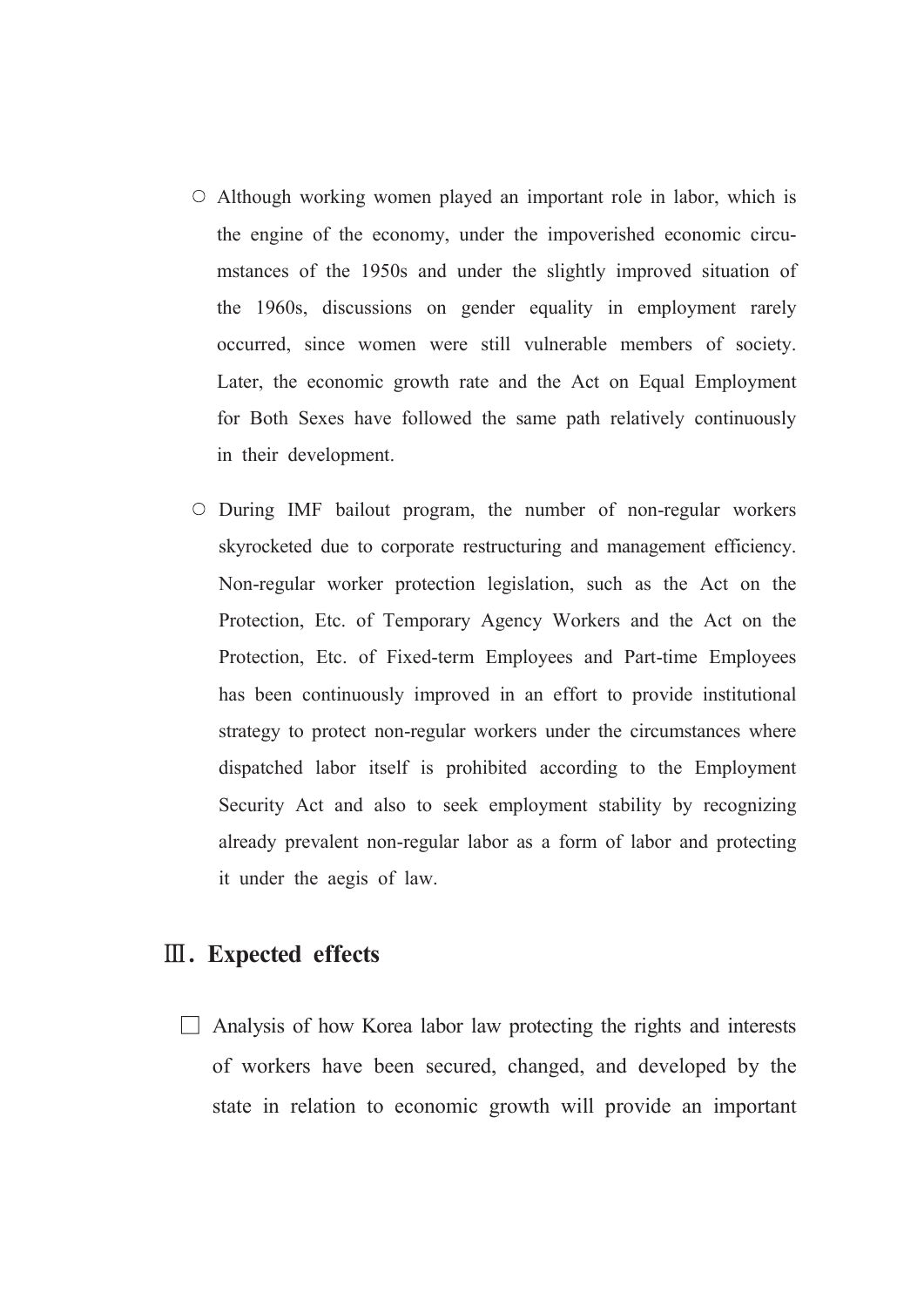- ○ Although working women played an important role in labor, which is the engine of the economy, under the impoverished economic circumstances of the 1950s and under the slightly improved situation of the 1960s, discussions on gender equality in employment rarely occurred, since women were still vulnerable members of society. Later, the economic growth rate and the Act on Equal Employment for Both Sexes have followed the same path relatively continuously in their development.

- ○ During IMF bailout program, the number of non-regular workers skyrocketed due to corporate restructuring and management efficiency. Non-regular worker protection legislation, such as the Act on the Protection, Etc. of Temporary Agency Workers and the Act on the Protection, Etc. of Fixed-term Employees and Part-time Employees has been continuously improved in an effort to provide institutional strategy to protect non-regular workers under the circumstances where dispatched labor itself is prohibited according to the Employment Security Act and also to seek employment stability by recognizing already prevalent non-regular labor as a form of labor and protecting it under the aegis of law.

## Ⅲ. Expected effects

☐ Analysis of how Korea labor law protecting the rights and interests of workers have been secured, changed, and developed by the state in relation to economic growth will provide an important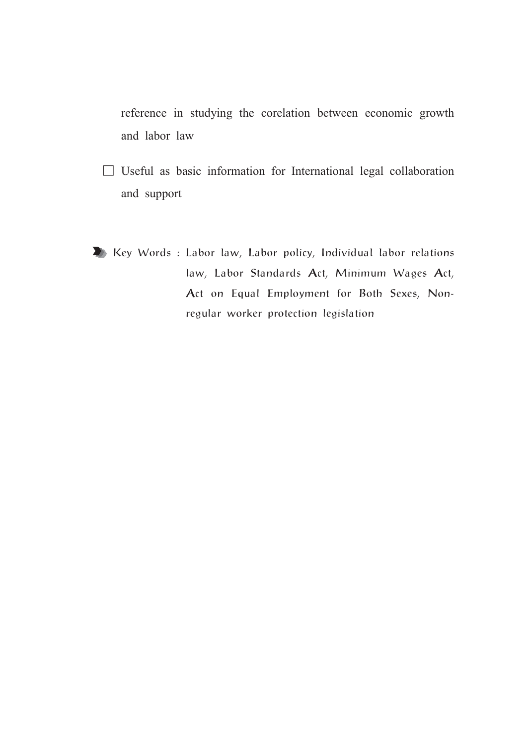reference in studying the corelation between economic growth and labor law

- ☐ Useful as basic information for International legal collaboration and support

**Key Words** : Labor law, Labor policy, Individual labor relations law, Labor Standards Act, Minimum Wages Act, Act on Equal Employment for Both Sexes, Non-regular worker protection legislation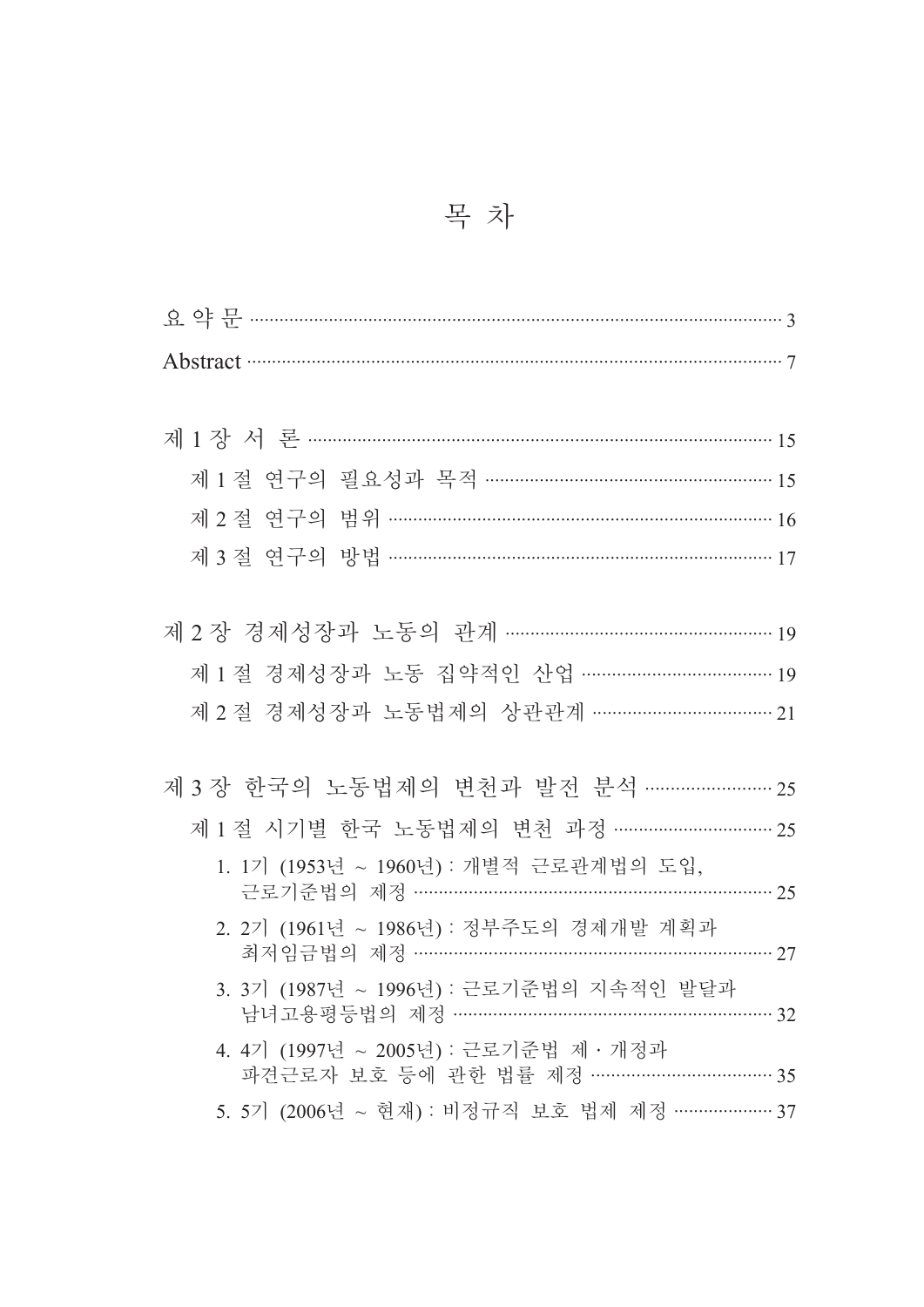# 목 차

요 약 문 ··· 3

Abstract ··· 7

제 1 장 서 론 ··· 15

- 제 1 절 연구의 필요성과 목적 ··· 15
- 제 2 절 연구의 범위 ··· 16
- 제 3 절 연구의 방법 ··· 17

제 2 장 경제성장과 노동의 관계 ··· 19

- 제 1 절 경제성장과 노동 집약적인 산업 ··· 19
- 제 2 절 경제성장과 노동법제의 상관관계 ··· 21

제 3 장 한국의 노동법제의 변천과 발전 분석 ··· 25

- 제 1 절 시기별 한국 노동법제의 변천 과정 ··· 25
  1. 1기 (1953년 ~ 1960년) : 개별적 근로관계법의 도입, 근로기준법의 제정 ··· 25
  2. 2기 (1961년 ~ 1986년) : 정부주도의 경제개발 계획과 최저임금법의 제정 ··· 27
  3. 3기 (1987년 ~ 1996년) : 근로기준법의 지속적인 발달과 남녀고용평등법의 제정 ··· 32
  4. 4기 (1997년 ~ 2005년) : 근로기준법 제 · 개정과 파견근로자 보호 등에 관한 법률 제정 ··· 35
  5. 5기 (2006년 ~ 현재) : 비정규직 보호 법제 제정 ··· 37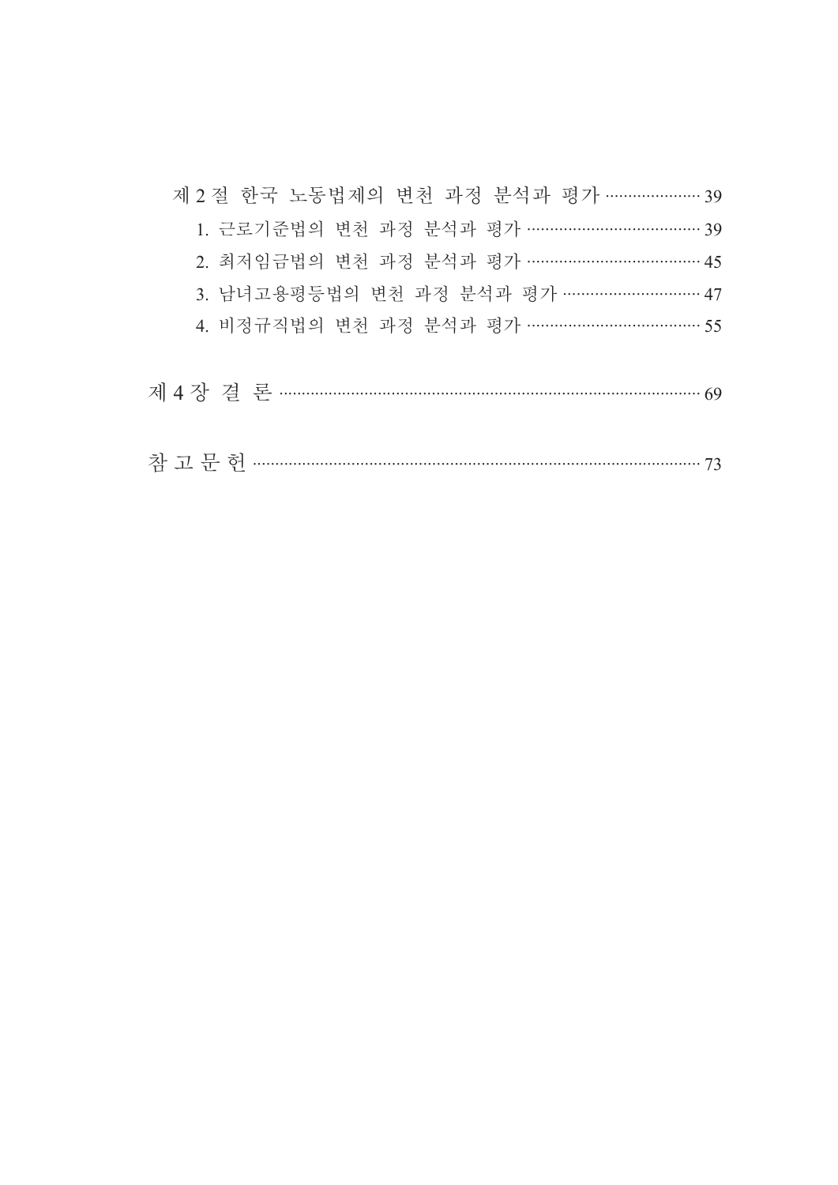제 2 절 한국 노동법제의 변천 과정 분석과 평가 ····················· 39

1. 근로기준법의 변천 과정 분석과 평가 ····································· 39
2. 최저임금법의 변천 과정 분석과 평가 ····································· 45
3. 남녀고용평등법의 변천 과정 분석과 평가 ····························· 47
4. 비정규직법의 변천 과정 분석과 평가 ····································· 55

제 4 장 결 론 ··············································································· 69

참 고 문 헌 ················································································· 73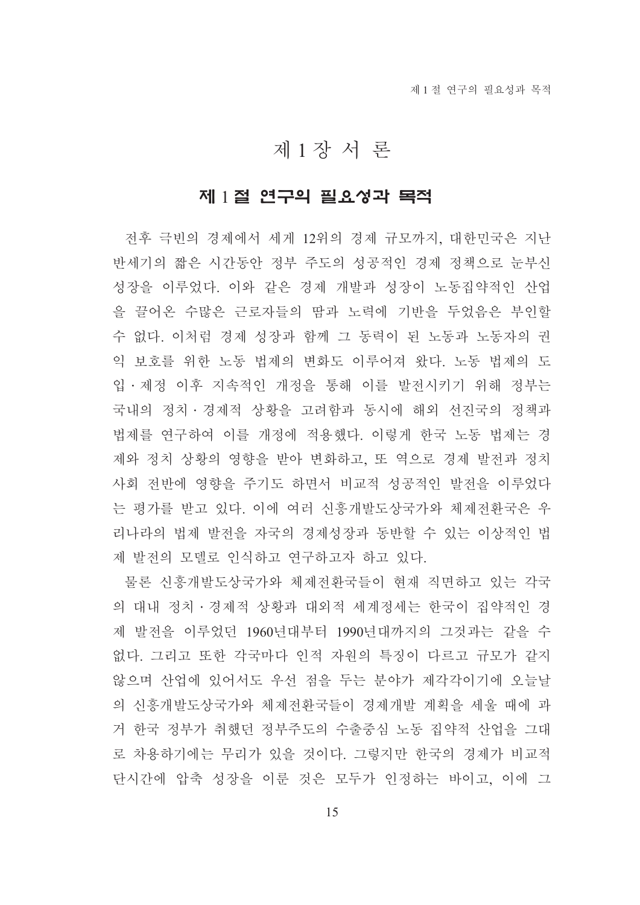# 제 1 장 서 론

## 제 1 절 연구의 필요성과 목적

전후 극빈의 경제에서 세계 12위의 경제 규모까지, 대한민국은 지난 반세기의 짧은 시간동안 정부 주도의 성공적인 경제 정책으로 눈부신 성장을 이루었다. 이와 같은 경제 개발과 성장이 노동집약적인 산업을 끌어온 수많은 근로자들의 땀과 노력에 기반을 두었음은 부인할 수 없다. 이처럼 경제 성장과 함께 그 동력이 된 노동과 노동자의 권익 보호를 위한 노동 법제의 변화도 이루어져 왔다. 노동 법제의 도입․제정 이후 지속적인 개정을 통해 이를 발전시키기 위해 정부는 국내의 정치․경제적 상황을 고려함과 동시에 해외 선진국의 정책과 법제를 연구하여 이를 개정에 적용했다. 이렇게 한국 노동 법제는 경제와 정치 상황의 영향을 받아 변화하고, 또 역으로 경제 발전과 정치 사회 전반에 영향을 주기도 하면서 비교적 성공적인 발전을 이루었다는 평가를 받고 있다. 이에 여러 신흥개발도상국가와 체제전환국은 우리나라의 법제 발전을 자국의 경제성장과 동반할 수 있는 이상적인 법제 발전의 모델로 인식하고 연구하고자 하고 있다.

물론 신흥개발도상국가와 체제전환국들이 현재 직면하고 있는 각국의 대내 정치․경제적 상황과 대외적 세계정세는 한국이 집약적인 경제 발전을 이루었던 1960년대부터 1990년대까지의 그것과는 같을 수 없다. 그리고 또한 각국마다 인적 자원의 특징이 다르고 규모가 같지 않으며 산업에 있어서도 우선 점을 두는 분야가 제각각이기에 오늘날의 신흥개발도상국가와 체제전환국들이 경제개발 계획을 세울 때에 과거 한국 정부가 취했던 정부주도의 수출중심 노동 집약적 산업을 그대로 차용하기에는 무리가 있을 것이다. 그렇지만 한국의 경제가 비교적 단시간에 압축 성장을 이룬 것은 모두가 인정하는 바이고, 이에 그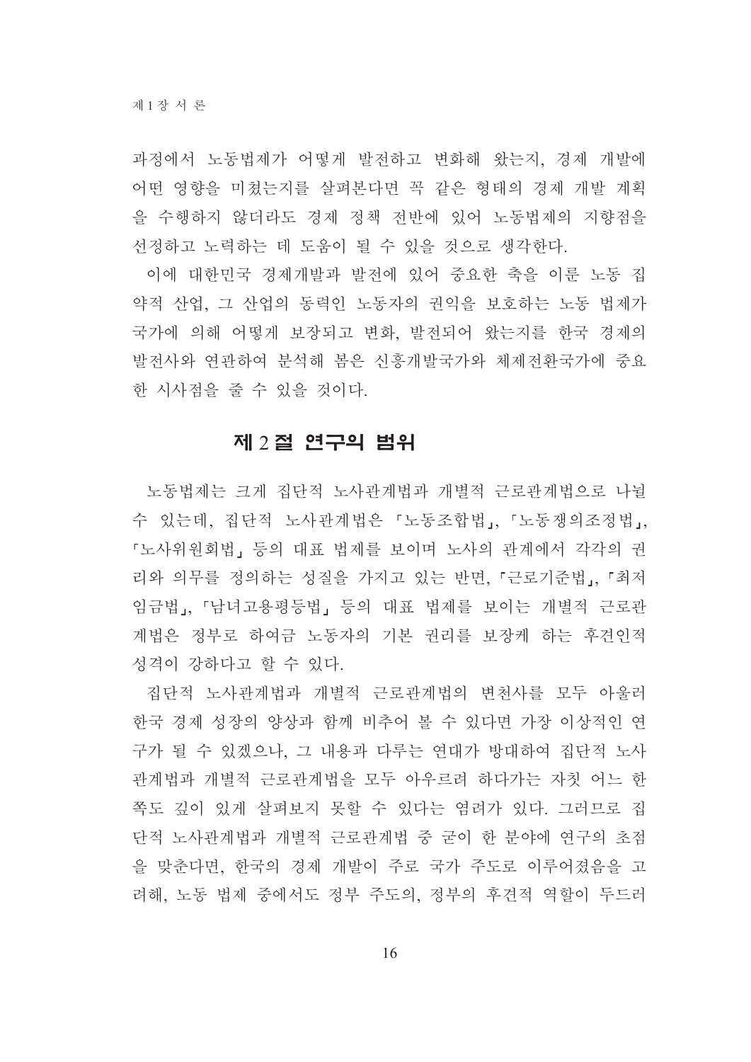과정에서 노동법제가 어떻게 발전하고 변화해 왔는지, 경제 개발에 어떤 영향을 미쳤는지를 살펴본다면 꼭 같은 형태의 경제 개발 계획을 수행하지 않더라도 경제 정책 전반에 있어 노동법제의 지향점을 선정하고 노력하는 데 도움이 될 수 있을 것으로 생각한다.

이에 대한민국 경제개발과 발전에 있어 중요한 축을 이룬 노동 집약적 산업, 그 산업의 동력인 노동자의 권익을 보호하는 노동 법제가 국가에 의해 어떻게 보장되고 변화, 발전되어 왔는지를 한국 경제의 발전사와 연관하여 분석해 봄은 신흥개발국가와 체제전환국가에 중요한 시사점을 줄 수 있을 것이다.

## 제 2 절 연구의 범위

노동법제는 크게 집단적 노사관계법과 개별적 근로관계법으로 나뉠 수 있는데, 집단적 노사관계법은 「노동조합법」, 「노동쟁의조정법」, 「노사위원회법」 등의 대표 법제를 보이며 노사의 관계에서 각각의 권리와 의무를 정의하는 성질을 가지고 있는 반면, 「근로기준법」, 「최저임금법」, 「남녀고용평등법」 등의 대표 법제를 보이는 개별적 근로관계법은 정부로 하여금 노동자의 기본 권리를 보장케 하는 후견인적 성격이 강하다고 할 수 있다.

집단적 노사관계법과 개별적 근로관계법의 변천사를 모두 아울러 한국 경제 성장의 양상과 함께 비추어 볼 수 있다면 가장 이상적인 연구가 될 수 있겠으나, 그 내용과 다루는 연대가 방대하여 집단적 노사관계법과 개별적 근로관계법을 모두 아우르려 하다가는 자칫 어느 한 쪽도 깊이 있게 살펴보지 못할 수 있다는 염려가 있다. 그러므로 집단적 노사관계법과 개별적 근로관계법 중 굳이 한 분야에 연구의 초점을 맞춘다면, 한국의 경제 개발이 주로 국가 주도로 이루어졌음을 고려해, 노동 법제 중에서도 정부 주도의, 정부의 후견적 역할이 두드러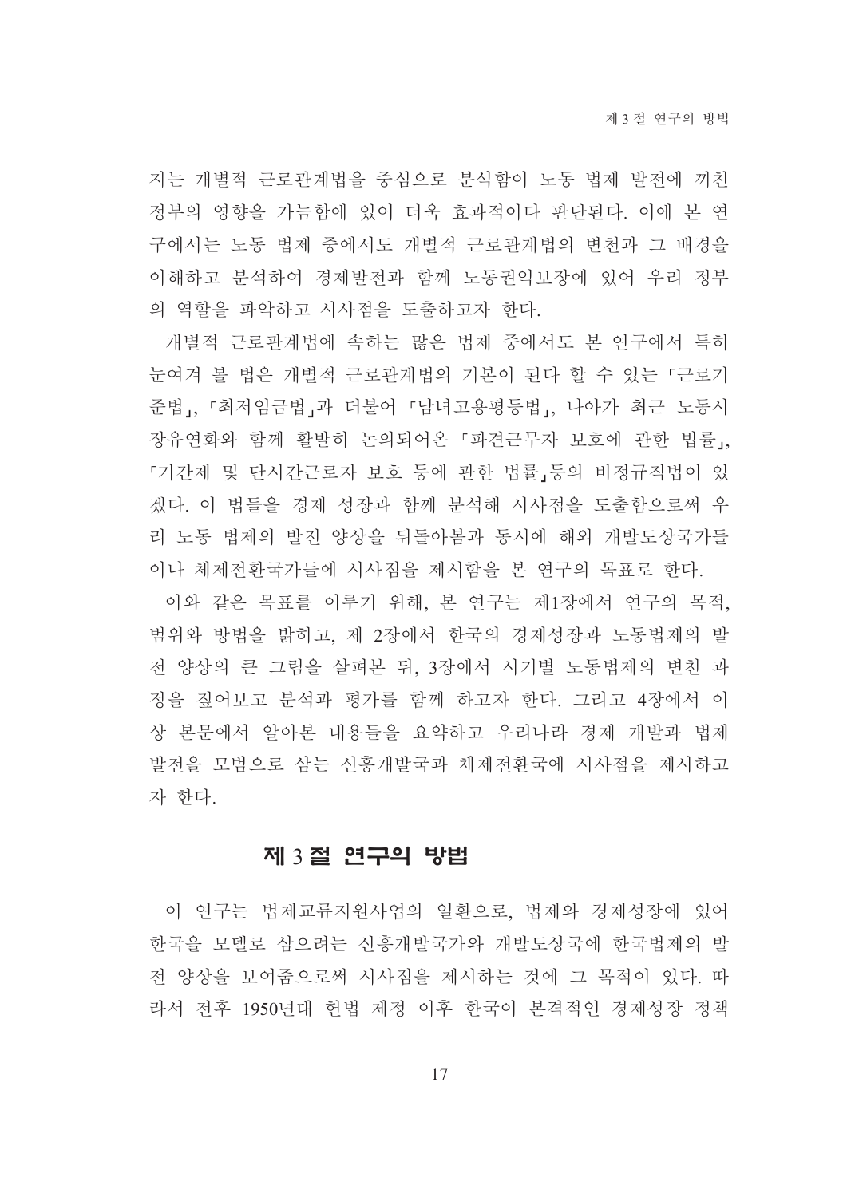지는 개별적 근로관계법을 중심으로 분석함이 노동 법제 발전에 끼친 정부의 영향을 가늠함에 있어 더욱 효과적이다 판단된다. 이에 본 연구에서는 노동 법제 중에서도 개별적 근로관계법의 변천과 그 배경을 이해하고 분석하여 경제발전과 함께 노동권익보장에 있어 우리 정부의 역할을 파악하고 시사점을 도출하고자 한다.

개별적 근로관계법에 속하는 많은 법제 중에서도 본 연구에서 특히 눈여겨 볼 법은 개별적 근로관계법의 기본이 된다 할 수 있는 「근로기준법」, 「최저임금법」과 더불어 「남녀고용평등법」, 나아가 최근 노동시장유연화와 함께 활발히 논의되어온 「파견근무자 보호에 관한 법률」, 「기간제 및 단시간근로자 보호 등에 관한 법률」등의 비정규직법이 있겠다. 이 법들을 경제 성장과 함께 분석해 시사점을 도출함으로써 우리 노동 법제의 발전 양상을 뒤돌아봄과 동시에 해외 개발도상국가들이나 체제전환국가들에 시사점을 제시함을 본 연구의 목표로 한다.

이와 같은 목표를 이루기 위해, 본 연구는 제1장에서 연구의 목적, 범위와 방법을 밝히고, 제 2장에서 한국의 경제성장과 노동법제의 발전 양상의 큰 그림을 살펴본 뒤, 3장에서 시기별 노동법제의 변천 과정을 짚어보고 분석과 평가를 함께 하고자 한다. 그리고 4장에서 이상 본문에서 알아본 내용들을 요약하고 우리나라 경제 개발과 법제 발전을 모범으로 삼는 신흥개발국과 체제전환국에 시사점을 제시하고자 한다.

## 제 3 절 연구의 방법

이 연구는 법제교류지원사업의 일환으로, 법제와 경제성장에 있어 한국을 모델로 삼으려는 신흥개발국가와 개발도상국에 한국법제의 발전 양상을 보여줌으로써 시사점을 제시하는 것에 그 목적이 있다. 따라서 전후 1950년대 헌법 제정 이후 한국이 본격적인 경제성장 정책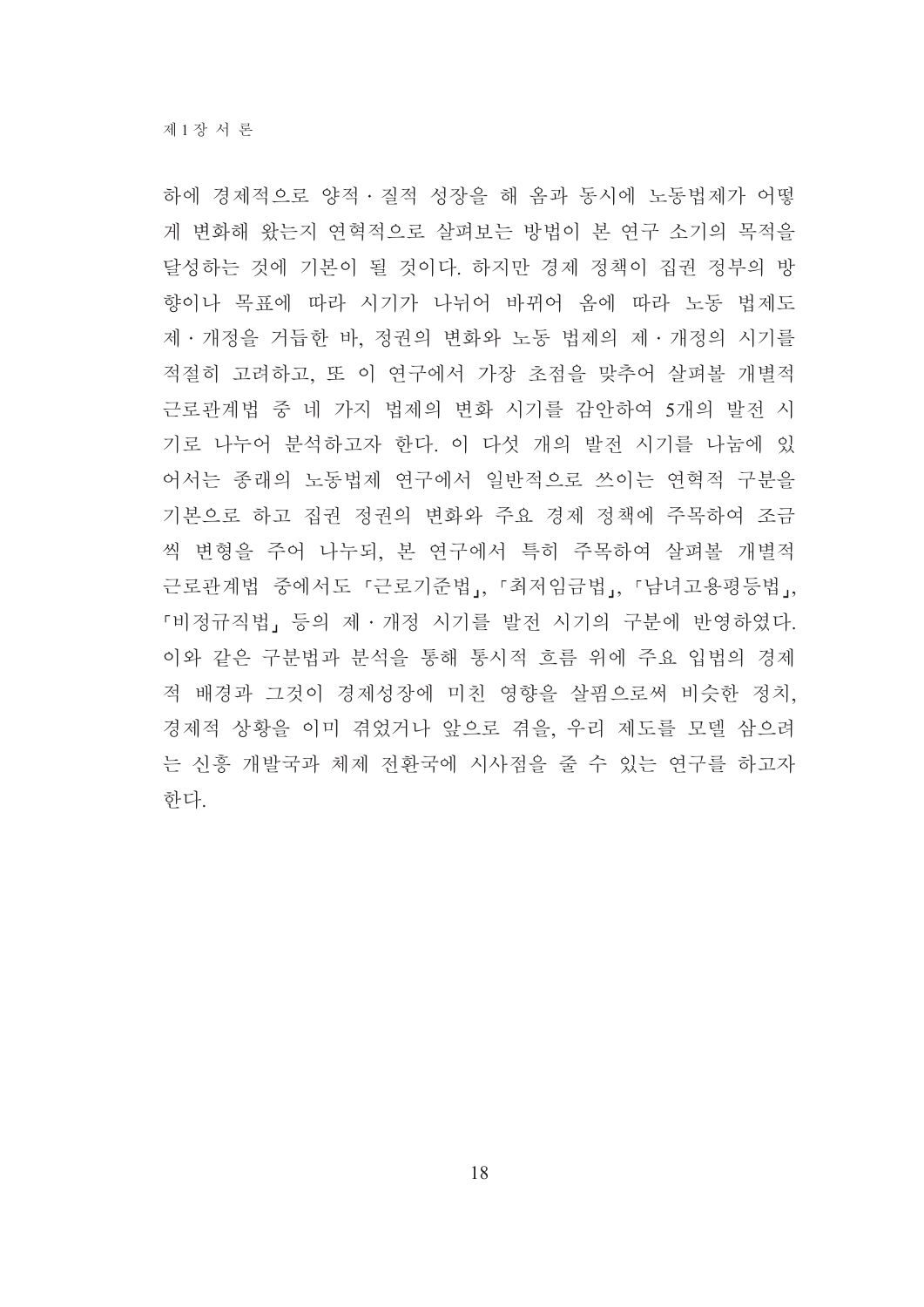하에 경제적으로 양적 · 질적 성장을 해 옴과 동시에 노동법제가 어떻게 변화해 왔는지 연혁적으로 살펴보는 방법이 본 연구 소기의 목적을 달성하는 것에 기본이 될 것이다. 하지만 경제 정책이 집권 정부의 방향이나 목표에 따라 시기가 나뉘어 바뀌어 옴에 따라 노동 법제도 제 · 개정을 거듭한 바, 정권의 변화와 노동 법제의 제 · 개정의 시기를 적절히 고려하고, 또 이 연구에서 가장 초점을 맞추어 살펴볼 개별적 근로관계법 중 네 가지 법제의 변화 시기를 감안하여 5개의 발전 시기로 나누어 분석하고자 한다. 이 다섯 개의 발전 시기를 나눔에 있어서는 종래의 노동법제 연구에서 일반적으로 쓰이는 연혁적 구분을 기본으로 하고 집권 정권의 변화와 주요 경제 정책에 주목하여 조금씩 변형을 주어 나누되, 본 연구에서 특히 주목하여 살펴볼 개별적 근로관계법 중에서도 「근로기준법」, 「최저임금법」, 「남녀고용평등법」, 「비정규직법」 등의 제 · 개정 시기를 발전 시기의 구분에 반영하였다. 이와 같은 구분법과 분석을 통해 통시적 흐름 위에 주요 입법의 경제적 배경과 그것이 경제성장에 미친 영향을 살핌으로써 비슷한 정치, 경제적 상황을 이미 겪었거나 앞으로 겪을, 우리 제도를 모델 삼으려는 신흥 개발국과 체제 전환국에 시사점을 줄 수 있는 연구를 하고자 한다.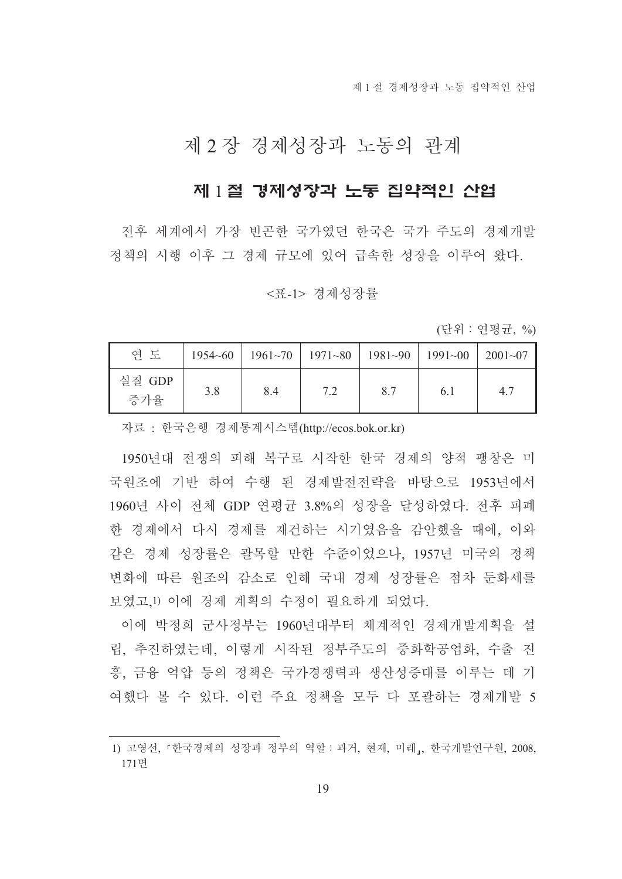# 제 2 장 경제성장과 노동의 관계

## 제 1 절 경제성장과 노동 집약적인 산업

전후 세계에서 가장 빈곤한 국가였던 한국은 국가 주도의 경제개발 정책의 시행 이후 그 경제 규모에 있어 급속한 성장을 이루어 왔다.

<표-1> 경제성장률

(단위 : 연평균, %)

| 연 도 | 1954~60 | 1961~70 | 1971~80 | 1981~90 | 1991~00 | 2001~07 |
|---|---|---|---|---|---|---|
| 실질 GDP 증가율 | 3.8 | 8.4 | 7.2 | 8.7 | 6.1 | 4.7 |

자료 : 한국은행 경제통계시스템(http://ecos.bok.or.kr)

1950년대 전쟁의 피해 복구로 시작한 한국 경제의 양적 팽창은 미국원조에 기반 하여 수행 된 경제발전전략을 바탕으로 1953년에서 1960년 사이 전체 GDP 연평균 3.8%의 성장을 달성하였다. 전후 피폐한 경제에서 다시 경제를 재건하는 시기였음을 감안했을 때에, 이와 같은 경제 성장률은 괄목할 만한 수준이었으나, 1957년 미국의 정책 변화에 따른 원조의 감소로 인해 국내 경제 성장률은 점차 둔화세를 보였고,[1] 이에 경제 계획의 수정이 필요하게 되었다.

이에 박정희 군사정부는 1960년대부터 체계적인 경제개발계획을 설립, 추진하였는데, 이렇게 시작된 정부주도의 중화학공업화, 수출 진흥, 금융 억압 등의 정책은 국가경쟁력과 생산성증대를 이루는 데 기여했다 볼 수 있다. 이런 주요 정책을 모두 다 포괄하는 경제개발 5

---

1) 고영선, 「한국경제의 성장과 정부의 역할 : 과거, 현재, 미래」, 한국개발연구원, 2008, 171면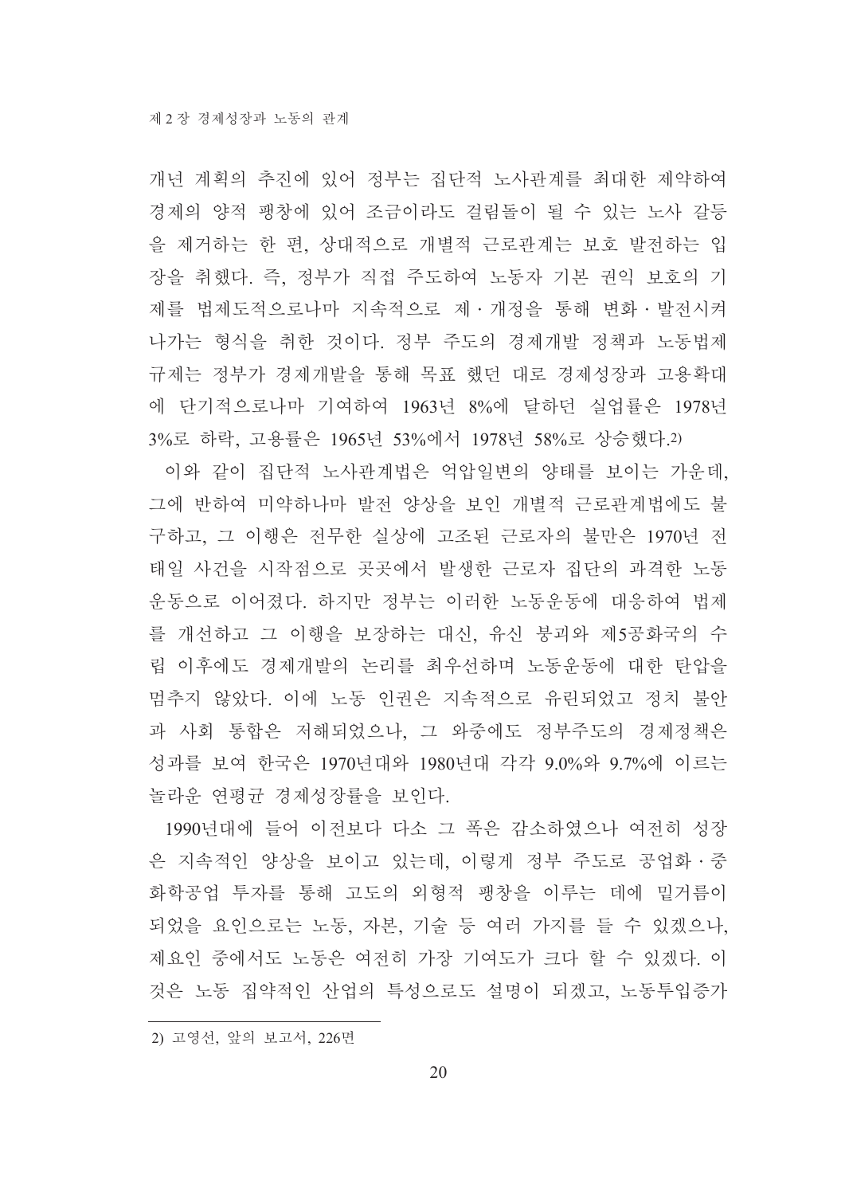개년 계획의 추진에 있어 정부는 집단적 노사관계를 최대한 제약하여 경제의 양적 팽창에 있어 조금이라도 걸림돌이 될 수 있는 노사 갈등을 제거하는 한 편, 상대적으로 개별적 근로관계는 보호 발전하는 입장을 취했다. 즉, 정부가 직접 주도하여 노동자 기본 권익 보호의 기제를 법제도적으로나마 지속적으로 제·개정을 통해 변화·발전시켜 나가는 형식을 취한 것이다. 정부 주도의 경제개발 정책과 노동법제 규제는 정부가 경제개발을 통해 목표 했던 대로 경제성장과 고용확대에 단기적으로나마 기여하여 1963년 8%에 달하던 실업률은 1978년 3%로 하락, 고용률은 1965년 53%에서 1978년 58%로 상승했다.[2)]

이와 같이 집단적 노사관계법은 억압일변의 양태를 보이는 가운데, 그에 반하여 미약하나마 발전 양상을 보인 개별적 근로관계법에도 불구하고, 그 이행은 전무한 실상에 고조된 근로자의 불만은 1970년 전태일 사건을 시작점으로 곳곳에서 발생한 근로자 집단의 과격한 노동운동으로 이어졌다. 하지만 정부는 이러한 노동운동에 대응하여 법제를 개선하고 그 이행을 보장하는 대신, 유신 붕괴와 제5공화국의 수립 이후에도 경제개발의 논리를 최우선하며 노동운동에 대한 탄압을 멈추지 않았다. 이에 노동 인권은 지속적으로 유린되었고 정치 불안과 사회 통합은 저해되었으나, 그 와중에도 정부주도의 경제정책은 성과를 보여 한국은 1970년대와 1980년대 각각 9.0%와 9.7%에 이르는 놀라운 연평균 경제성장률을 보인다.

1990년대에 들어 이전보다 다소 그 폭은 감소하였으나 여전히 성장은 지속적인 양상을 보이고 있는데, 이렇게 정부 주도로 공업화·중화학공업 투자를 통해 고도의 외형적 팽창을 이루는 데에 밑거름이 되었을 요인으로는 노동, 자본, 기술 등 여러 가지를 들 수 있겠으나, 제요인 중에서도 노동은 여전히 가장 기여도가 크다 할 수 있겠다. 이것은 노동 집약적인 산업의 특성으로도 설명이 되겠고, 노동투입증가

---

2) 고영선, 앞의 보고서, 226면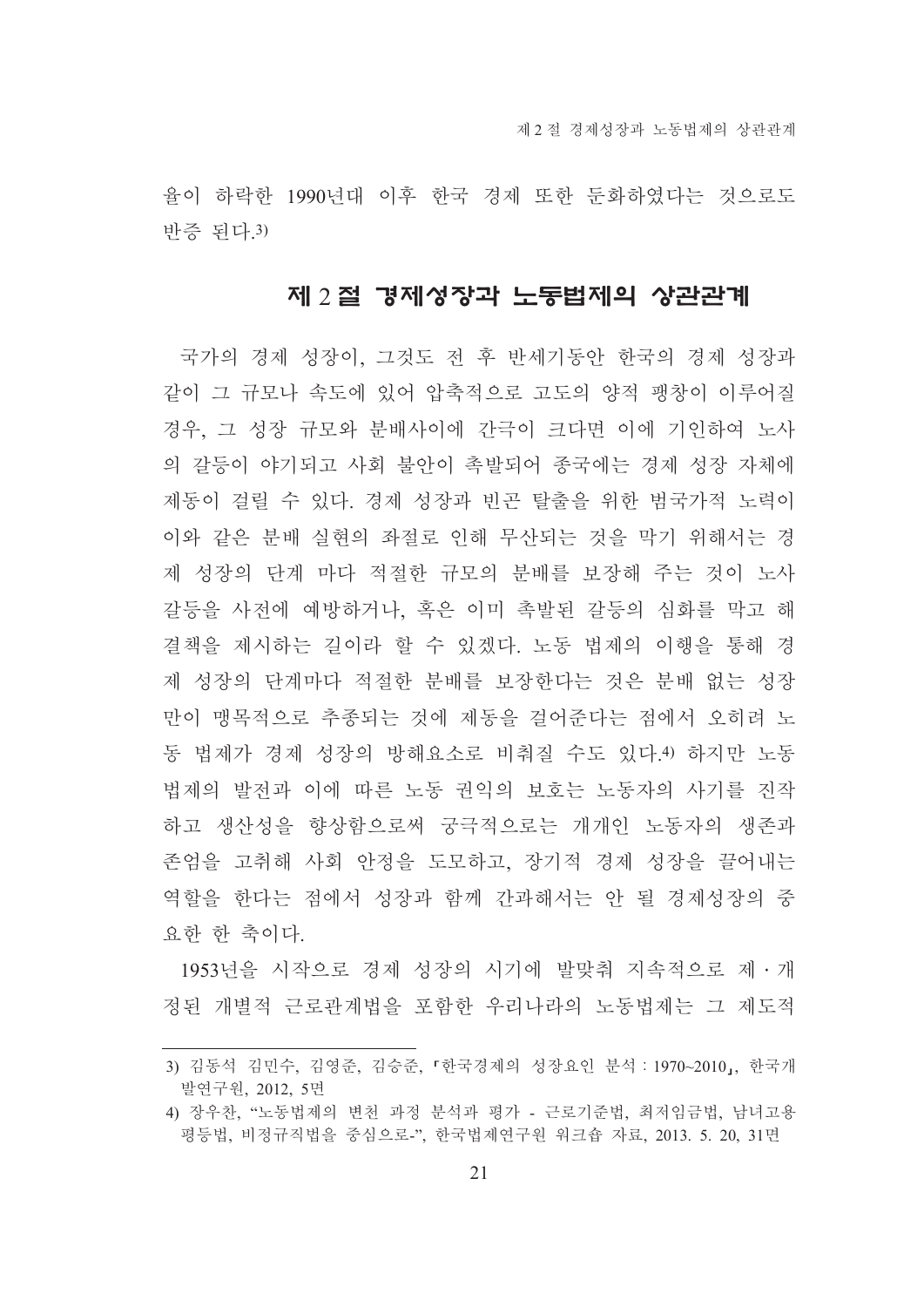율이 하락한 1990년대 이후 한국 경제 또한 둔화하였다는 것으로도 반증 된다.[3)]

## 제 2 절 경제성장과 노동법제의 상관관계

국가의 경제 성장이, 그것도 전 후 반세기동안 한국의 경제 성장과 같이 그 규모나 속도에 있어 압축적으로 고도의 양적 팽창이 이루어질 경우, 그 성장 규모와 분배사이에 간극이 크다면 이에 기인하여 노사의 갈등이 야기되고 사회 불안이 촉발되어 종국에는 경제 성장 자체에 제동이 걸릴 수 있다. 경제 성장과 빈곤 탈출을 위한 범국가적 노력이 이와 같은 분배 실현의 좌절로 인해 무산되는 것을 막기 위해서는 경제 성장의 단계 마다 적절한 규모의 분배를 보장해 주는 것이 노사갈등을 사전에 예방하거나, 혹은 이미 촉발된 갈등의 심화를 막고 해결책을 제시하는 길이라 할 수 있겠다. 노동 법제의 이행을 통해 경제 성장의 단계마다 적절한 분배를 보장한다는 것은 분배 없는 성장만이 맹목적으로 추종되는 것에 제동을 걸어준다는 점에서 오히려 노동 법제가 경제 성장의 방해요소로 비춰질 수도 있다.[4)] 하지만 노동법제의 발전과 이에 따른 노동 권익의 보호는 노동자의 사기를 진작하고 생산성을 향상함으로써 궁극적으로는 개개인 노동자의 생존과 존엄을 고취해 사회 안정을 도모하고, 장기적 경제 성장을 끌어내는 역할을 한다는 점에서 성장과 함께 간과해서는 안 될 경제성장의 중요한 한 축이다.

1953년을 시작으로 경제 성장의 시기에 발맞춰 지속적으로 제・개정된 개별적 근로관계법을 포함한 우리나라의 노동법제는 그 제도적

---

3) 김동석 김민수, 김영준, 김승준, 「한국경제의 성장요인 분석 : 1970~2010」, 한국개발연구원, 2012, 5면

4) 장우찬, "노동법제의 변천 과정 분석과 평가 - 근로기준법, 최저임금법, 남녀고용평등법, 비정규직법을 중심으로-", 한국법제연구원 워크숍 자료, 2013. 5. 20, 31면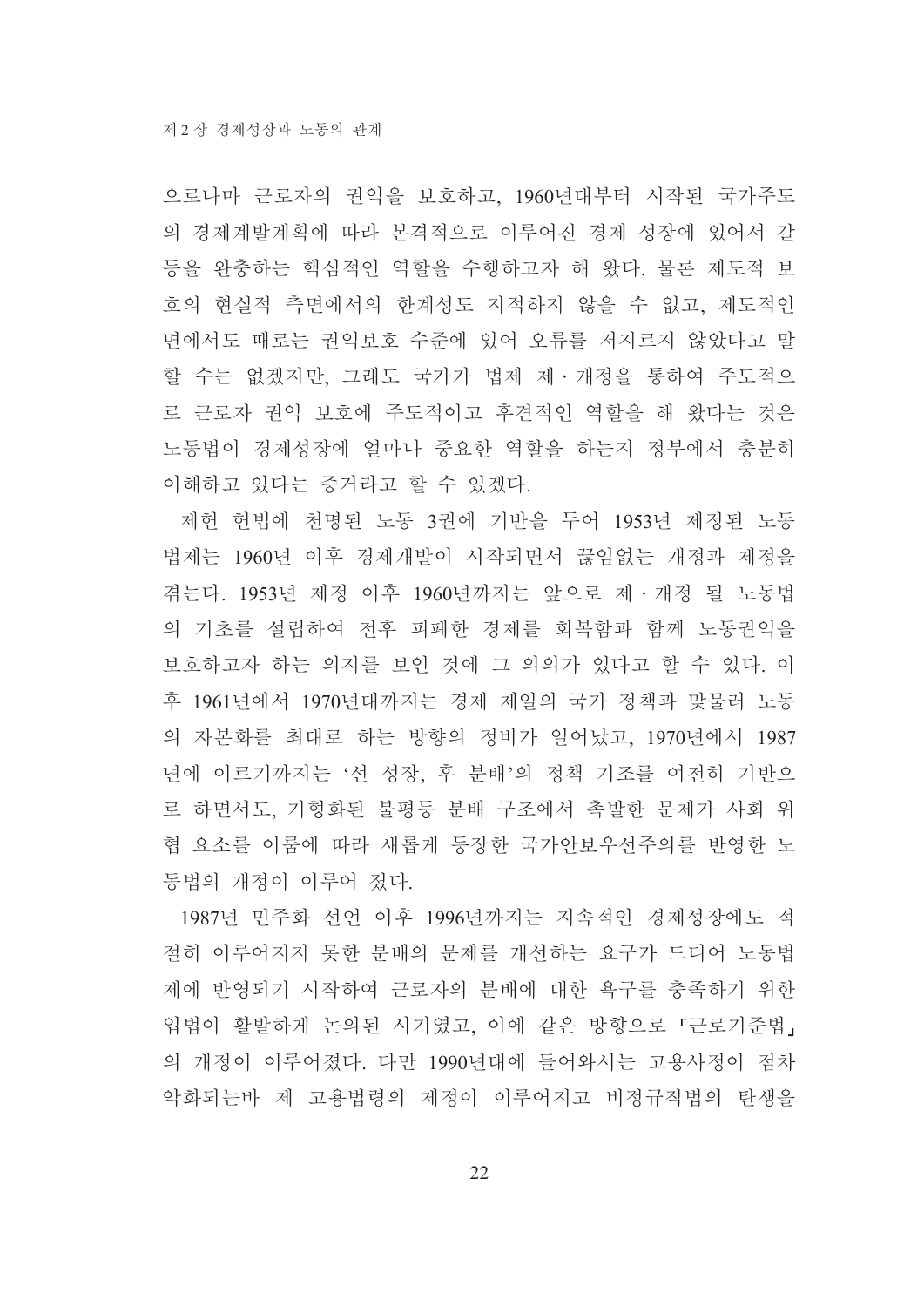으로나마 근로자의 권익을 보호하고, 1960년대부터 시작된 국가주도의 경제계발계획에 따라 본격적으로 이루어진 경제 성장에 있어서 갈등을 완충하는 핵심적인 역할을 수행하고자 해 왔다. 물론 제도적 보호의 현실적 측면에서의 한계성도 지적하지 않을 수 없고, 제도적인 면에서도 때로는 권익보호 수준에 있어 오류를 저지르지 않았다고 말할 수는 없겠지만, 그래도 국가가 법제 제·개정을 통하여 주도적으로 근로자 권익 보호에 주도적이고 후견적인 역할을 해 왔다는 것은 노동법이 경제성장에 얼마나 중요한 역할을 하는지 정부에서 충분히 이해하고 있다는 증거라고 할 수 있겠다.

제헌 헌법에 천명된 노동 3권에 기반을 두어 1953년 제정된 노동법제는 1960년 이후 경제개발이 시작되면서 끊임없는 개정과 제정을 겪는다. 1953년 제정 이후 1960년까지는 앞으로 제·개정 될 노동법의 기초를 설립하여 전후 피폐한 경제를 회복함과 함께 노동권익을 보호하고자 하는 의지를 보인 것에 그 의의가 있다고 할 수 있다. 이후 1961년에서 1970년대까지는 경제 제일의 국가 정책과 맞물려 노동의 자본화를 최대로 하는 방향의 정비가 일어났고, 1970년에서 1987년에 이르기까지는 '선 성장, 후 분배'의 정책 기조를 여전히 기반으로 하면서도, 기형화된 불평등 분배 구조에서 촉발한 문제가 사회 위협 요소를 이룸에 따라 새롭게 등장한 국가안보우선주의를 반영한 노동법의 개정이 이루어 졌다.

1987년 민주화 선언 이후 1996년까지는 지속적인 경제성장에도 적절히 이루어지지 못한 분배의 문제를 개선하는 요구가 드디어 노동법제에 반영되기 시작하여 근로자의 분배에 대한 욕구를 충족하기 위한 입법이 활발하게 논의된 시기였고, 이에 같은 방향으로 「근로기준법」의 개정이 이루어졌다. 다만 1990년대에 들어와서는 고용사정이 점차 악화되는바 제 고용법령의 제정이 이루어지고 비정규직법의 탄생을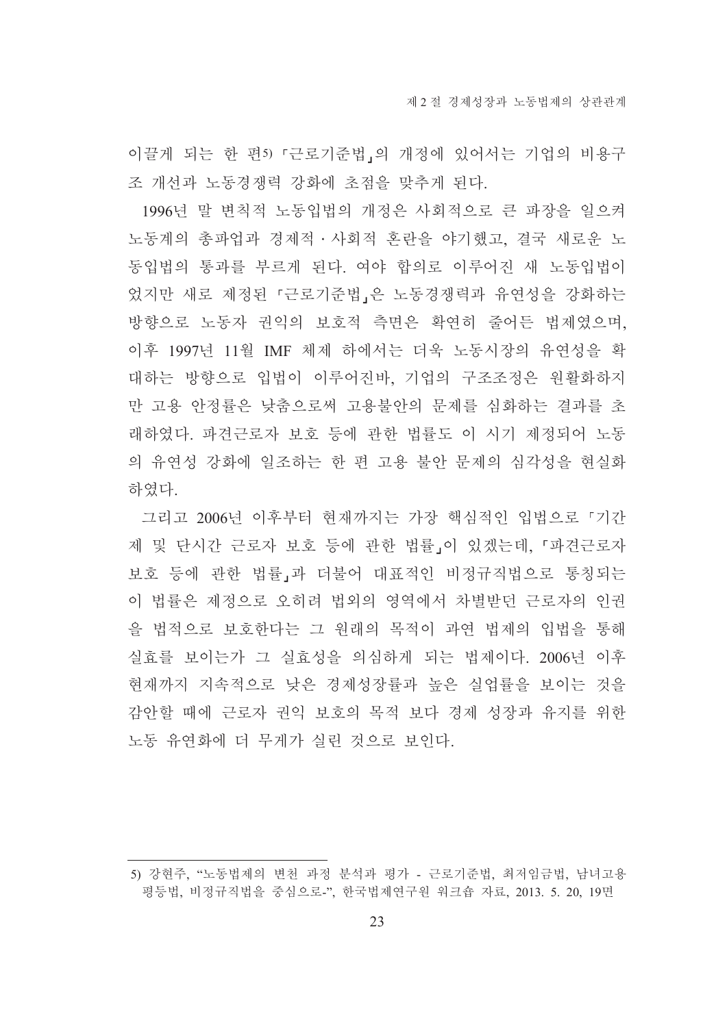이끌게 되는 한 편[5) ]「근로기준법」의 개정에 있어서는 기업의 비용구조 개선과 노동경쟁력 강화에 초점을 맞추게 된다.

1996년 말 변칙적 노동입법의 개정은 사회적으로 큰 파장을 일으켜 노동계의 총파업과 경제적 · 사회적 혼란을 야기했고, 결국 새로운 노동입법의 통과를 부르게 된다. 여야 합의로 이루어진 새 노동입법이었지만 새로 제정된 「근로기준법」은 노동경쟁력과 유연성을 강화하는 방향으로 노동자 권익의 보호적 측면은 확연히 줄어든 법제였으며, 이후 1997년 11월 IMF 체제 하에서는 더욱 노동시장의 유연성을 확대하는 방향으로 입법이 이루어진바, 기업의 구조조정은 원활화하지만 고용 안정률은 낮춤으로써 고용불안의 문제를 심화하는 결과를 초래하였다. 파견근로자 보호 등에 관한 법률도 이 시기 제정되어 노동의 유연성 강화에 일조하는 한 편 고용 불안 문제의 심각성을 현실화하였다.

그리고 2006년 이후부터 현재까지는 가장 핵심적인 입법으로 「기간제 및 단시간 근로자 보호 등에 관한 법률」이 있겠는데, 「파견근로자 보호 등에 관한 법률」과 더불어 대표적인 비정규직법으로 통칭되는 이 법률은 제정으로 오히려 법외의 영역에서 차별받던 근로자의 인권을 법적으로 보호한다는 그 원래의 목적이 과연 법제의 입법을 통해 실효를 보이는가 그 실효성을 의심하게 되는 법제이다. 2006년 이후 현재까지 지속적으로 낮은 경제성장률과 높은 실업률을 보이는 것을 감안할 때에 근로자 권익 보호의 목적 보다 경제 성장과 유지를 위한 노동 유연화에 더 무게가 실린 것으로 보인다.

---

5) 강현주, "노동법제의 변천 과정 분석과 평가 - 근로기준법, 최저임금법, 남녀고용평등법, 비정규직법을 중심으로-", 한국법제연구원 워크숍 자료, 2013. 5. 20, 19면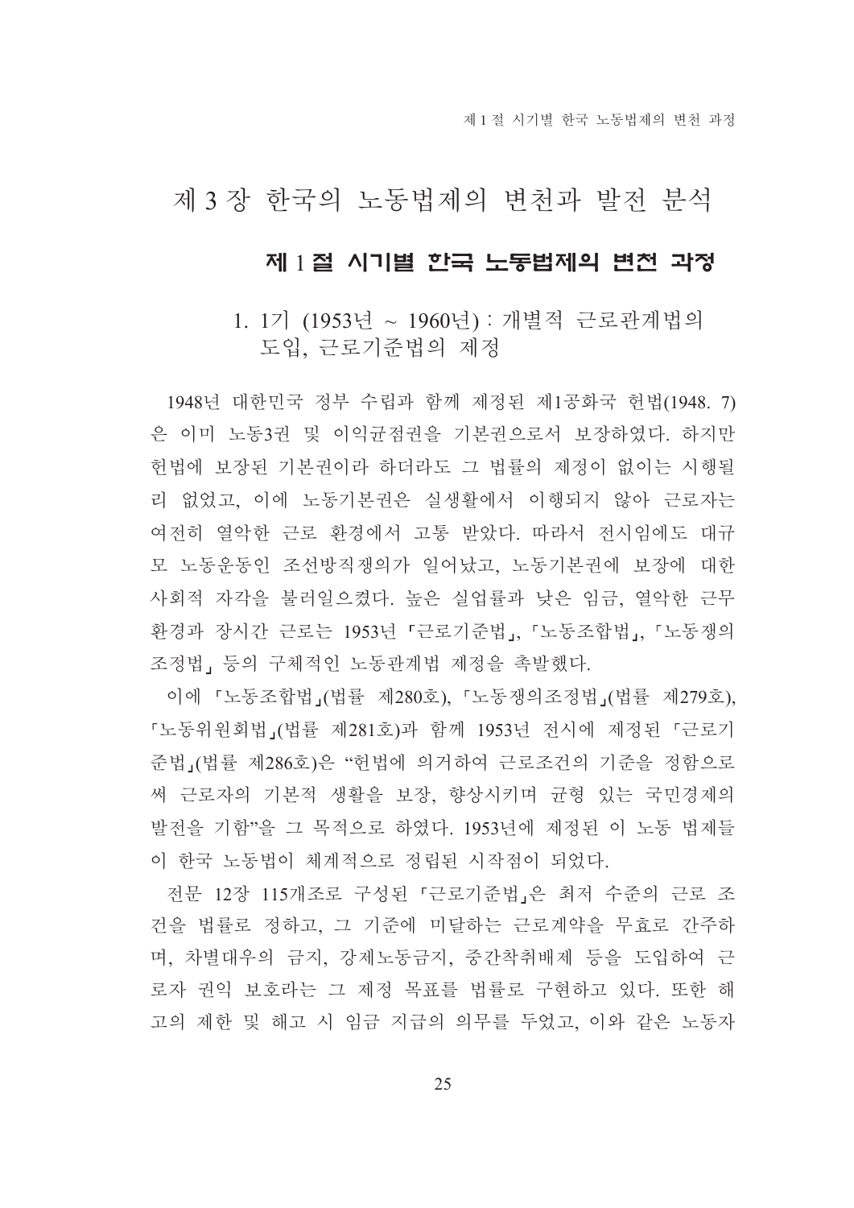# 제 3 장 한국의 노동법제의 변천과 발전 분석

## 제 1 절 시기별 한국 노동법제의 변천 과정

### 1. 1기 (1953년 ~ 1960년) : 개별적 근로관계법의 도입, 근로기준법의 제정

1948년 대한민국 정부 수립과 함께 제정된 제1공화국 헌법(1948. 7)은 이미 노동3권 및 이익균점권을 기본권으로서 보장하였다. 하지만 헌법에 보장된 기본권이라 하더라도 그 법률의 제정이 없이는 시행될 리 없었고, 이에 노동기본권은 실생활에서 이행되지 않아 근로자는 여전히 열악한 근로 환경에서 고통 받았다. 따라서 전시임에도 대규모 노동운동인 조선방직쟁의가 일어났고, 노동기본권에 보장에 대한 사회적 자각을 불러일으켰다. 높은 실업률과 낮은 임금, 열악한 근무 환경과 장시간 근로는 1953년 「근로기준법」, 「노동조합법」, 「노동쟁의조정법」 등의 구체적인 노동관계법 제정을 촉발했다.

이에 「노동조합법」(법률 제280호), 「노동쟁의조정법」(법률 제279호), 「노동위원회법」(법률 제281호)과 함께 1953년 전시에 제정된 「근로기준법」(법률 제286호)은 "헌법에 의거하여 근로조건의 기준을 정함으로써 근로자의 기본적 생활을 보장, 향상시키며 균형 있는 국민경제의 발전을 기함"을 그 목적으로 하였다. 1953년에 제정된 이 노동 법제들이 한국 노동법이 체계적으로 정립된 시작점이 되었다.

전문 12장 115개조로 구성된 「근로기준법」은 최저 수준의 근로 조건을 법률로 정하고, 그 기준에 미달하는 근로계약을 무효로 간주하며, 차별대우의 금지, 강제노동금지, 중간착취배제 등을 도입하여 근로자 권익 보호라는 그 제정 목표를 법률로 구현하고 있다. 또한 해고의 제한 및 해고 시 임금 지급의 의무를 두었고, 이와 같은 노동자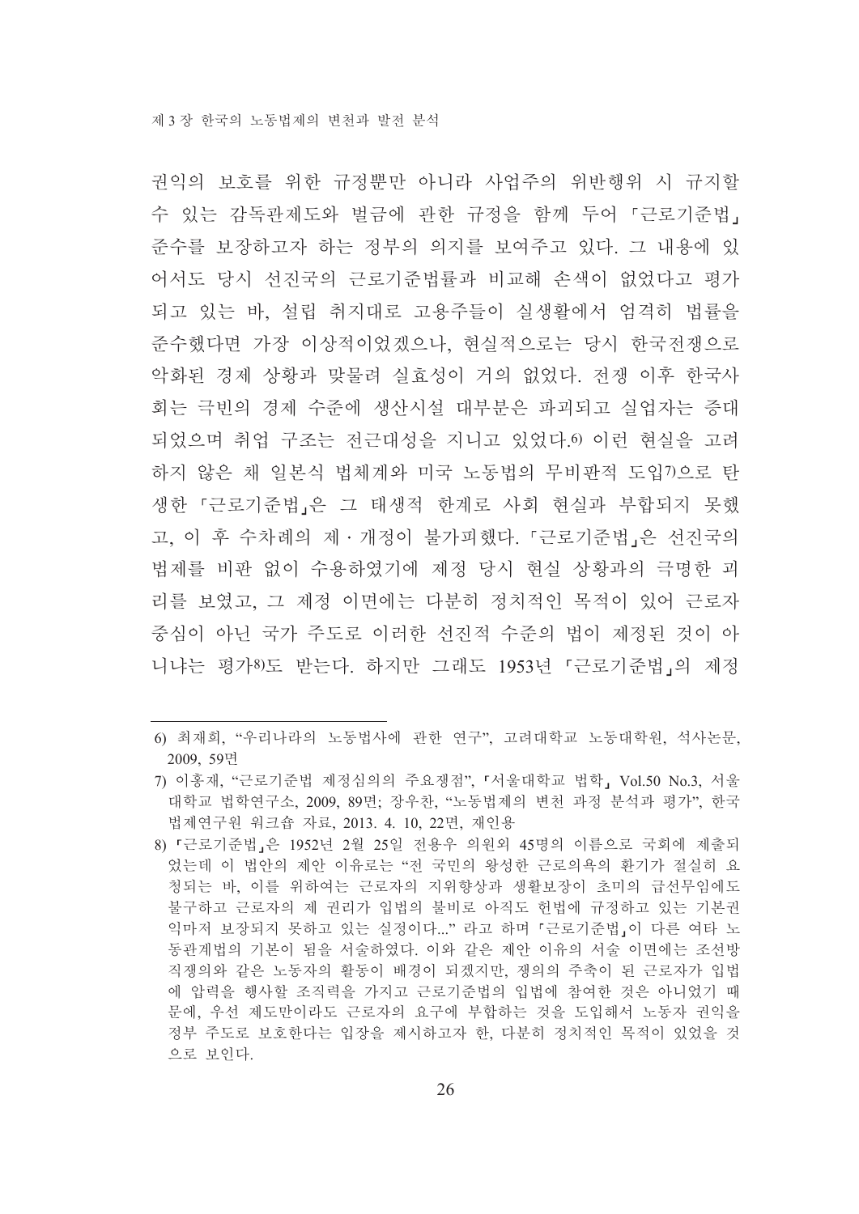권익의 보호를 위한 규정뿐만 아니라 사업주의 위반행위 시 규지할 수 있는 감독관제도와 벌금에 관한 규정을 함께 두어 「근로기준법」 준수를 보장하고자 하는 정부의 의지를 보여주고 있다. 그 내용에 있어서도 당시 선진국의 근로기준법률과 비교해 손색이 없었다고 평가되고 있는 바, 설립 취지대로 고용주들이 실생활에서 엄격히 법률을 준수했다면 가장 이상적이었겠으나, 현실적으로는 당시 한국전쟁으로 악화된 경제 상황과 맞물려 실효성이 거의 없었다. 전쟁 이후 한국사회는 극빈의 경제 수준에 생산시설 대부분은 파괴되고 실업자는 증대되었으며 취업 구조는 전근대성을 지니고 있었다.[6] 이런 현실을 고려하지 않은 채 일본식 법체계와 미국 노동법의 무비판적 도입[7]으로 탄생한 「근로기준법」은 그 태생적 한계로 사회 현실과 부합되지 못했고, 이 후 수차례의 제·개정이 불가피했다. 「근로기준법」은 선진국의 법제를 비판 없이 수용하였기에 제정 당시 현실 상황과의 극명한 괴리를 보였고, 그 제정 이면에는 다분히 정치적인 목적이 있어 근로자 중심이 아닌 국가 주도로 이러한 선진적 수준의 법이 제정된 것이 아니냐는 평가[8]도 받는다. 하지만 그래도 1953년 「근로기준법」의 제정

---

6) 최재희, "우리나라의 노동법사에 관한 연구", 고려대학교 노동대학원, 석사논문, 2009, 59면

7) 이홍재, "근로기준법 제정심의의 주요쟁점", 「서울대학교 법학」 Vol.50 No.3, 서울대학교 법학연구소, 2009, 89면; 장우찬, "노동법제의 변천 과정 분석과 평가", 한국법제연구원 워크숍 자료, 2013. 4. 10, 22면, 재인용

8) 「근로기준법」은 1952년 2월 25일 전용우 의원외 45명의 이름으로 국회에 제출되었는데 이 법안의 제안 이유로는 "전 국민의 왕성한 근로의욕의 환기가 절실히 요청되는 바, 이를 위하여는 근로자의 지위향상과 생활보장이 초미의 급선무임에도 불구하고 근로자의 제 권리가 입법의 불비로 아직도 헌법에 규정하고 있는 기본권익마저 보장되지 못하고 있는 실정이다..." 라고 하며 「근로기준법」이 다른 여타 노동관계법의 기본이 됨을 서술하였다. 이와 같은 제안 이유의 서술 이면에는 조선방직쟁의와 같은 노동자의 활동이 배경이 되겠지만, 쟁의의 주축이 된 근로자가 입법에 압력을 행사할 조직력을 가지고 근로기준법의 입법에 참여한 것은 아니었기 때문에, 우선 제도만이라도 근로자의 요구에 부합하는 것을 도입해서 노동자 권익을 정부 주도로 보호한다는 입장을 제시하고자 한, 다분히 정치적인 목적이 있었을 것으로 보인다.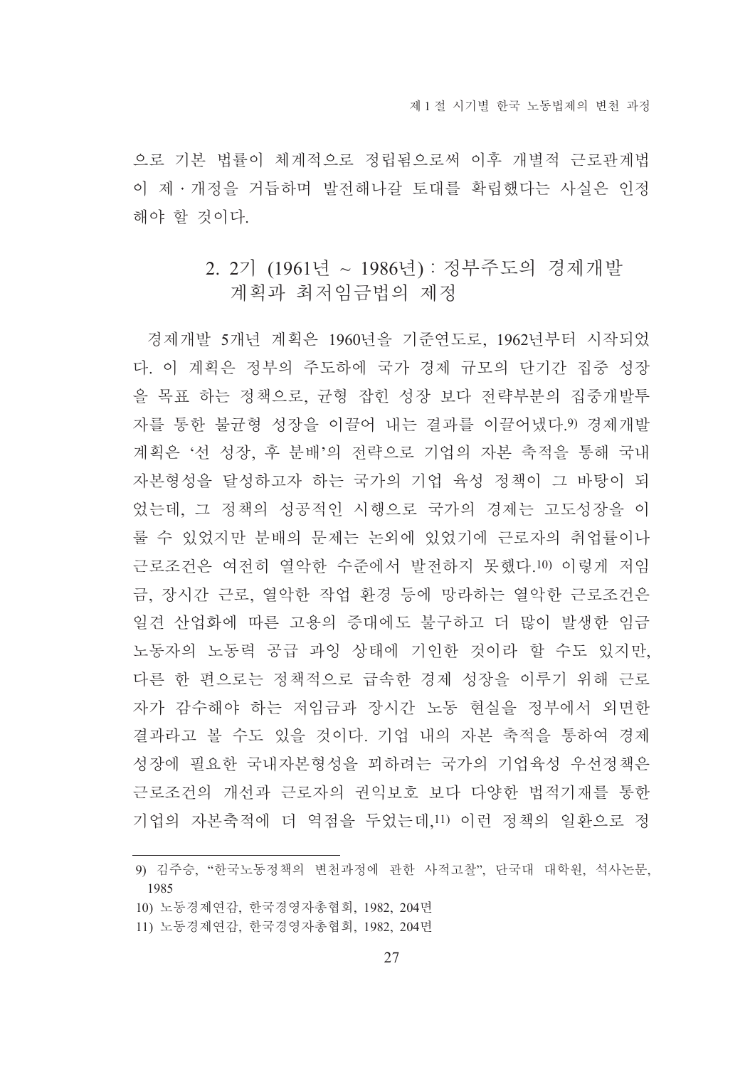으로 기본 법률이 체계적으로 정립됨으로써 이후 개별적 근로관계법이 제·개정을 거듭하며 발전해나갈 토대를 확립했다는 사실은 인정해야 할 것이다.

## 2. 2기 (1961년 ~ 1986년) : 정부주도의 경제개발 계획과 최저임금법의 제정

경제개발 5개년 계획은 1960년을 기준연도로, 1962년부터 시작되었다. 이 계획은 정부의 주도하에 국가 경제 규모의 단기간 집중 성장을 목표 하는 정책으로, 균형 잡힌 성장 보다 전략부분의 집중개발투자를 통한 불균형 성장을 이끌어 내는 결과를 이끌어냈다.[9] 경제개발계획은 '선 성장, 후 분배'의 전략으로 기업의 자본 축적을 통해 국내자본형성을 달성하고자 하는 국가의 기업 육성 정책이 그 바탕이 되었는데, 그 정책의 성공적인 시행으로 국가의 경제는 고도성장을 이룰 수 있었지만 분배의 문제는 논외에 있었기에 근로자의 취업률이나 근로조건은 여전히 열악한 수준에서 발전하지 못했다.[10] 이렇게 저임금, 장시간 근로, 열악한 작업 환경 등에 망라하는 열악한 근로조건은 일견 산업화에 따른 고용의 증대에도 불구하고 더 많이 발생한 임금 노동자의 노동력 공급 과잉 상태에 기인한 것이라 할 수도 있지만, 다른 한 편으로는 정책적으로 급속한 경제 성장을 이루기 위해 근로자가 감수해야 하는 저임금과 장시간 노동 현실을 정부에서 외면한 결과라고 볼 수도 있을 것이다. 기업 내의 자본 축적을 통하여 경제 성장에 필요한 국내자본형성을 꾀하려는 국가의 기업육성 우선정책은 근로조건의 개선과 근로자의 권익보호 보다 다양한 법적기재를 통한 기업의 자본축적에 더 역점을 두었는데,[11] 이런 정책의 일환으로 정

---

9) 김주승, "한국노동정책의 변천과정에 관한 사적고찰", 단국대 대학원, 석사논문, 1985

10) 노동경제연감, 한국경영자총협회, 1982, 204면

11) 노동경제연감, 한국경영자총협회, 1982, 204면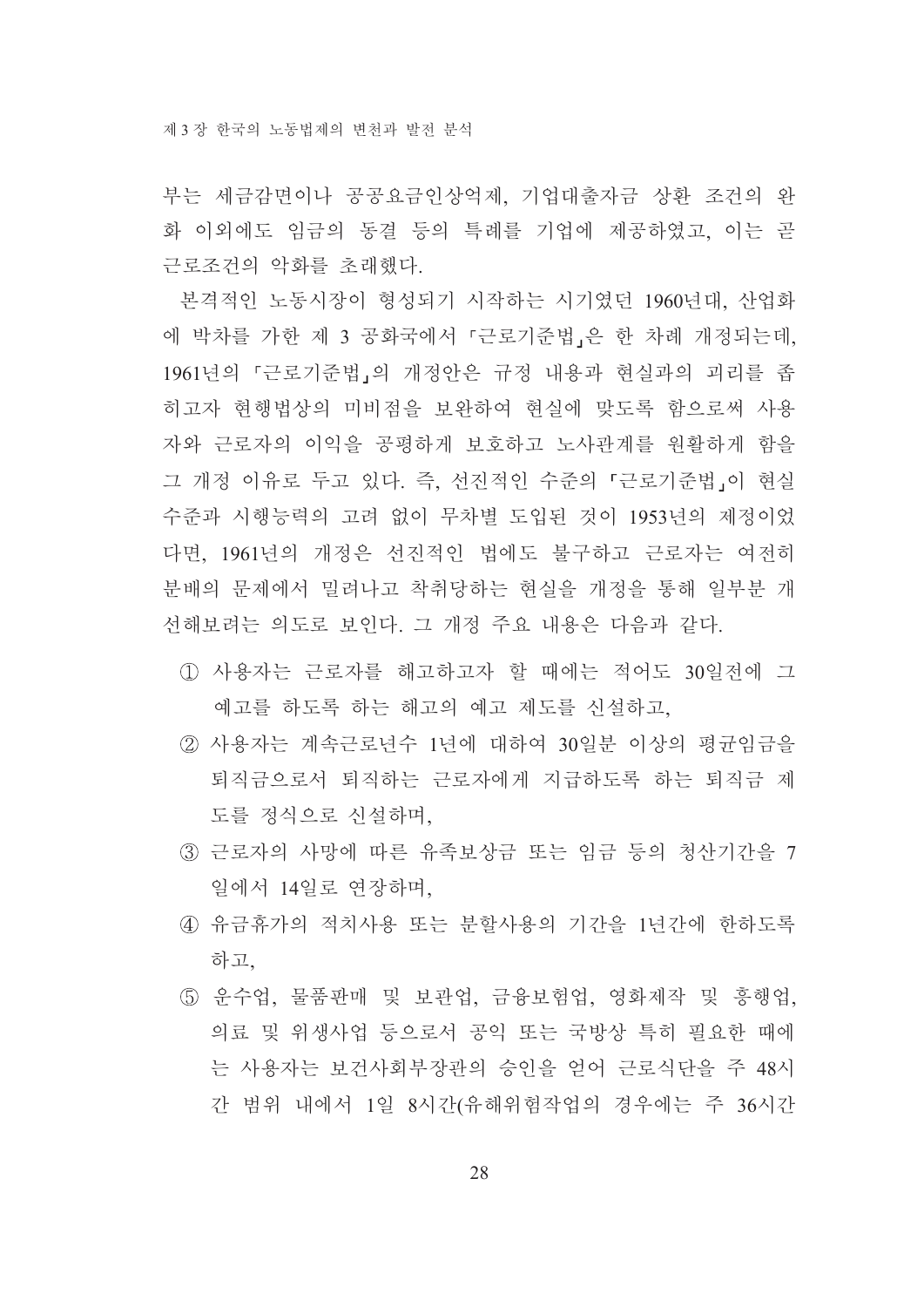부는 세금감면이나 공공요금인상억제, 기업대출자금 상환 조건의 완화 이외에도 임금의 동결 등의 특례를 기업에 제공하였고, 이는 곧 근로조건의 악화를 초래했다.

본격적인 노동시장이 형성되기 시작하는 시기였던 1960년대, 산업화에 박차를 가한 제 3 공화국에서 「근로기준법」은 한 차례 개정되는데, 1961년의 「근로기준법」의 개정안은 규정 내용과 현실과의 괴리를 좁히고자 현행법상의 미비점을 보완하여 현실에 맞도록 함으로써 사용자와 근로자의 이익을 공평하게 보호하고 노사관계를 원활하게 함을 그 개정 이유로 두고 있다. 즉, 선진적인 수준의 「근로기준법」이 현실수준과 시행능력의 고려 없이 무차별 도입된 것이 1953년의 제정이었다면, 1961년의 개정은 선진적인 법에도 불구하고 근로자는 여전히 분배의 문제에서 밀려나고 착취당하는 현실을 개정을 통해 일부분 개선해보려는 의도로 보인다. 그 개정 주요 내용은 다음과 같다.

① 사용자는 근로자를 해고하고자 할 때에는 적어도 30일전에 그 예고를 하도록 하는 해고의 예고 제도를 신설하고,

② 사용자는 계속근로년수 1년에 대하여 30일분 이상의 평균임금을 퇴직금으로서 퇴직하는 근로자에게 지급하도록 하는 퇴직금 제도를 정식으로 신설하며,

③ 근로자의 사망에 따른 유족보상금 또는 임금 등의 청산기간을 7일에서 14일로 연장하며,

④ 유급휴가의 적치사용 또는 분할사용의 기간을 1년간에 한하도록 하고,

⑤ 운수업, 물품판매 및 보관업, 금융보험업, 영화제작 및 흥행업, 의료 및 위생사업 등으로서 공익 또는 국방상 특히 필요한 때에는 사용자는 보건사회부장관의 승인을 얻어 근로식단을 주 48시간 범위 내에서 1일 8시간(유해위험작업의 경우에는 주 36시간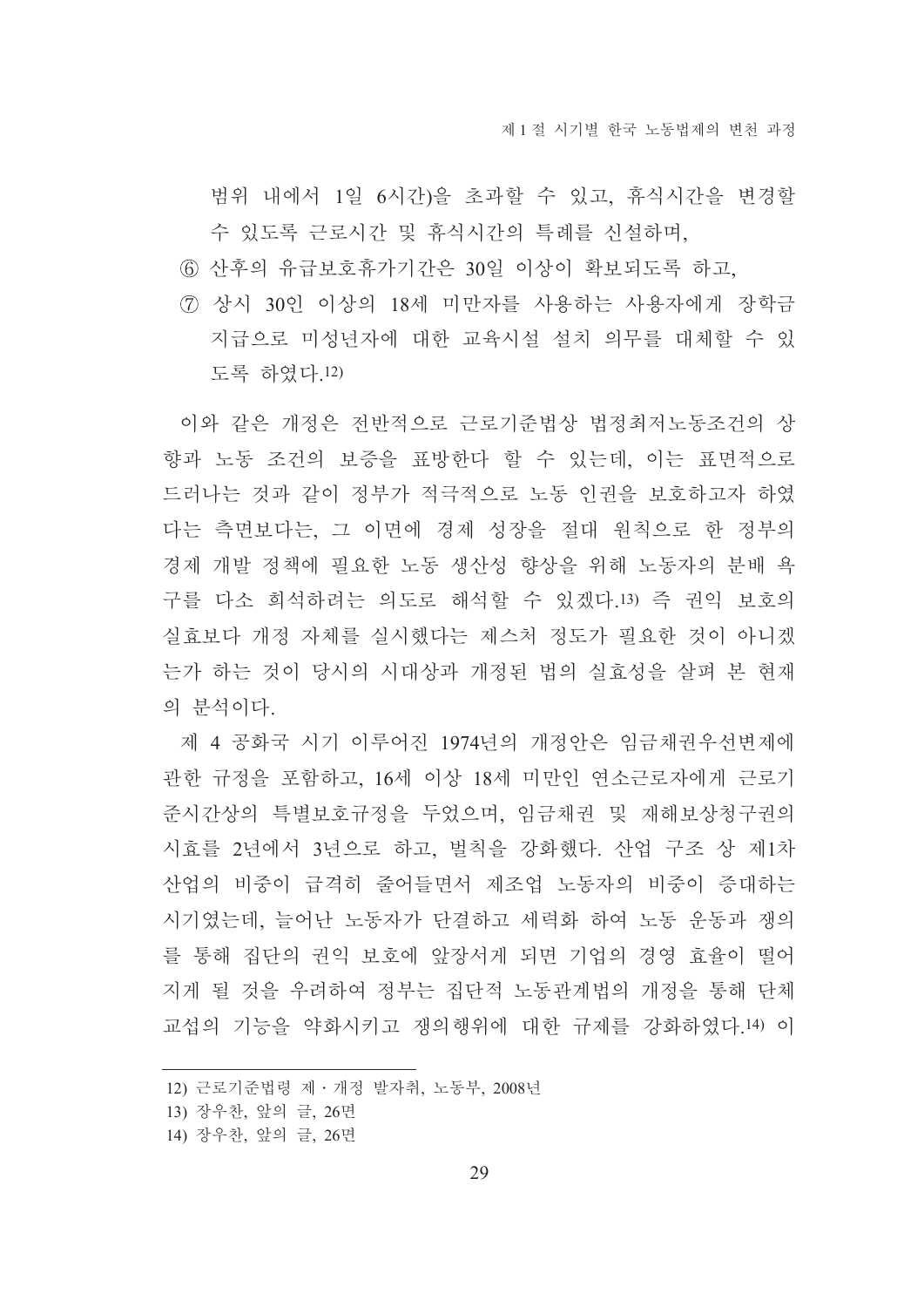범위 내에서 1일 6시간)을 초과할 수 있고, 휴식시간을 변경할 수 있도록 근로시간 및 휴식시간의 특례를 신설하며,

⑥ 산후의 유급보호휴가기간은 30일 이상이 확보되도록 하고,

⑦ 상시 30인 이상의 18세 미만자를 사용하는 사용자에게 장학금 지급으로 미성년자에 대한 교육시설 설치 의무를 대체할 수 있도록 하였다.[12]

이와 같은 개정은 전반적으로 근로기준법상 법정최저노동조건의 상향과 노동 조건의 보증을 표방한다 할 수 있는데, 이는 표면적으로 드러나는 것과 같이 정부가 적극적으로 노동 인권을 보호하고자 하였다는 측면보다는, 그 이면에 경제 성장을 절대 원칙으로 한 정부의 경제 개발 정책에 필요한 노동 생산성 향상을 위해 노동자의 분배 욕구를 다소 희석하려는 의도로 해석할 수 있겠다.[13] 즉 권익 보호의 실효보다 개정 자체를 실시했다는 제스처 정도가 필요한 것이 아니겠는가 하는 것이 당시의 시대상과 개정된 법의 실효성을 살펴 본 현재의 분석이다.

제 4 공화국 시기 이루어진 1974년의 개정안은 임금채권우선변제에 관한 규정을 포함하고, 16세 이상 18세 미만인 연소근로자에게 근로기준시간상의 특별보호규정을 두었으며, 임금채권 및 재해보상청구권의 시효를 2년에서 3년으로 하고, 벌칙을 강화했다. 산업 구조 상 제1차 산업의 비중이 급격히 줄어들면서 제조업 노동자의 비중이 증대하는 시기였는데, 늘어난 노동자가 단결하고 세력화 하여 노동 운동과 쟁의를 통해 집단의 권익 보호에 앞장서게 되면 기업의 경영 효율이 떨어지게 될 것을 우려하여 정부는 집단적 노동관계법의 개정을 통해 단체교섭의 기능을 약화시키고 쟁의행위에 대한 규제를 강화하였다.[14] 이

---

12) 근로기준법령 제 · 개정 발자취, 노동부, 2008년

13) 장우찬, 앞의 글, 26면

14) 장우찬, 앞의 글, 26면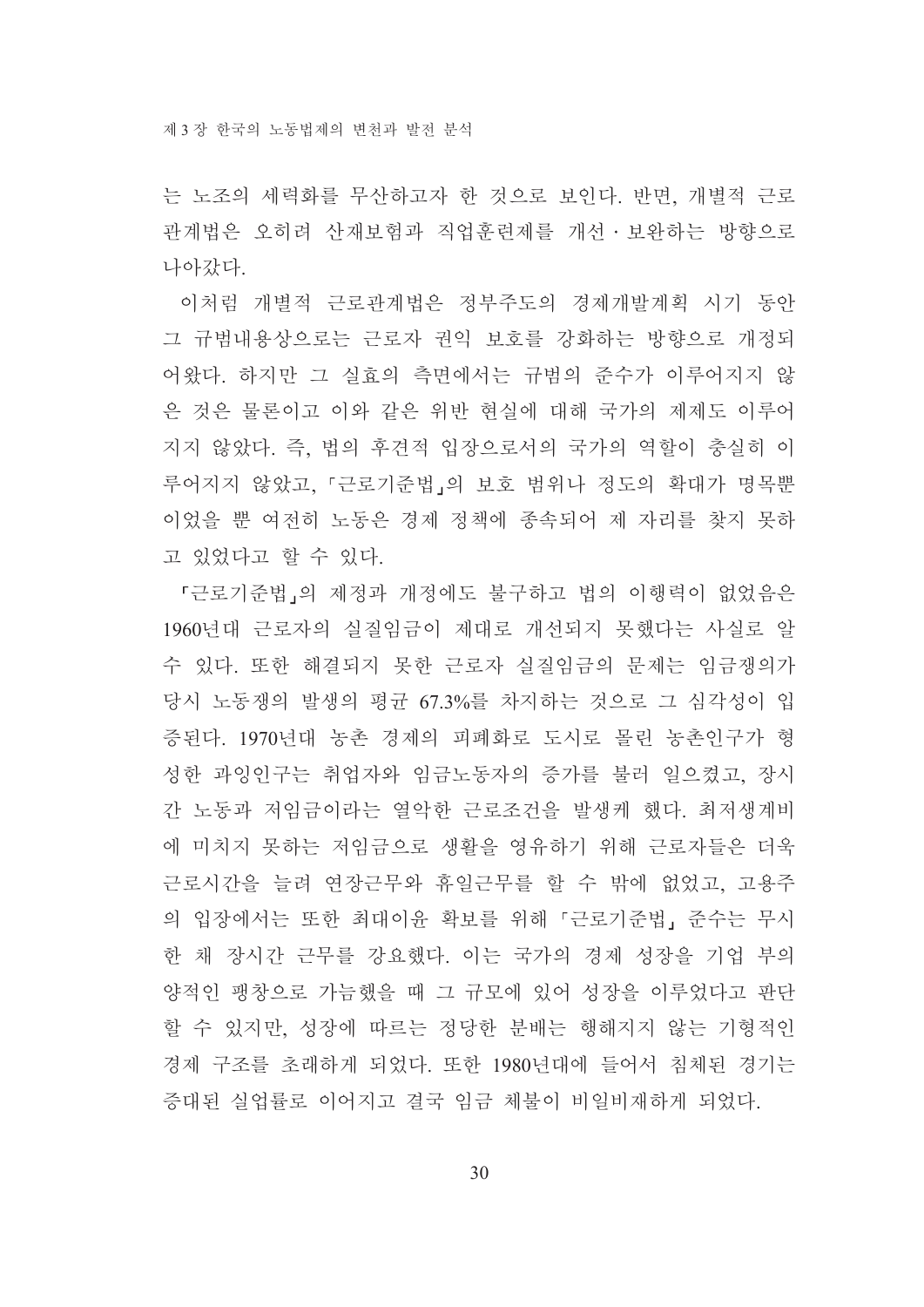는 노조의 세력화를 무산하고자 한 것으로 보인다. 반면, 개별적 근로관계법은 오히려 산재보험과 직업훈련제를 개선·보완하는 방향으로 나아갔다.

이처럼 개별적 근로관계법은 정부주도의 경제개발계획 시기 동안 그 규범내용상으로는 근로자 권익 보호를 강화하는 방향으로 개정되어왔다. 하지만 그 실효의 측면에서는 규범의 준수가 이루어지지 않은 것은 물론이고 이와 같은 위반 현실에 대해 국가의 제제도 이루어지지 않았다. 즉, 법의 후견적 입장으로서의 국가의 역할이 충실히 이루어지지 않았고, 「근로기준법」의 보호 범위나 정도의 확대가 명목뿐이었을 뿐 여전히 노동은 경제 정책에 종속되어 제 자리를 찾지 못하고 있었다고 할 수 있다.

「근로기준법」의 제정과 개정에도 불구하고 법의 이행력이 없었음은 1960년대 근로자의 실질임금이 제대로 개선되지 못했다는 사실로 알 수 있다. 또한 해결되지 못한 근로자 실질임금의 문제는 임금쟁의가 당시 노동쟁의 발생의 평균 67.3%를 차지하는 것으로 그 심각성이 입증된다. 1970년대 농촌 경제의 피폐화로 도시로 몰린 농촌인구가 형성한 과잉인구는 취업자와 임금노동자의 증가를 불러 일으켰고, 장시간 노동과 저임금이라는 열악한 근로조건을 발생케 했다. 최저생계비에 미치지 못하는 저임금으로 생활을 영유하기 위해 근로자들은 더욱 근로시간을 늘려 연장근무와 휴일근무를 할 수 밖에 없었고, 고용주의 입장에서는 또한 최대이윤 확보를 위해 「근로기준법」 준수는 무시한 채 장시간 근무를 강요했다. 이는 국가의 경제 성장을 기업 부의 양적인 팽창으로 가늠했을 때 그 규모에 있어 성장을 이루었다고 판단할 수 있지만, 성장에 따르는 정당한 분배는 행해지지 않는 기형적인 경제 구조를 초래하게 되었다. 또한 1980년대에 들어서 침체된 경기는 증대된 실업률로 이어지고 결국 임금 체불이 비일비재하게 되었다.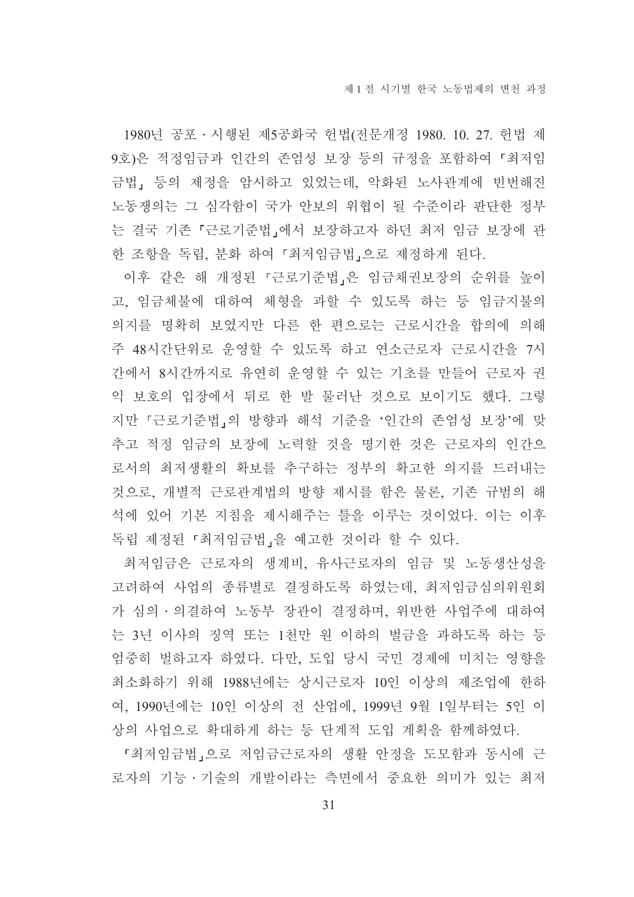1980년 공포·시행된 제5공화국 헌법(전문개정 1980. 10. 27. 헌법 제9호)은 적정임금과 인간의 존엄성 보장 등의 규정을 포함하여 「최저임금법」 등의 제정을 암시하고 있었는데, 악화된 노사관계에 빈번해진 노동쟁의는 그 심각함이 국가 안보의 위협이 될 수준이라 판단한 정부는 결국 기존 「근로기준법」에서 보장하고자 하던 최저 임금 보장에 관한 조항을 독립, 분화 하여 「최저임금법」으로 제정하게 된다.

이후 같은 해 개정된 「근로기준법」은 임금채권보장의 순위를 높이고, 임금체불에 대하여 체형을 과할 수 있도록 하는 등 임금지불의 의지를 명확히 보였지만 다른 한 편으로는 근로시간을 합의에 의해 주 48시간단위로 운영할 수 있도록 하고 연소근로자 근로시간을 7시간에서 8시간까지로 유연히 운영할 수 있는 기초를 만들어 근로자 권익 보호의 입장에서 뒤로 한 발 물러난 것으로 보이기도 했다. 그렇지만 「근로기준법」의 방향과 해석 기준을 '인간의 존엄성 보장'에 맞추고 적정 임금의 보장에 노력할 것을 명기한 것은 근로자의 인간으로서의 최저생활의 확보를 추구하는 정부의 확고한 의지를 드러내는 것으로, 개별적 근로관계법의 방향 제시를 함은 물론, 기존 규범의 해석에 있어 기본 지침을 제시해주는 틀을 이루는 것이었다. 이는 이후 독립 제정된 「최저임금법」을 예고한 것이라 할 수 있다.

최저임금은 근로자의 생계비, 유사근로자의 임금 및 노동생산성을 고려하여 사업의 종류별로 결정하도록 하였는데, 최저임금심의위원회가 심의·의결하여 노동부 장관이 결정하며, 위반한 사업주에 대하여는 3년 이사의 징역 또는 1천만 원 이하의 벌금을 과하도록 하는 등 엄중히 벌하고자 하였다. 다만, 도입 당시 국민 경제에 미치는 영향을 최소화하기 위해 1988년에는 상시근로자 10인 이상의 제조업에 한하여, 1990년에는 10인 이상의 전 산업에, 1999년 9월 1일부터는 5인 이상의 사업으로 확대하게 하는 등 단계적 도입 계획을 함께하였다.

「최저임금법」으로 저임금근로자의 생활 안정을 도모함과 동시에 근로자의 기능·기술의 개발이라는 측면에서 중요한 의미가 있는 최저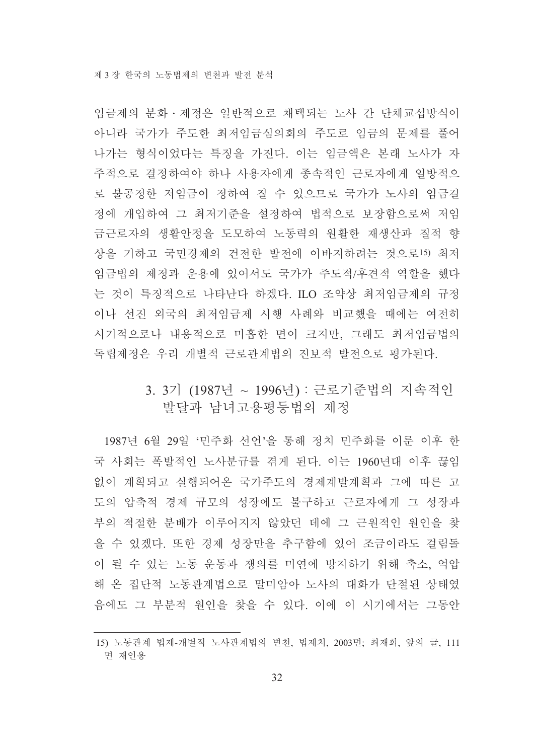임금제의 분화·제정은 일반적으로 채택되는 노사 간 단체교섭방식이 아니라 국가가 주도한 최저임금심의회의 주도로 임금의 문제를 풀어 나가는 형식이었다는 특징을 가진다. 이는 임금액은 본래 노사가 자주적으로 결정하여야 하나 사용자에게 종속적인 근로자에게 일방적으로 불공정한 저임금이 정하여 질 수 있으므로 국가가 노사의 임금결정에 개입하여 그 최저기준을 설정하여 법적으로 보장함으로써 저임금근로자의 생활안정을 도모하여 노동력의 원활한 재생산과 질적 향상을 기하고 국민경제의 건전한 발전에 이바지하려는 것으로[15] 최저임금법의 제정과 운용에 있어서도 국가가 주도적/후견적 역할을 했다는 것이 특징적으로 나타난다 하겠다. ILO 조약상 최저임금제의 규정이나 선진 외국의 최저임금제 시행 사례와 비교했을 때에는 여전히 시기적으로나 내용적으로 미흡한 면이 크지만, 그래도 최저임금법의 독립제정은 우리 개별적 근로관계법의 진보적 발전으로 평가된다.

### 3. 3기 (1987년 ~ 1996년) : 근로기준법의 지속적인 발달과 남녀고용평등법의 제정

1987년 6월 29일 '민주화 선언'을 통해 정치 민주화를 이룬 이후 한국 사회는 폭발적인 노사분규를 겪게 된다. 이는 1960년대 이후 끊임없이 계획되고 실행되어온 국가주도의 경제계발계획과 그에 따른 고도의 압축적 경제 규모의 성장에도 불구하고 근로자에게 그 성장과 부의 적절한 분배가 이루어지지 않았던 데에 그 근원적인 원인을 찾을 수 있겠다. 또한 경제 성장만을 추구함에 있어 조금이라도 걸림돌이 될 수 있는 노동 운동과 쟁의를 미연에 방지하기 위해 축소, 억압해 온 집단적 노동관계법으로 말미암아 노사의 대화가 단절된 상태였음에도 그 부분적 원인을 찾을 수 있다. 이에 이 시기에서는 그동안

---

15) 노동관계 법제-개별적 노사관계법의 변천, 법제처, 2003면; 최재희, 앞의 글, 111면 재인용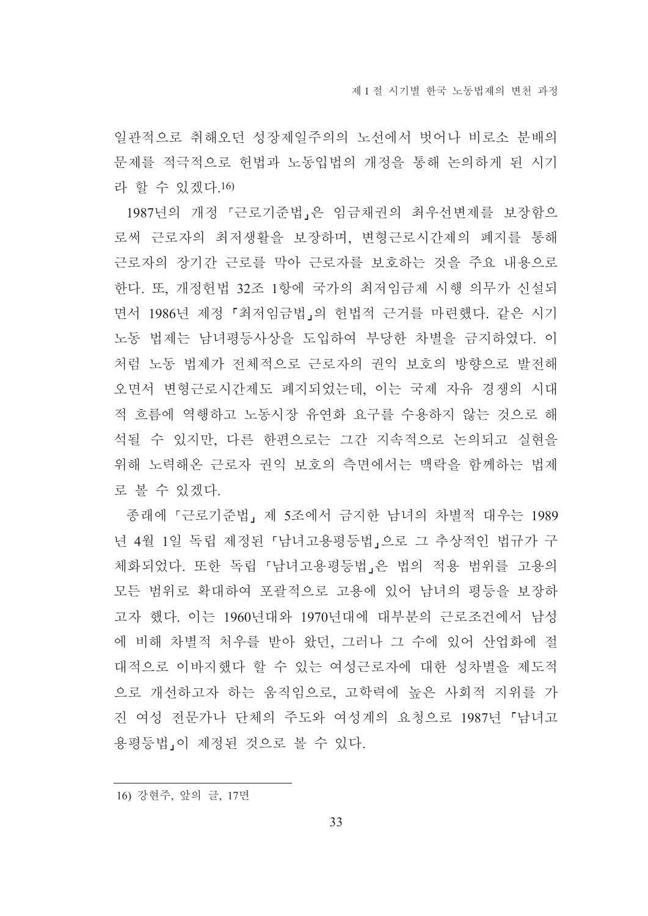일관적으로 취해오던 성장제일주의의 노선에서 벗어나 비로소 분배의 문제를 적극적으로 헌법과 노동입법의 개정을 통해 논의하게 된 시기라 할 수 있겠다.[16)]

1987년의 개정 「근로기준법」은 임금채권의 최우선변제를 보장함으로써 근로자의 최저생활을 보장하며, 변형근로시간제의 폐지를 통해 근로자의 장기간 근로를 막아 근로자를 보호하는 것을 주요 내용으로 한다. 또, 개정헌법 32조 1항에 국가의 최저임금제 시행 의무가 신설되면서 1986년 제정 「최저임금법」의 헌법적 근거를 마련했다. 같은 시기 노동 법제는 남녀평등사상을 도입하여 부당한 차별을 금지하였다. 이처럼 노동 법제가 전체적으로 근로자의 권익 보호의 방향으로 발전해 오면서 변형근로시간제도 폐지되었는데, 이는 국제 자유 경쟁의 시대적 흐름에 역행하고 노동시장 유연화 요구를 수용하지 않는 것으로 해석될 수 있지만, 다른 한편으로는 그간 지속적으로 논의되고 실현을 위해 노력해온 근로자 권익 보호의 측면에서는 맥락을 함께하는 법제로 볼 수 있겠다.

종래에 「근로기준법」 제 5조에서 금지한 남녀의 차별적 대우는 1989년 4월 1일 독립 제정된 「남녀고용평등법」으로 그 추상적인 법규가 구체화되었다. 또한 독립 「남녀고용평등법」은 법의 적용 범위를 고용의 모든 범위로 확대하여 포괄적으로 고용에 있어 남녀의 평등을 보장하고자 했다. 이는 1960년대와 1970년대에 대부분의 근로조건에서 남성에 비해 차별적 처우를 받아 왔던, 그러나 그 수에 있어 산업화에 절대적으로 이바지했다 할 수 있는 여성근로자에 대한 성차별을 제도적으로 개선하고자 하는 움직임으로, 고학력에 높은 사회적 지위를 가진 여성 전문가나 단체의 주도와 여성계의 요청으로 1987년 「남녀고용평등법」이 제정된 것으로 볼 수 있다.

---

16) 강현주, 앞의 글, 17면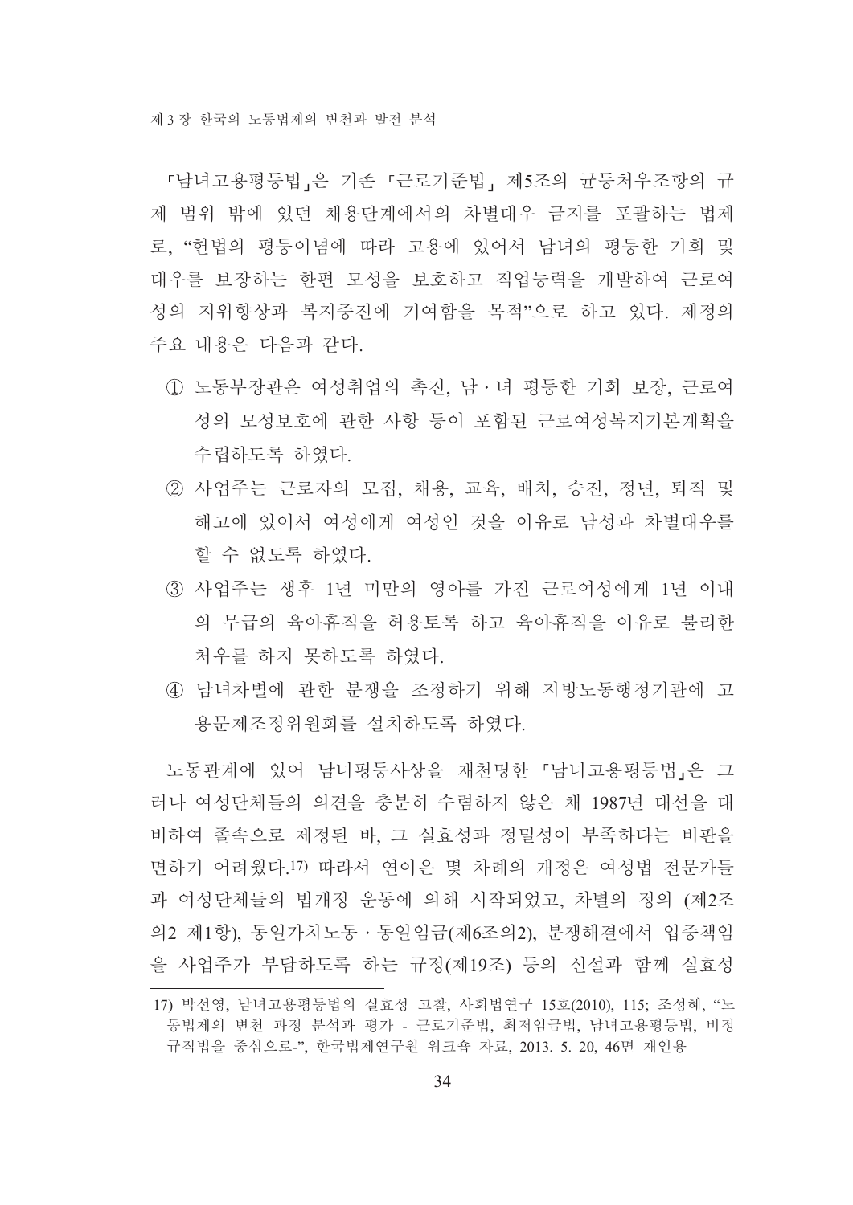「남녀고용평등법」은 기존 「근로기준법」 제5조의 균등처우조항의 규제 범위 밖에 있던 채용단계에서의 차별대우 금지를 포괄하는 법제로, "헌법의 평등이념에 따라 고용에 있어서 남녀의 평등한 기회 및 대우를 보장하는 한편 모성을 보호하고 직업능력을 개발하여 근로여성의 지위향상과 복지증진에 기여함을 목적"으로 하고 있다. 제정의 주요 내용은 다음과 같다.

① 노동부장관은 여성취업의 촉진, 남·녀 평등한 기회 보장, 근로여성의 모성보호에 관한 사항 등이 포함된 근로여성복지기본계획을 수립하도록 하였다.

② 사업주는 근로자의 모집, 채용, 교육, 배치, 승진, 정년, 퇴직 및 해고에 있어서 여성에게 여성인 것을 이유로 남성과 차별대우를 할 수 없도록 하였다.

③ 사업주는 생후 1년 미만의 영아를 가진 근로여성에게 1년 이내의 무급의 육아휴직을 허용토록 하고 육아휴직을 이유로 불리한 처우를 하지 못하도록 하였다.

④ 남녀차별에 관한 분쟁을 조정하기 위해 지방노동행정기관에 고용문제조정위원회를 설치하도록 하였다.

노동관계에 있어 남녀평등사상을 재천명한 「남녀고용평등법」은 그러나 여성단체들의 의견을 충분히 수렴하지 않은 채 1987년 대선을 대비하여 졸속으로 제정된 바, 그 실효성과 정밀성이 부족하다는 비판을 면하기 어려웠다.[17] 따라서 연이은 몇 차례의 개정은 여성법 전문가들과 여성단체들의 법개정 운동에 의해 시작되었고, 차별의 정의 (제2조의2 제1항), 동일가치노동·동일임금(제6조의2), 분쟁해결에서 입증책임을 사업주가 부담하도록 하는 규정(제19조) 등의 신설과 함께 실효성

---

17) 박선영, 남녀고용평등법의 실효성 고찰, 사회법연구 15호(2010), 115; 조성혜, "노동법제의 변천 과정 분석과 평가 - 근로기준법, 최저임금법, 남녀고용평등법, 비정규직법을 중심으로-", 한국법제연구원 워크숍 자료, 2013. 5. 20, 46면 재인용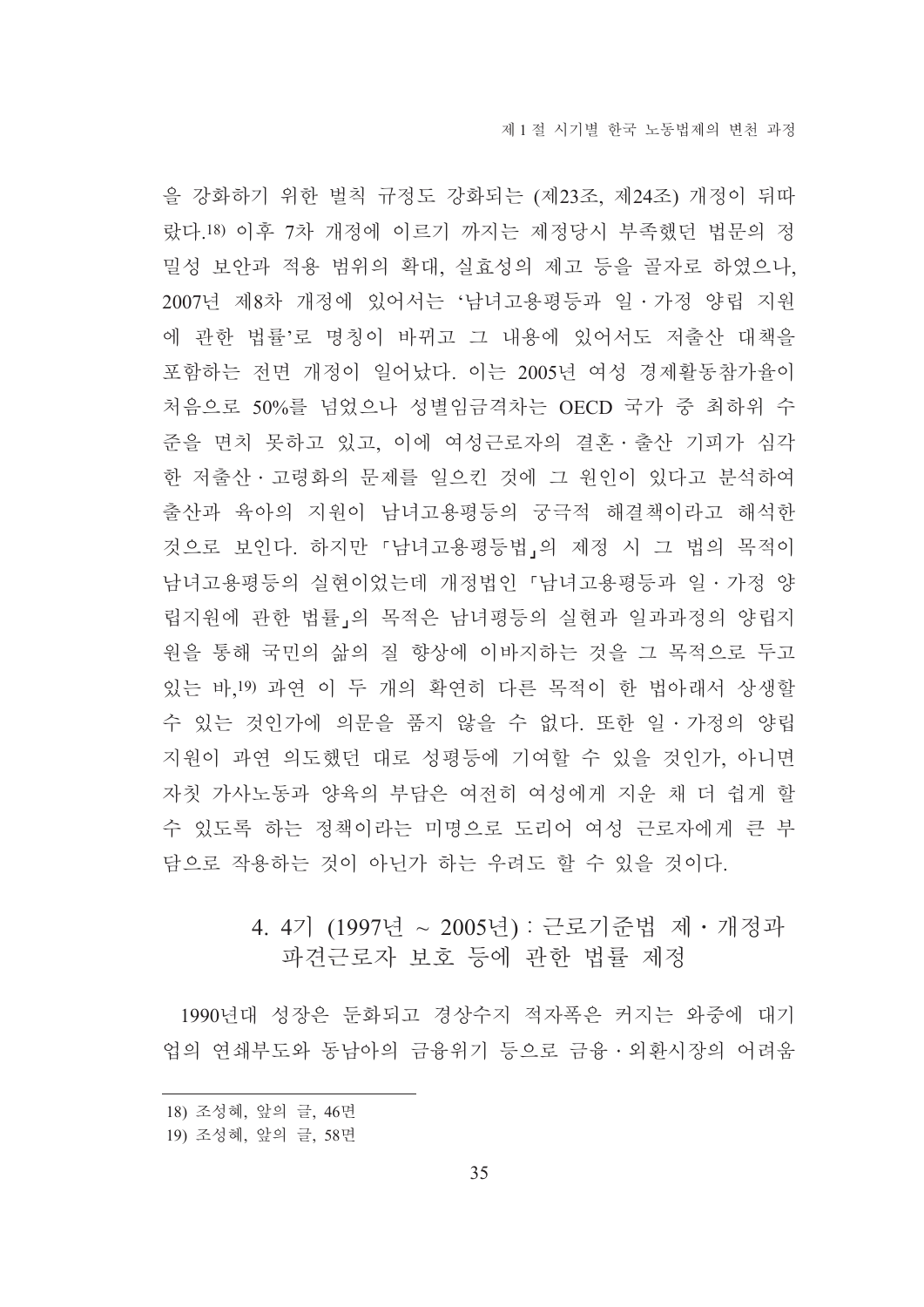을 강화하기 위한 벌칙 규정도 강화되는 (제23조, 제24조) 개정이 뒤따랐다.[18] 이후 7차 개정에 이르기 까지는 제정당시 부족했던 법문의 정밀성 보안과 적용 범위의 확대, 실효성의 제고 등을 골자로 하였으나, 2007년 제8차 개정에 있어서는 '남녀고용평등과 일·가정 양립 지원에 관한 법률'로 명칭이 바뀌고 그 내용에 있어서도 저출산 대책을 포함하는 전면 개정이 일어났다. 이는 2005년 여성 경제활동참가율이 처음으로 50%를 넘었으나 성별임금격차는 OECD 국가 중 최하위 수준을 면치 못하고 있고, 이에 여성근로자의 결혼·출산 기피가 심각한 저출산·고령화의 문제를 일으킨 것에 그 원인이 있다고 분석하여 출산과 육아의 지원이 남녀고용평등의 궁극적 해결책이라고 해석한 것으로 보인다. 하지만 「남녀고용평등법」의 제정 시 그 법의 목적이 남녀고용평등의 실현이었는데 개정법인 「남녀고용평등과 일·가정 양립지원에 관한 법률」의 목적은 남녀평등의 실현과 일과과정의 양립지원을 통해 국민의 삶의 질 향상에 이바지하는 것을 그 목적으로 두고 있는 바,[19] 과연 이 두 개의 확연히 다른 목적이 한 법아래서 상생할 수 있는 것인가에 의문을 품지 않을 수 없다. 또한 일·가정의 양립 지원이 과연 의도했던 대로 성평등에 기여할 수 있을 것인가, 아니면 자칫 가사노동과 양육의 부담은 여전히 여성에게 지운 채 더 쉽게 할 수 있도록 하는 정책이라는 미명으로 도리어 여성 근로자에게 큰 부담으로 작용하는 것이 아닌가 하는 우려도 할 수 있을 것이다.

### 4. 4기 (1997년 ~ 2005년) : 근로기준법 제·개정과 파견근로자 보호 등에 관한 법률 제정

1990년대 성장은 둔화되고 경상수지 적자폭은 커지는 와중에 대기업의 연쇄부도와 동남아의 금융위기 등으로 금융·외환시장의 어려움

18) 조성혜, 앞의 글, 46면

19) 조성혜, 앞의 글, 58면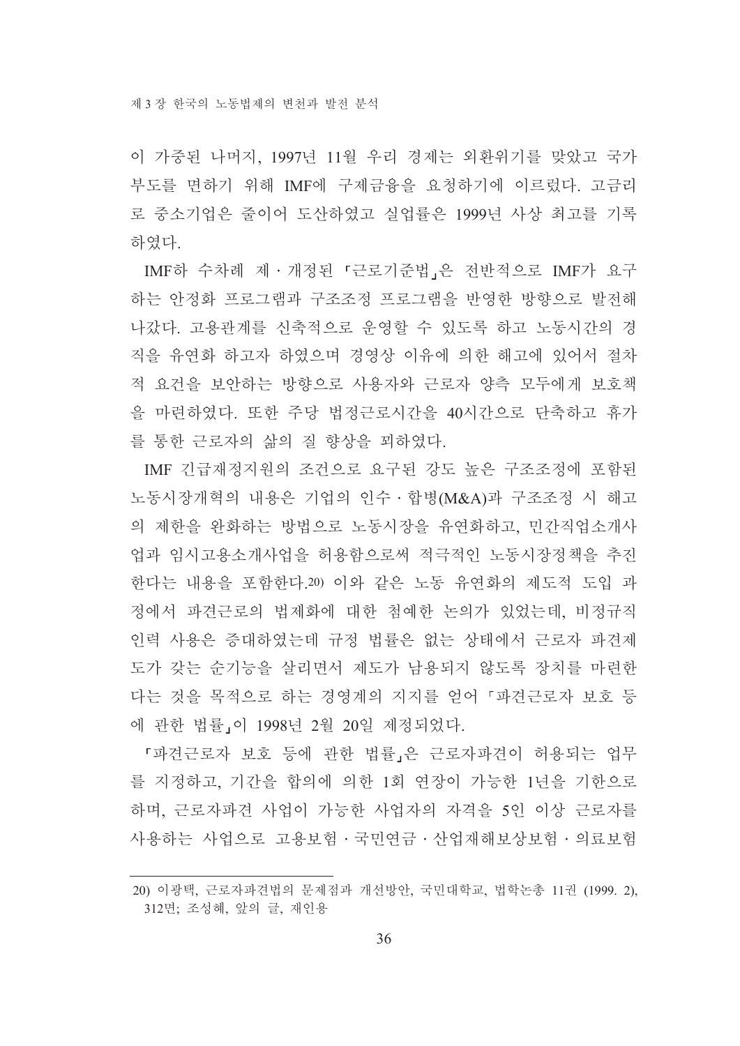이 가중된 나머지, 1997년 11월 우리 경제는 외환위기를 맞았고 국가 부도를 면하기 위해 IMF에 구제금융을 요청하기에 이르렀다. 고금리로 중소기업은 줄이어 도산하였고 실업률은 1999년 사상 최고를 기록하였다.

IMF하 수차례 제·개정된 「근로기준법」은 전반적으로 IMF가 요구하는 안정화 프로그램과 구조조정 프로그램을 반영한 방향으로 발전해 나갔다. 고용관계를 신축적으로 운영할 수 있도록 하고 노동시간의 경직을 유연화 하고자 하였으며 경영상 이유에 의한 해고에 있어서 절차적 요건을 보완하는 방향으로 사용자와 근로자 양측 모두에게 보호책을 마련하였다. 또한 주당 법정근로시간을 40시간으로 단축하고 휴가를 통한 근로자의 삶의 질 향상을 꾀하였다.

IMF 긴급재정지원의 조건으로 요구된 강도 높은 구조조정에 포함된 노동시장개혁의 내용은 기업의 인수·합병(M&A)과 구조조정 시 해고의 제한을 완화하는 방법으로 노동시장을 유연화하고, 민간직업소개사업과 임시고용소개사업을 허용함으로써 적극적인 노동시장정책을 추진한다는 내용을 포함한다.[20] 이와 같은 노동 유연화의 제도적 도입 과정에서 파견근로의 법제화에 대한 첨예한 논의가 있었는데, 비정규직 인력 사용은 증대하였는데 규정 법률은 없는 상태에서 근로자 파견제도가 갖는 순기능을 살리면서 제도가 남용되지 않도록 장치를 마련한다는 것을 목적으로 하는 경영계의 지지를 얻어 「파견근로자 보호 등에 관한 법률」이 1998년 2월 20일 제정되었다.

「파견근로자 보호 등에 관한 법률」은 근로자파견이 허용되는 업무를 지정하고, 기간을 합의에 의한 1회 연장이 가능한 1년을 기한으로 하며, 근로자파견 사업이 가능한 사업자의 자격을 5인 이상 근로자를 사용하는 사업으로 고용보험·국민연금·산업재해보상보험·의료보험

---

20) 이광택, 근로자파견법의 문제점과 개선방안, 국민대학교, 법학논총 11권 (1999. 2), 312면; 조성혜, 앞의 글, 재인용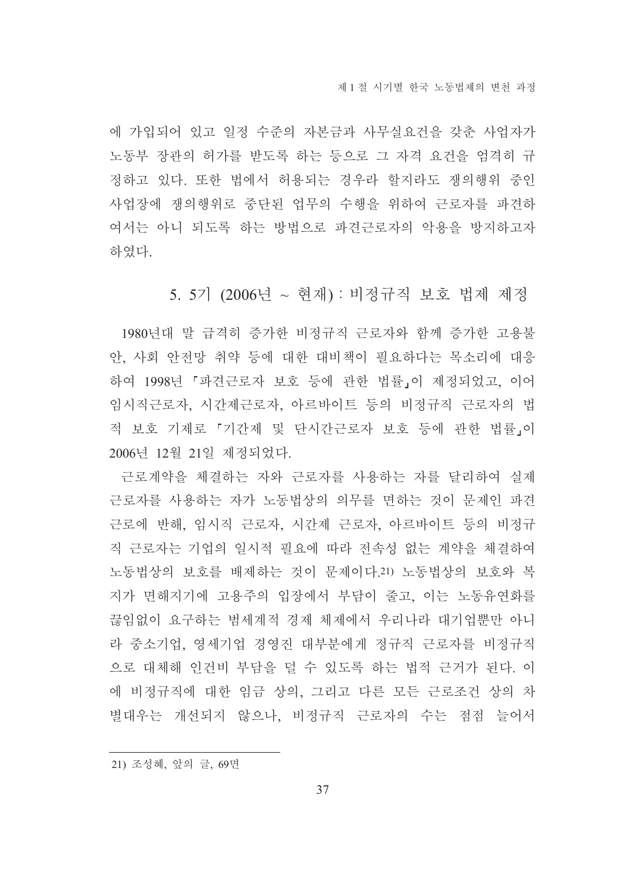에 가입되어 있고 일정 수준의 자본금과 사무실요건을 갖춘 사업자가 노동부 장관의 허가를 받도록 하는 등으로 그 자격 요건을 엄격히 규정하고 있다. 또한 법에서 허용되는 경우라 할지라도 쟁의행위 중인 사업장에 쟁의행위로 중단된 업무의 수행을 위하여 근로자를 파견하여서는 아니 되도록 하는 방법으로 파견근로자의 악용을 방지하고자 하였다.

## 5. 5기 (2006년 ~ 현재) : 비정규직 보호 법제 제정

1980년대 말 급격히 증가한 비정규직 근로자와 함께 증가한 고용불안, 사회 안전망 취약 등에 대한 대비책이 필요하다는 목소리에 대응하여 1998년 「파견근로자 보호 등에 관한 법률」이 제정되었고, 이어 임시직근로자, 시간제근로자, 아르바이트 등의 비정규직 근로자의 법적 보호 기제로 「기간제 및 단시간근로자 보호 등에 관한 법률」이 2006년 12월 21일 제정되었다.

근로계약을 체결하는 자와 근로자를 사용하는 자를 달리하여 실제 근로자를 사용하는 자가 노동법상의 의무를 면하는 것이 문제인 파견근로에 반해, 임시직 근로자, 시간제 근로자, 아르바이트 등의 비정규직 근로자는 기업의 일시적 필요에 따라 전속성 없는 계약을 체결하여 노동법상의 보호를 배제하는 것이 문제이다.[21] 노동법상의 보호와 복지가 면해지기에 고용주의 입장에서 부담이 줄고, 이는 노동유연화를 끊임없이 요구하는 범세계적 경제 체제에서 우리나라 대기업뿐만 아니라 중소기업, 영세기업 경영진 대부분에게 정규직 근로자를 비정규직으로 대체해 인건비 부담을 덜 수 있도록 하는 법적 근거가 된다. 이에 비정규직에 대한 임금 상의, 그리고 다른 모든 근로조건 상의 차별대우는 개선되지 않으나, 비정규직 근로자의 수는 점점 늘어서

---

21) 조성혜, 앞의 글, 69면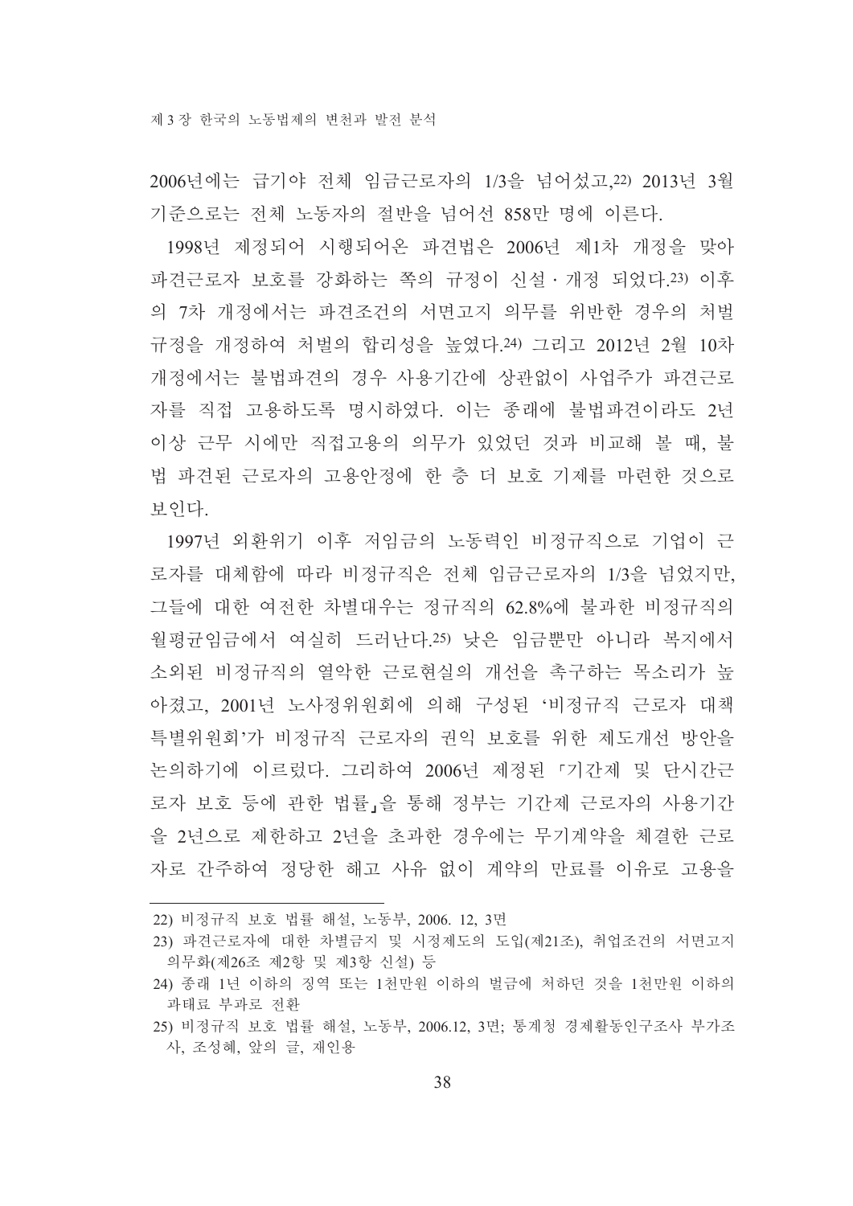2006년에는 급기야 전체 임금근로자의 1/3을 넘어섰고,[22] 2013년 3월 기준으로는 전체 노동자의 절반을 넘어선 858만 명에 이른다.

1998년 제정되어 시행되어온 파견법은 2006년 제1차 개정을 맞아 파견근로자 보호를 강화하는 쪽의 규정이 신설·개정 되었다.[23] 이후의 7차 개정에서는 파견조건의 서면고지 의무를 위반한 경우의 처벌 규정을 개정하여 처벌의 합리성을 높였다.[24] 그리고 2012년 2월 10차 개정에서는 불법파견의 경우 사용기간에 상관없이 사업주가 파견근로자를 직접 고용하도록 명시하였다. 이는 종래에 불법파견이라도 2년 이상 근무 시에만 직접고용의 의무가 있었던 것과 비교해 볼 때, 불법 파견된 근로자의 고용안정에 한 층 더 보호 기제를 마련한 것으로 보인다.

1997년 외환위기 이후 저임금의 노동력인 비정규직으로 기업이 근로자를 대체함에 따라 비정규직은 전체 임금근로자의 1/3을 넘었지만, 그들에 대한 여전한 차별대우는 정규직의 62.8%에 불과한 비정규직의 월평균임금에서 여실히 드러난다.[25] 낮은 임금뿐만 아니라 복지에서 소외된 비정규직의 열악한 근로현실의 개선을 촉구하는 목소리가 높아졌고, 2001년 노사정위원회에 의해 구성된 '비정규직 근로자 대책 특별위원회'가 비정규직 근로자의 권익 보호를 위한 제도개선 방안을 논의하기에 이르렀다. 그리하여 2006년 제정된 「기간제 및 단시간근로자 보호 등에 관한 법률」을 통해 정부는 기간제 근로자의 사용기간을 2년으로 제한하고 2년을 초과한 경우에는 무기계약을 체결한 근로자로 간주하여 정당한 해고 사유 없이 계약의 만료를 이유로 고용을

---

22) 비정규직 보호 법률 해설, 노동부, 2006. 12, 3면

23) 파견근로자에 대한 차별금지 및 시정제도의 도입(제21조), 취업조건의 서면고지 의무화(제26조 제2항 및 제3항 신설) 등

24) 종래 1년 이하의 징역 또는 1천만원 이하의 벌금에 처하던 것을 1천만원 이하의 과태료 부과로 전환

25) 비정규직 보호 법률 해설, 노동부, 2006.12, 3면; 통계청 경제활동인구조사 부가조사, 조성혜, 앞의 글, 재인용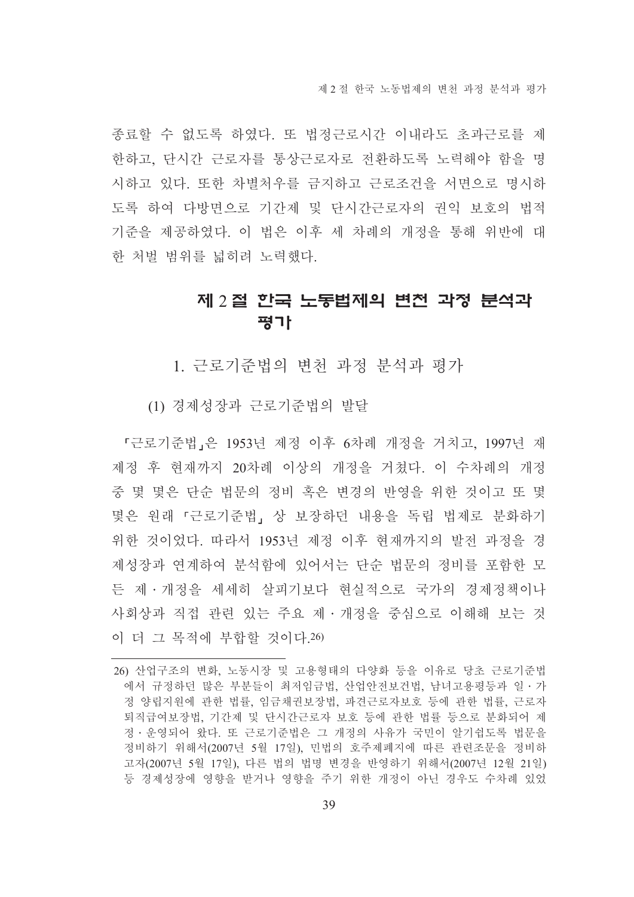종료할 수 없도록 하였다. 또 법정근로시간 이내라도 초과근로를 제한하고, 단시간 근로자를 통상근로자로 전환하도록 노력해야 함을 명시하고 있다. 또한 차별처우를 금지하고 근로조건을 서면으로 명시하도록 하여 다방면으로 기간제 및 단시간근로자의 권익 보호의 법적 기준을 제공하였다. 이 법은 이후 세 차례의 개정을 통해 위반에 대한 처벌 범위를 넓히려 노력했다.

## 제 2 절 한국 노동법제의 변천 과정 분석과 평가

### 1. 근로기준법의 변천 과정 분석과 평가

#### (1) 경제성장과 근로기준법의 발달

「근로기준법」은 1953년 제정 이후 6차례 개정을 거치고, 1997년 재제정 후 현재까지 20차례 이상의 개정을 거쳤다. 이 수차례의 개정 중 몇 몇은 단순 법문의 정비 혹은 변경의 반영을 위한 것이고 또 몇몇은 원래 「근로기준법」 상 보장하던 내용을 독립 법제로 분화하기 위한 것이었다. 따라서 1953년 제정 이후 현재까지의 발전 과정을 경제성장과 연계하여 분석함에 있어서는 단순 법문의 정비를 포함한 모든 제・개정을 세세히 살피기보다 현실적으로 국가의 경제정책이나 사회상과 직접 관련 있는 주요 제・개정을 중심으로 이해해 보는 것이 더 그 목적에 부합할 것이다.[26]

---

26) 산업구조의 변화, 노동시장 및 고용형태의 다양화 등을 이유로 당초 근로기준법에서 규정하던 많은 부분들이 최저임금법, 산업안전보건법, 남녀고용평등과 일・가정 양립지원에 관한 법률, 임금채권보장법, 파견근로자보호 등에 관한 법률, 근로자퇴직급여보장법, 기간제 및 단시간근로자 보호 등에 관한 법률 등으로 분화되어 제정・운영되어 왔다. 또 근로기준법은 그 개정의 사유가 국민이 알기쉽도록 법문을 정비하기 위해서(2007년 5월 17일), 민법의 호주제폐지에 따른 관련조문을 정비하고자(2007년 5월 17일), 다른 법의 법명 변경을 반영하기 위해서(2007년 12월 21일) 등 경제성장에 영향을 받거나 영향을 주기 위한 개정이 아닌 경우도 수차례 있었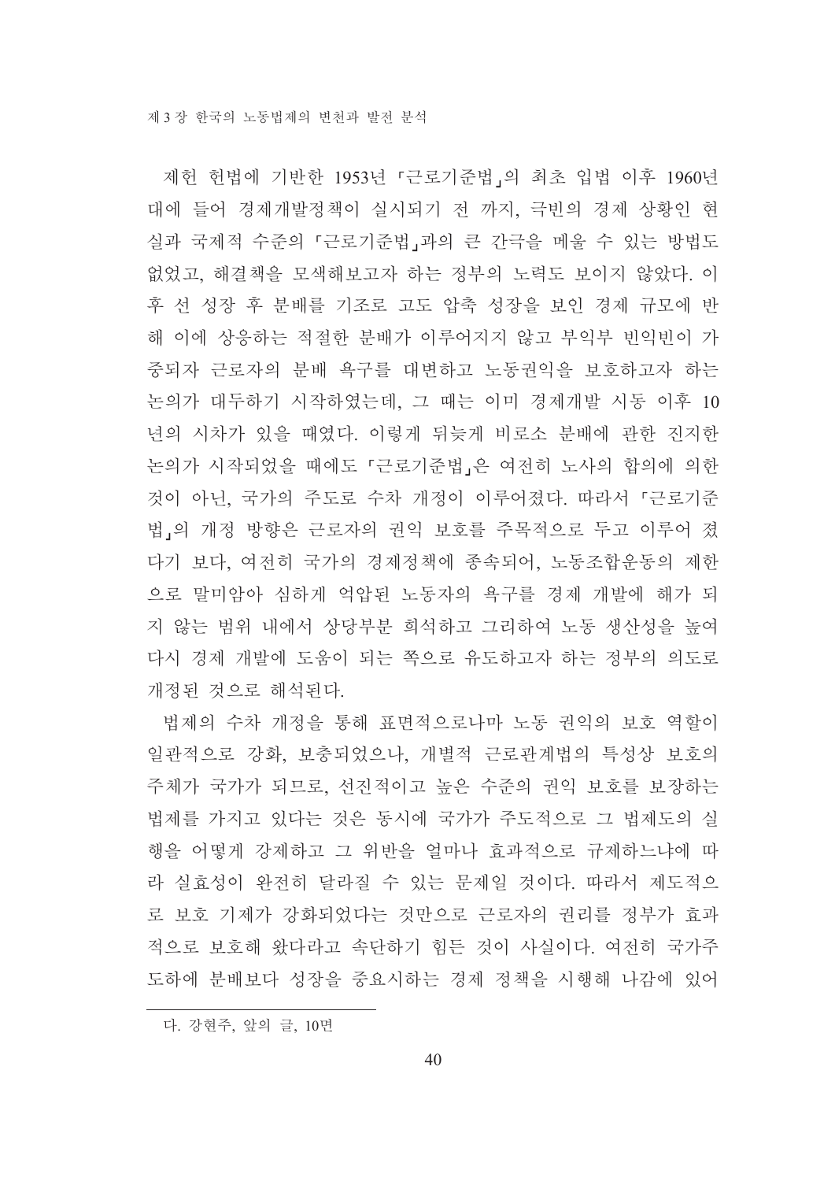제헌 헌법에 기반한 1953년 「근로기준법」의 최초 입법 이후 1960년대에 들어 경제개발정책이 실시되기 전 까지, 극빈의 경제 상황인 현실과 국제적 수준의 「근로기준법」과의 큰 간극을 메울 수 있는 방법도 없었고, 해결책을 모색해보고자 하는 정부의 노력도 보이지 않았다. 이후 선 성장 후 분배를 기조로 고도 압축 성장을 보인 경제 규모에 반해 이에 상응하는 적절한 분배가 이루어지지 않고 부익부 빈익빈이 가중되자 근로자의 분배 욕구를 대변하고 노동권익을 보호하고자 하는 논의가 대두하기 시작하였는데, 그 때는 이미 경제개발 시동 이후 10년의 시차가 있을 때였다. 이렇게 뒤늦게 비로소 분배에 관한 진지한 논의가 시작되었을 때에도 「근로기준법」은 여전히 노사의 합의에 의한 것이 아닌, 국가의 주도로 수차 개정이 이루어졌다. 따라서 「근로기준법」의 개정 방향은 근로자의 권익 보호를 주목적으로 두고 이루어 졌다기 보다, 여전히 국가의 경제정책에 종속되어, 노동조합운동의 제한으로 말미암아 심하게 억압된 노동자의 욕구를 경제 개발에 해가 되지 않는 범위 내에서 상당부분 희석하고 그리하여 노동 생산성을 높여 다시 경제 개발에 도움이 되는 쪽으로 유도하고자 하는 정부의 의도로 개정된 것으로 해석된다.

법제의 수차 개정을 통해 표면적으로나마 노동 권익의 보호 역할이 일관적으로 강화, 보충되었으나, 개별적 근로관계법의 특성상 보호의 주체가 국가가 되므로, 선진적이고 높은 수준의 권익 보호를 보장하는 법제를 가지고 있다는 것은 동시에 국가가 주도적으로 그 법제도의 실행을 어떻게 강제하고 그 위반을 얼마나 효과적으로 규제하느냐에 따라 실효성이 완전히 달라질 수 있는 문제일 것이다. 따라서 제도적으로 보호 기제가 강화되었다는 것만으로 근로자의 권리를 정부가 효과적으로 보호해 왔다라고 속단하기 힘든 것이 사실이다. 여전히 국가주도하에 분배보다 성장을 중요시하는 경제 정책을 시행해 나감에 있어

---

다. 강현주, 앞의 글, 10면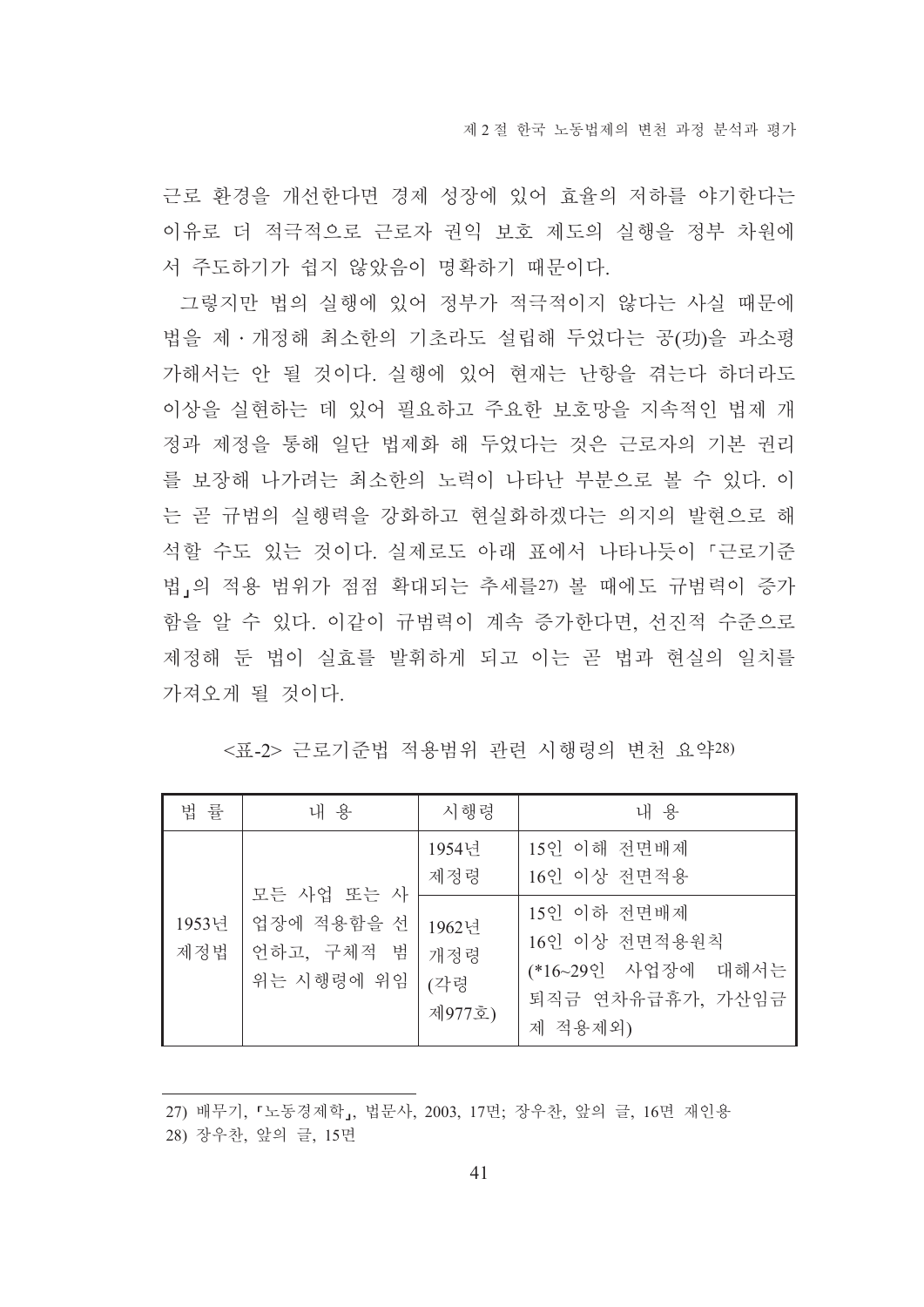근로 환경을 개선한다면 경제 성장에 있어 효율의 저하를 야기한다는 이유로 더 적극적으로 근로자 권익 보호 제도의 실행을 정부 차원에서 주도하기가 쉽지 않았음이 명확하기 때문이다.

그렇지만 법의 실행에 있어 정부가 적극적이지 않다는 사실 때문에 법을 제·개정해 최소한의 기초라도 설립해 두었다는 공(功)을 과소평가해서는 안 될 것이다. 실행에 있어 현재는 난항을 겪는다 하더라도 이상을 실현하는 데 있어 필요하고 주요한 보호망을 지속적인 법제 개정과 제정을 통해 일단 법제화 해 두었다는 것은 근로자의 기본 권리를 보장해 나가려는 최소한의 노력이 나타난 부분으로 볼 수 있다. 이는 곧 규범의 실행력을 강화하고 현실화하겠다는 의지의 발현으로 해석할 수도 있는 것이다. 실제로도 아래 표에서 나타나듯이 「근로기준법」의 적용 범위가 점점 확대되는 추세를[27] 볼 때에도 규범력이 증가함을 알 수 있다. 이같이 규범력이 계속 증가한다면, 선진적 수준으로 제정해 둔 법이 실효를 발휘하게 되고 이는 곧 법과 현실의 일치를 가져오게 될 것이다.

<표-2> 근로기준법 적용범위 관련 시행령의 변천 요약[28]

| 법 률 | 내 용 | 시행령 | 내 용 |
|---|---|---|---|
| 1953년 제정법 | 모든 사업 또는 사업장에 적용함을 선언하고, 구체적 범위는 시행령에 위임 | 1954년 제정령 | 15인 이해 전면배제<br>16인 이상 전면적용 |
| | | 1962년 개정령 (각령 제977호) | 15인 이하 전면배제<br>16인 이상 전면적용원칙<br>(*16~29인 사업장에 대해서는 퇴직금 연차유급휴가, 가산임금제 적용제외) |

27) 배무기, 「노동경제학」, 법문사, 2003, 17면; 장우찬, 앞의 글, 16면 재인용

28) 장우찬, 앞의 글, 15면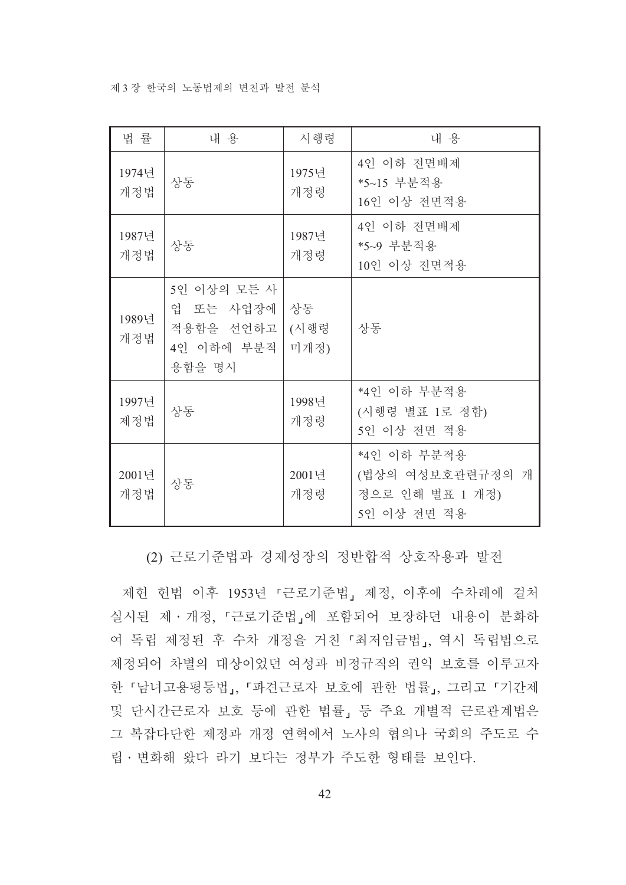| 법 률 | 내 용 | 시행령 | 내 용 |
| --- | --- | --- | --- |
| 1974년 개정법 | 상동 | 1975년 개정령 | 4인 이하 전면배제<br>*5~15 부분적용<br>16인 이상 전면적용 |
| 1987년 개정법 | 상동 | 1987년 개정령 | 4인 이하 전면배제<br>*5~9 부분적용<br>10인 이상 전면적용 |
| 1989년 개정법 | 5인 이상의 모든 사업 또는 사업장에 적용함을 선언하고 4인 이하에 부분적용함을 명시 | 상동<br>(시행령 미개정) | 상동 |
| 1997년 제정법 | 상동 | 1998년 개정령 | *4인 이하 부분적용<br>(시행령 별표 1로 정함)<br>5인 이상 전면 적용 |
| 2001년 개정법 | 상동 | 2001년 개정령 | *4인 이하 부분적용<br>(법상의 여성보호관련규정의 개정으로 인해 별표 1 개정)<br>5인 이상 전면 적용 |

### (2) 근로기준법과 경제성장의 정반합적 상호작용과 발전

제헌 헌법 이후 1953년 「근로기준법」 제정, 이후에 수차례에 걸쳐 실시된 제· 개정, 「근로기준법」에 포함되어 보장하던 내용이 분화하여 독립 제정된 후 수차 개정을 거친 「최저임금법」, 역시 독립법으로 제정되어 차별의 대상이었던 여성과 비정규직의 권익 보호를 이루고자 한 「남녀고용평등법」, 「파견근로자 보호에 관한 법률」, 그리고 「기간제 및 단시간근로자 보호 등에 관한 법률」 등 주요 개별적 근로관계법은 그 복잡다단한 제정과 개정 연혁에서 노사의 협의나 국회의 주도로 수립 · 변화해 왔다 라기 보다는 정부가 주도한 형태를 보인다.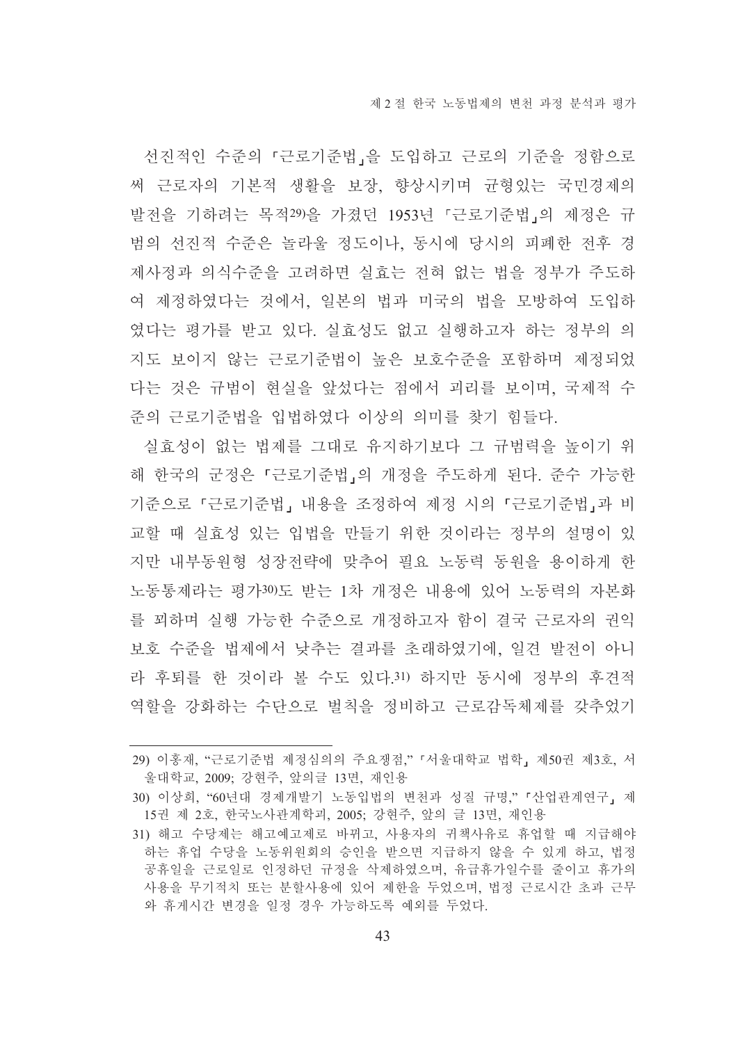선진적인 수준의 「근로기준법」을 도입하고 근로의 기준을 정함으로써 근로자의 기본적 생활을 보장, 향상시키며 균형있는 국민경제의 발전을 기하려는 목적[29]을 가졌던 1953년 「근로기준법」의 제정은 규범의 선진적 수준은 놀라울 정도이나, 동시에 당시의 피폐한 전후 경제사정과 의식수준을 고려하면 실효는 전혀 없는 법을 정부가 주도하여 제정하였다는 것에서, 일본의 법과 미국의 법을 모방하여 도입하였다는 평가를 받고 있다. 실효성도 없고 실행하고자 하는 정부의 의지도 보이지 않는 근로기준법이 높은 보호수준을 포함하며 제정되었다는 것은 규범이 현실을 앞섰다는 점에서 괴리를 보이며, 국제적 수준의 근로기준법을 입법하였다 이상의 의미를 찾기 힘들다.

실효성이 없는 법제를 그대로 유지하기보다 그 규범력을 높이기 위해 한국의 군정은 「근로기준법」의 개정을 주도하게 된다. 준수 가능한 기준으로 「근로기준법」 내용을 조정하여 제정 시의 「근로기준법」과 비교할 때 실효성 있는 입법을 만들기 위한 것이라는 정부의 설명이 있지만 내부동원형 성장전략에 맞추어 필요 노동력 동원을 용이하게 한 노동통제라는 평가[30]도 받는 1차 개정은 내용에 있어 노동력의 자본화를 꾀하며 실행 가능한 수준으로 개정하고자 함이 결국 근로자의 권익보호 수준을 법제에서 낮추는 결과를 초래하였기에, 일견 발전이 아니라 후퇴를 한 것이라 볼 수도 있다.[31] 하지만 동시에 정부의 후견적 역할을 강화하는 수단으로 벌칙을 정비하고 근로감독체제를 갖추었기

---

29) 이흥재, "근로기준법 제정심의의 주요쟁점," 「서울대학교 법학」 제50권 제3호, 서울대학교, 2009; 강현주, 앞의글 13면, 재인용

30) 이상희, "60년대 경제개발기 노동입법의 변천과 성질 규명," 「산업관계연구」 제15권 제 2호, 한국노사관계학회, 2005; 강현주, 앞의 글 13면, 재인용

31) 해고 수당제는 해고예고제로 바뀌고, 사용자의 귀책사유로 휴업할 때 지급해야 하는 휴업 수당을 노동위원회의 승인을 받으면 지급하지 않을 수 있게 하고, 법정 공휴일을 근로일로 인정하던 규정을 삭제하였으며, 유급휴가일수를 줄이고 휴가의 사용을 무기적치 또는 분할사용에 있어 제한을 두었으며, 법정 근로시간 초과 근무와 휴게시간 변경을 일정 경우 가능하도록 예외를 두었다.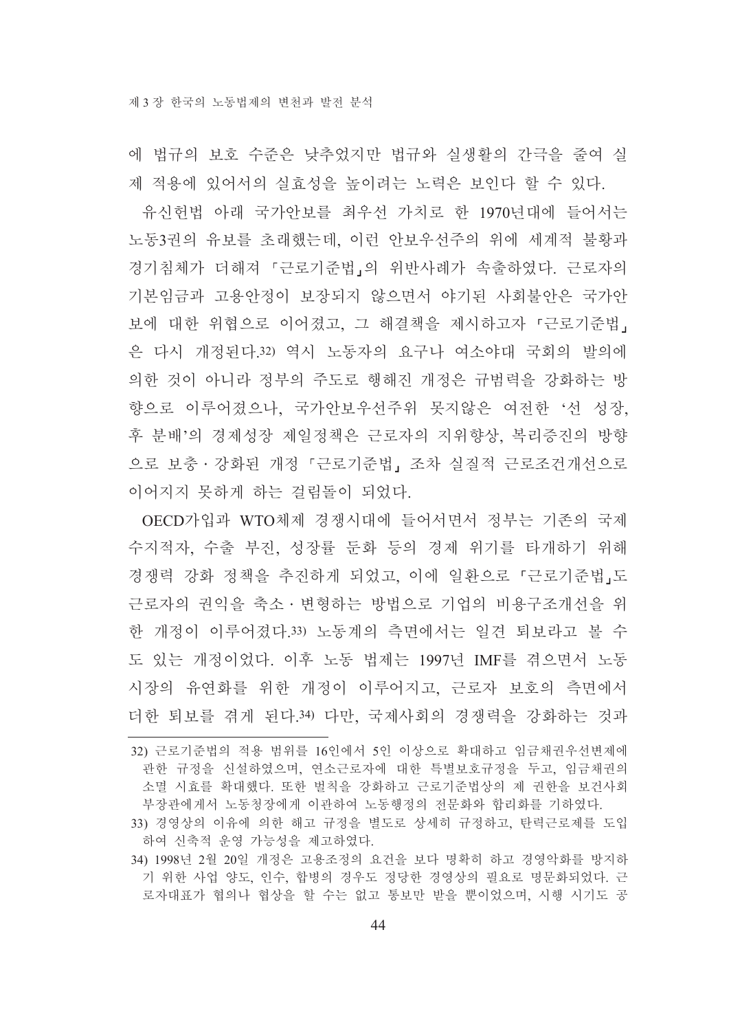에 법규의 보호 수준은 낮추었지만 법규와 실생활의 간극을 줄여 실제 적용에 있어서의 실효성을 높이려는 노력은 보인다 할 수 있다.

유신헌법 아래 국가안보를 최우선 가치로 한 1970년대에 들어서는 노동3권의 유보를 초래했는데, 이런 안보우선주의 위에 세계적 불황과 경기침체가 더해져 「근로기준법」의 위반사례가 속출하였다. 근로자의 기본임금과 고용안정이 보장되지 않으면서 야기된 사회불안은 국가안보에 대한 위협으로 이어졌고, 그 해결책을 제시하고자 「근로기준법」은 다시 개정된다.[32] 역시 노동자의 요구나 여소야대 국회의 발의에 의한 것이 아니라 정부의 주도로 행해진 개정은 규범력을 강화하는 방향으로 이루어졌으나, 국가안보우선주위 못지않은 여전한 '선 성장, 후 분배'의 경제성장 제일정책은 근로자의 지위향상, 복리증진의 방향으로 보충·강화된 개정 「근로기준법」 조차 실질적 근로조건개선으로 이어지지 못하게 하는 걸림돌이 되었다.

OECD가입과 WTO체제 경쟁시대에 들어서면서 정부는 기존의 국제수지적자, 수출 부진, 성장률 둔화 등의 경제 위기를 타개하기 위해 경쟁력 강화 정책을 추진하게 되었고, 이에 일환으로 「근로기준법」도 근로자의 권익을 축소·변형하는 방법으로 기업의 비용구조개선을 위한 개정이 이루어졌다.[33] 노동계의 측면에서는 일견 퇴보라고 볼 수도 있는 개정이었다. 이후 노동 법제는 1997년 IMF를 겪으면서 노동시장의 유연화를 위한 개정이 이루어지고, 근로자 보호의 측면에서 더한 퇴보를 겪게 된다.[34] 다만, 국제사회의 경쟁력을 강화하는 것과

---

32) 근로기준법의 적용 범위를 16인에서 5인 이상으로 확대하고 임금채권우선변제에 관한 규정을 신설하였으며, 연소근로자에 대한 특별보호규정을 두고, 임금채권의 소멸 시효를 확대했다. 또한 벌칙을 강화하고 근로기준법상의 제 권한을 보건사회부장관에게서 노동청장에게 이관하여 노동행정의 전문화와 합리화를 기하였다.

33) 경영상의 이유에 의한 해고 규정을 별도로 상세히 규정하고, 탄력근로제를 도입하여 신축적 운영 가능성을 제고하였다.

34) 1998년 2월 20일 개정은 고용조정의 요건을 보다 명확히 하고 경영악화를 방지하기 위한 사업 양도, 인수, 합병의 경우도 정당한 경영상의 필요로 명문화되었다. 근로자대표가 협의나 협상을 할 수는 없고 통보만 받을 뿐이었으며, 시행 시기도 공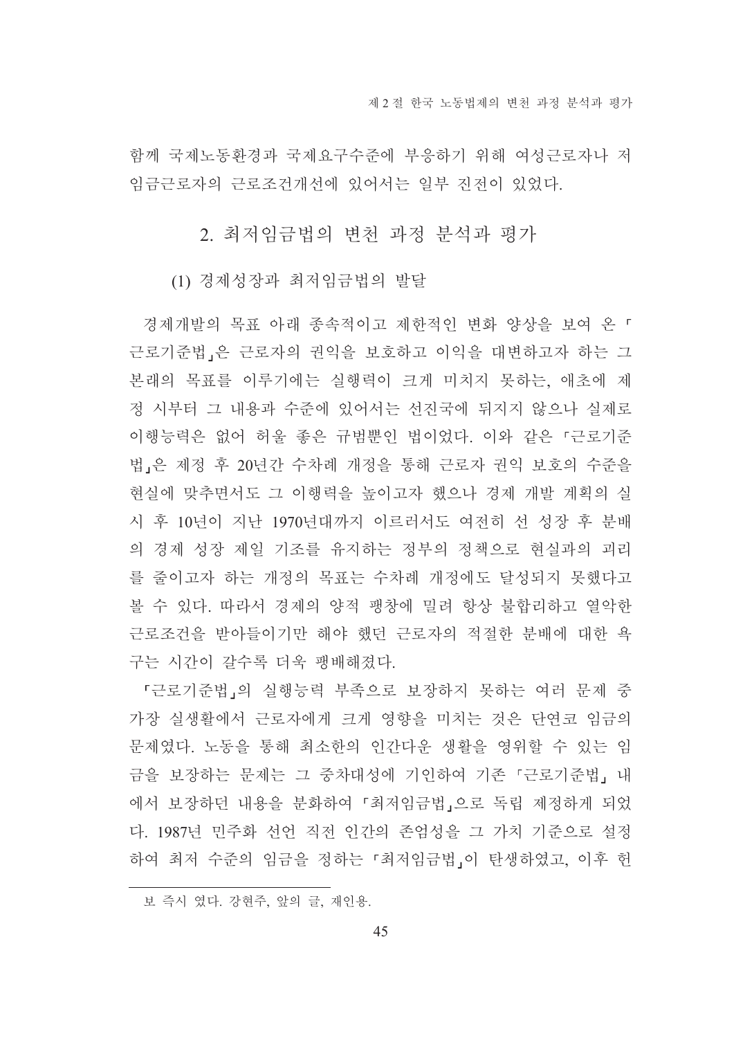함께 국제노동환경과 국제요구수준에 부응하기 위해 여성근로자나 저임금근로자의 근로조건개선에 있어서는 일부 진전이 있었다.

## 2. 최저임금법의 변천 과정 분석과 평가

### (1) 경제성장과 최저임금법의 발달

경제개발의 목표 아래 종속적이고 제한적인 변화 양상을 보여 온 「근로기준법」은 근로자의 권익을 보호하고 이익을 대변하고자 하는 그 본래의 목표를 이루기에는 실행력이 크게 미치지 못하는, 애초에 제정 시부터 그 내용과 수준에 있어서는 선진국에 뒤지지 않으나 실제로 이행능력은 없어 허울 좋은 규범뿐인 법이었다. 이와 같은 「근로기준법」은 제정 후 20년간 수차례 개정을 통해 근로자 권익 보호의 수준을 현실에 맞추면서도 그 이행력을 높이고자 했으나 경제 개발 계획의 실시 후 10년이 지난 1970년대까지 이르러서도 여전히 선 성장 후 분배의 경제 성장 제일 기조를 유지하는 정부의 정책으로 현실과의 괴리를 줄이고자 하는 개정의 목표는 수차례 개정에도 달성되지 못했다고 볼 수 있다. 따라서 경제의 양적 팽창에 밀려 항상 불합리하고 열악한 근로조건을 받아들이기만 해야 했던 근로자의 적절한 분배에 대한 욕구는 시간이 갈수록 더욱 팽배해졌다.

「근로기준법」의 실행능력 부족으로 보장하지 못하는 여러 문제 중 가장 실생활에서 근로자에게 크게 영향을 미치는 것은 단연코 임금의 문제였다. 노동을 통해 최소한의 인간다운 생활을 영위할 수 있는 임금을 보장하는 문제는 그 중차대성에 기인하여 기존 「근로기준법」 내에서 보장하던 내용을 분화하여 「최저임금법」으로 독립 제정하게 되었다. 1987년 민주화 선언 직전 인간의 존엄성을 그 가치 기준으로 설정하여 최저 수준의 임금을 정하는 「최저임금법」이 탄생하였고, 이후 헌

---

보 즉시 였다. 강현주, 앞의 글, 재인용.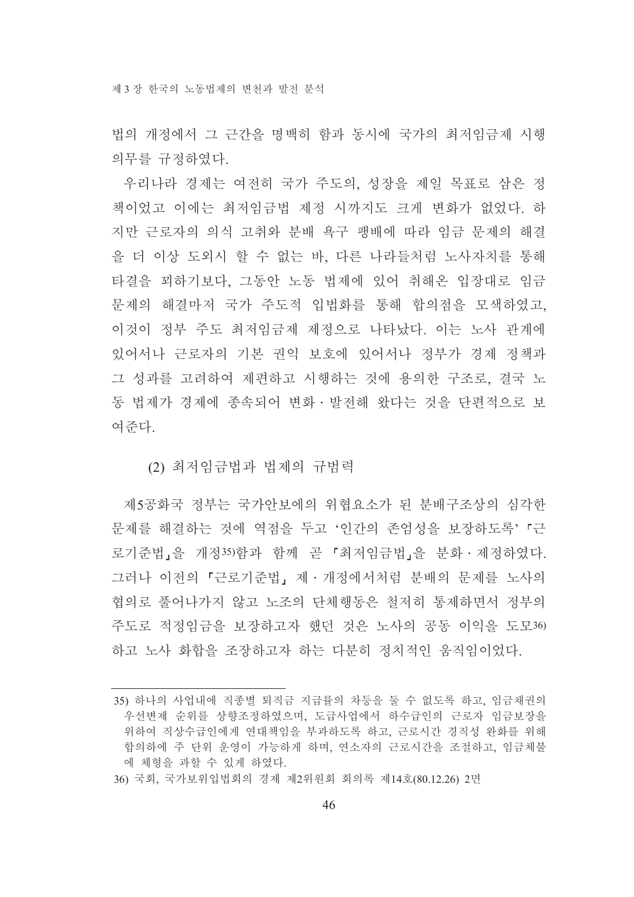법의 개정에서 그 근간을 명백히 함과 동시에 국가의 최저임금제 시행 의무를 규정하였다.

우리나라 경제는 여전히 국가 주도의, 성장을 제일 목표로 삼은 정책이었고 이에는 최저임금법 제정 시까지도 크게 변화가 없었다. 하지만 근로자의 의식 고취와 분배 욕구 팽배에 따라 임금 문제의 해결을 더 이상 도외시 할 수 없는 바, 다른 나라들처럼 노사자치를 통해 타결을 꾀하기보다, 그동안 노동 법제에 있어 취해온 입장대로 임금 문제의 해결마저 국가 주도적 입법화를 통해 합의점을 모색하였고, 이것이 정부 주도 최저임금제 제정으로 나타났다. 이는 노사 관계에 있어서나 근로자의 기본 권익 보호에 있어서나 정부가 경제 정책과 그 성과를 고려하여 제편하고 시행하는 것에 용의한 구조로, 결국 노동 법제가 경제에 종속되어 변화·발전해 왔다는 것을 단편적으로 보여준다.

### (2) 최저임금법과 법제의 규범력

제5공화국 정부는 국가안보에의 위협요소가 된 분배구조상의 심각한 문제를 해결하는 것에 역점을 두고 '인간의 존엄성을 보장하도록' 「근로기준법」을 개정[35]함과 함께 곧 「최저임금법」을 분화·제정하였다. 그러나 이전의 「근로기준법」 제·개정에서처럼 분배의 문제를 노사의 협의로 풀어나가지 않고 노조의 단체행동은 철저히 통제하면서 정부의 주도로 적정임금을 보장하고자 했던 것은 노사의 공동 이익을 도모[36] 하고 노사 화합을 조장하고자 하는 다분히 정치적인 움직임이었다.

---

35) 하나의 사업내에 직종별 퇴직금 지급률의 차등을 둘 수 없도록 하고, 임금채권의 우선변제 순위를 상향조정하였으며, 도급사업에서 하수급인의 근로자 임금보장을 위하여 직상수급인에게 연대책임을 부과하도록 하고, 근로시간 경직성 완화를 위해 합의하에 주 단위 운영이 가능하게 하며, 연소자의 근로시간을 조절하고, 임금체불에 체형을 과할 수 있게 하였다.

36) 국회, 국가보위입법회의 경제 제2위원회 회의록 제14호(80.12.26) 2면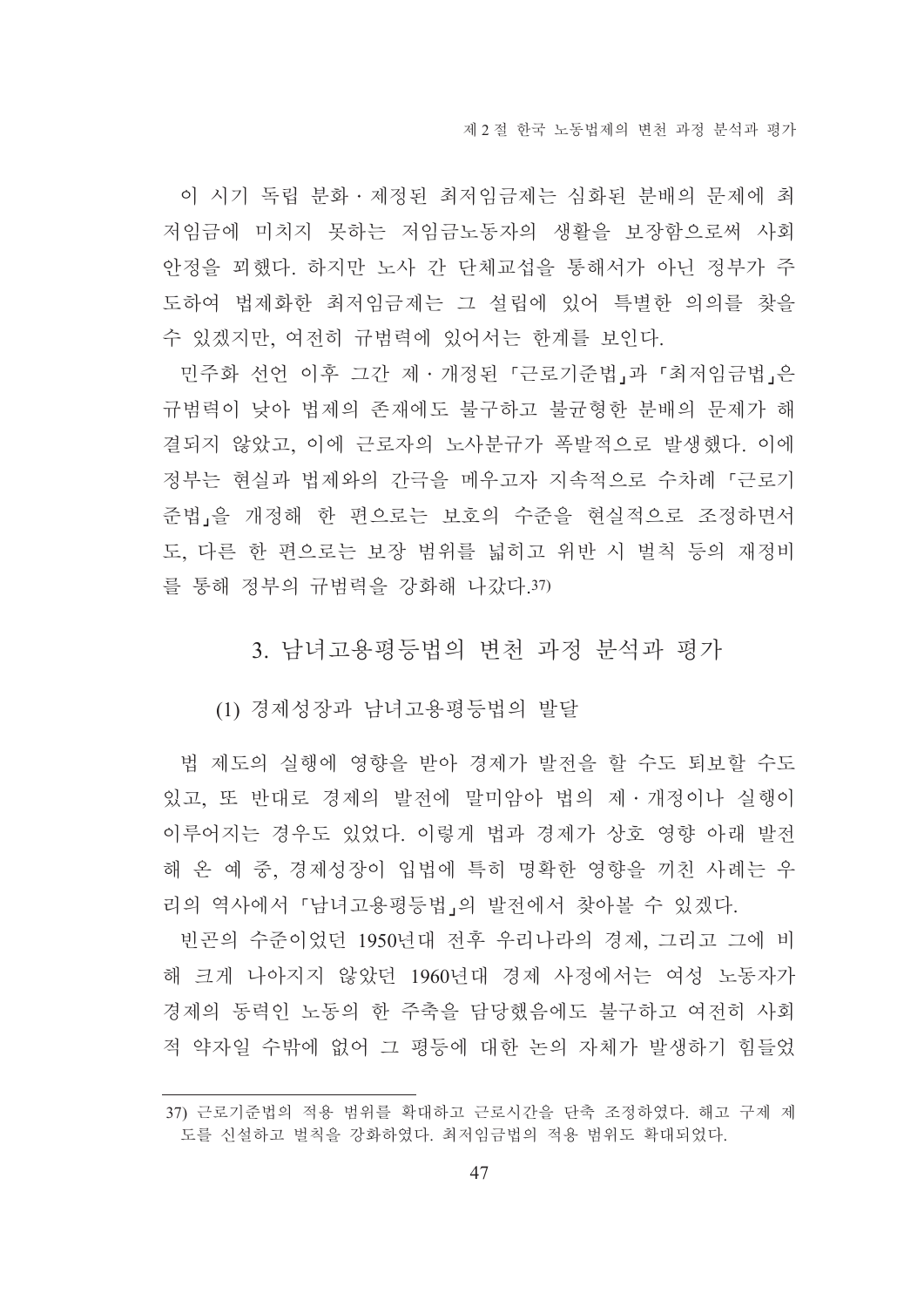이 시기 독립 분화·제정된 최저임금제는 심화된 분배의 문제에 최저임금에 미치지 못하는 저임금노동자의 생활을 보장함으로써 사회안정을 꾀했다. 하지만 노사 간 단체교섭을 통해서가 아닌 정부가 주도하여 법제화한 최저임금제는 그 설립에 있어 특별한 의의를 찾을 수 있겠지만, 여전히 규범력에 있어서는 한계를 보인다.

민주화 선언 이후 그간 제·개정된 「근로기준법」과 「최저임금법」은 규범력이 낮아 법제의 존재에도 불구하고 불균형한 분배의 문제가 해결되지 않았고, 이에 근로자의 노사분규가 폭발적으로 발생했다. 이에 정부는 현실과 법제와의 간극을 메우고자 지속적으로 수차례 「근로기준법」을 개정해 한 편으로는 보호의 수준을 현실적으로 조정하면서도, 다른 한 편으로는 보장 범위를 넓히고 위반 시 벌칙 등의 재정비를 통해 정부의 규범력을 강화해 나갔다.[37]

## 3. 남녀고용평등법의 변천 과정 분석과 평가

### (1) 경제성장과 남녀고용평등법의 발달

법 제도의 실행에 영향을 받아 경제가 발전을 할 수도 퇴보할 수도 있고, 또 반대로 경제의 발전에 말미암아 법의 제·개정이나 실행이 이루어지는 경우도 있었다. 이렇게 법과 경제가 상호 영향 아래 발전해 온 예 중, 경제성장이 입법에 특히 명확한 영향을 끼친 사례는 우리의 역사에서 「남녀고용평등법」의 발전에서 찾아볼 수 있겠다.

빈곤의 수준이었던 1950년대 전후 우리나라의 경제, 그리고 그에 비해 크게 나아지지 않았던 1960년대 경제 사정에서는 여성 노동자가 경제의 동력인 노동의 한 주축을 담당했음에도 불구하고 여전히 사회적 약자일 수밖에 없어 그 평등에 대한 논의 자체가 발생하기 힘들었

---

37) 근로기준법의 적용 범위를 확대하고 근로시간을 단축 조정하였다. 해고 구제 제도를 신설하고 벌칙을 강화하였다. 최저임금법의 적용 범위도 확대되었다.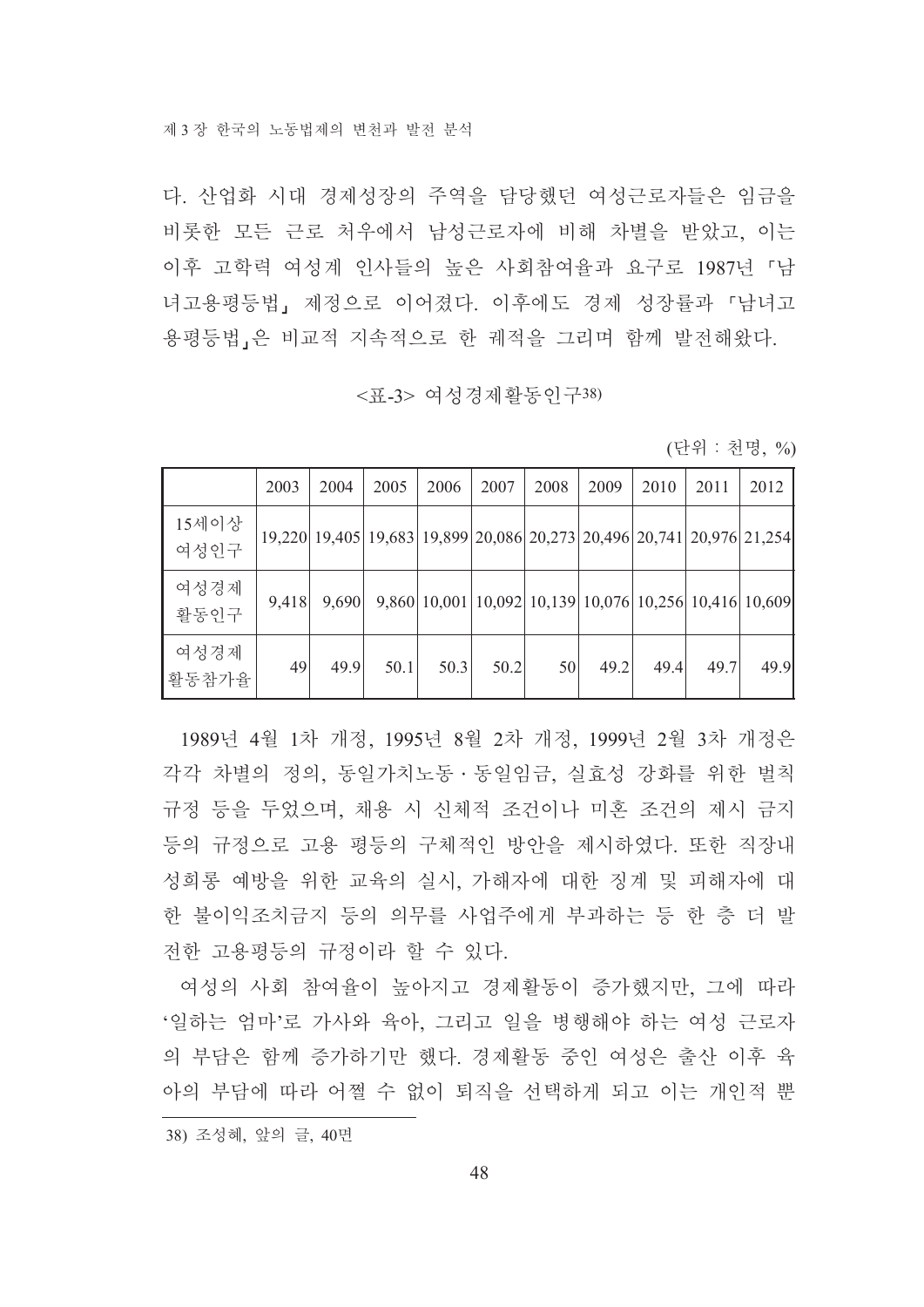다. 산업화 시대 경제성장의 주역을 담당했던 여성근로자들은 임금을 비롯한 모든 근로 처우에서 남성근로자에 비해 차별을 받았고, 이는 이후 고학력 여성계 인사들의 높은 사회참여율과 요구로 1987년 「남녀고용평등법」 제정으로 이어졌다. 이후에도 경제 성장률과 「남녀고용평등법」은 비교적 지속적으로 한 궤적을 그리며 함께 발전해왔다.

<표-3> 여성경제활동인구[38]

(단위 : 천명, %)

| | 2003 | 2004 | 2005 | 2006 | 2007 | 2008 | 2009 | 2010 | 2011 | 2012 |
|---|---|---|---|---|---|---|---|---|---|---|
| 15세이상 여성인구 | 19,220 | 19,405 | 19,683 | 19,899 | 20,086 | 20,273 | 20,496 | 20,741 | 20,976 | 21,254 |
| 여성경제 활동인구 | 9,418 | 9,690 | 9,860 | 10,001 | 10,092 | 10,139 | 10,076 | 10,256 | 10,416 | 10,609 |
| 여성경제 활동참가율 | 49 | 49.9 | 50.1 | 50.3 | 50.2 | 50 | 49.2 | 49.4 | 49.7 | 49.9 |

1989년 4월 1차 개정, 1995년 8월 2차 개정, 1999년 2월 3차 개정은 각각 차별의 정의, 동일가치노동·동일임금, 실효성 강화를 위한 벌칙 규정 등을 두었으며, 채용 시 신체적 조건이나 미혼 조건의 제시 금지 등의 규정으로 고용 평등의 구체적인 방안을 제시하였다. 또한 직장내 성희롱 예방을 위한 교육의 실시, 가해자에 대한 징계 및 피해자에 대한 불이익조치금지 등의 의무를 사업주에게 부과하는 등 한 층 더 발전한 고용평등의 규정이라 할 수 있다.

여성의 사회 참여율이 높아지고 경제활동이 증가했지만, 그에 따라 '일하는 엄마'로 가사와 육아, 그리고 일을 병행해야 하는 여성 근로자의 부담은 함께 증가하기만 했다. 경제활동 중인 여성은 출산 이후 육아의 부담에 따라 어쩔 수 없이 퇴직을 선택하게 되고 이는 개인적 뿐

38) 조성혜, 앞의 글, 40면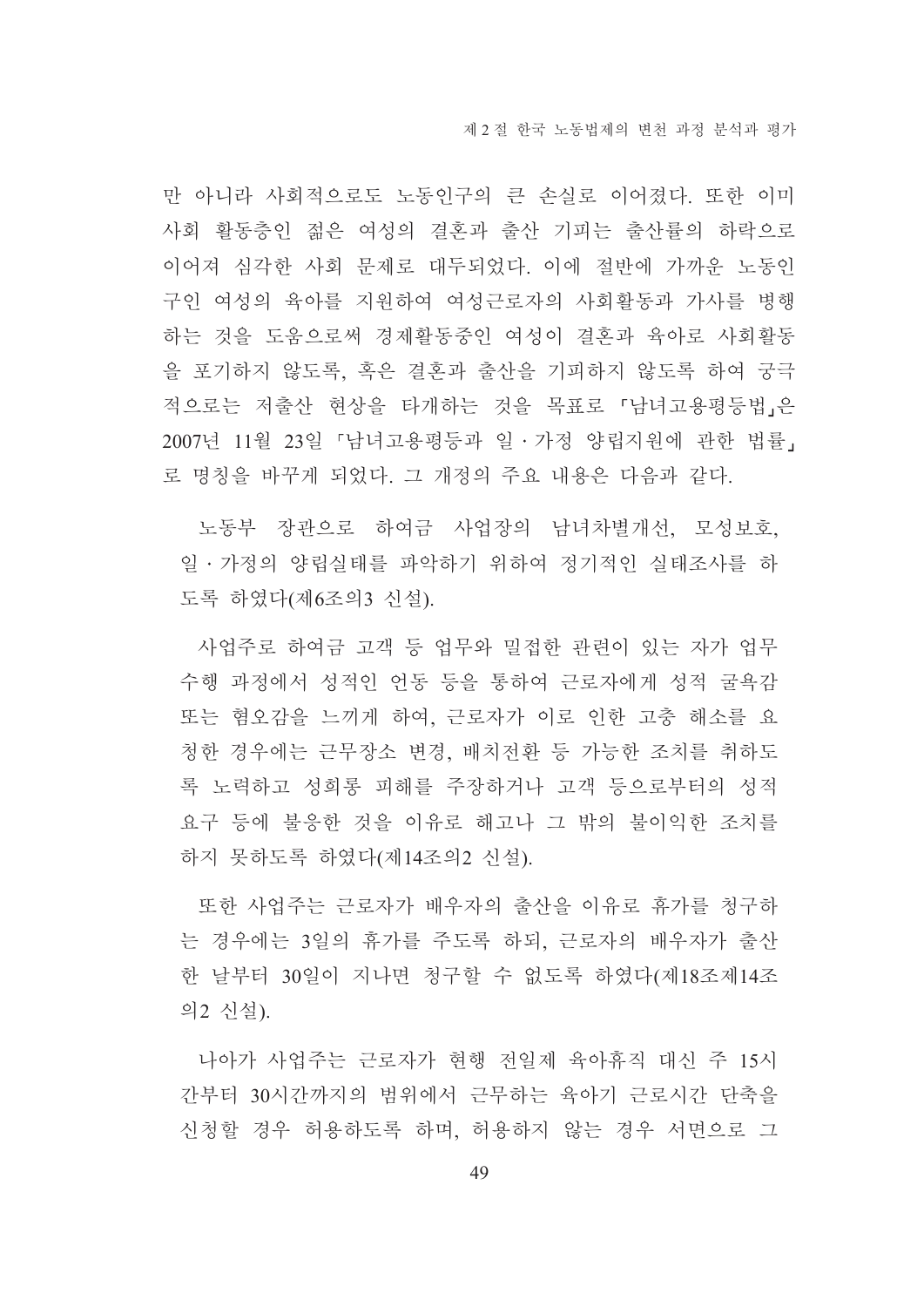만 아니라 사회적으로도 노동인구의 큰 손실로 이어졌다. 또한 이미 사회 활동층인 젊은 여성의 결혼과 출산 기피는 출산률의 하락으로 이어져 심각한 사회 문제로 대두되었다. 이에 절반에 가까운 노동인구인 여성의 육아를 지원하여 여성근로자의 사회활동과 가사를 병행하는 것을 도움으로써 경제활동중인 여성이 결혼과 육아로 사회활동을 포기하지 않도록, 혹은 결혼과 출산을 기피하지 않도록 하여 궁극적으로는 저출산 현상을 타개하는 것을 목표로 「남녀고용평등법」은 2007년 11월 23일 「남녀고용평등과 일 · 가정 양립지원에 관한 법률」로 명칭을 바꾸게 되었다. 그 개정의 주요 내용은 다음과 같다.

노동부 장관으로 하여금 사업장의 남녀차별개선, 모성보호, 일 · 가정의 양립실태를 파악하기 위하여 정기적인 실태조사를 하도록 하였다(제6조의3 신설).

사업주로 하여금 고객 등 업무와 밀접한 관련이 있는 자가 업무 수행 과정에서 성적인 언동 등을 통하여 근로자에게 성적 굴욕감 또는 혐오감을 느끼게 하여, 근로자가 이로 인한 고충 해소를 요청한 경우에는 근무장소 변경, 배치전환 등 가능한 조치를 취하도록 노력하고 성희롱 피해를 주장하거나 고객 등으로부터의 성적 요구 등에 불응한 것을 이유로 해고나 그 밖의 불이익한 조치를 하지 못하도록 하였다(제14조의2 신설).

또한 사업주는 근로자가 배우자의 출산을 이유로 휴가를 청구하는 경우에는 3일의 휴가를 주도록 하되, 근로자의 배우자가 출산한 날부터 30일이 지나면 청구할 수 없도록 하였다(제18조제14조의2 신설).

나아가 사업주는 근로자가 현행 전일제 육아휴직 대신 주 15시간부터 30시간까지의 범위에서 근무하는 육아기 근로시간 단축을 신청할 경우 허용하도록 하며, 허용하지 않는 경우 서면으로 그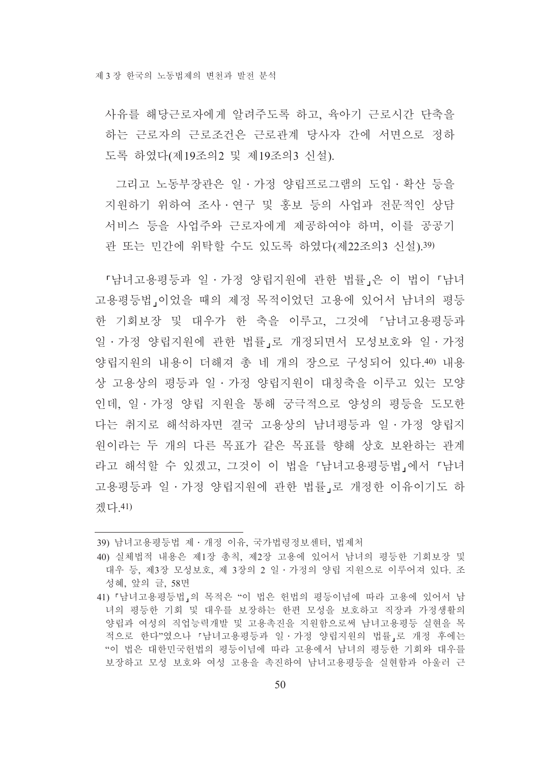사유를 해당근로자에게 알려주도록 하고, 육아기 근로시간 단축을 하는 근로자의 근로조건은 근로관계 당사자 간에 서면으로 정하도록 하였다(제19조의2 및 제19조의3 신설).

그리고 노동부장관은 일 · 가정 양립프로그램의 도입 · 확산 등을 지원하기 위하여 조사 · 연구 및 홍보 등의 사업과 전문적인 상담 서비스 등을 사업주와 근로자에게 제공하여야 하며, 이를 공공기관 또는 민간에 위탁할 수도 있도록 하였다(제22조의3 신설).[39]

「남녀고용평등과 일 · 가정 양립지원에 관한 법률」은 이 법이 「남녀고용평등법」이었을 때의 제정 목적이었던 고용에 있어서 남녀의 평등한 기회보장 및 대우가 한 축을 이루고, 그것에 「남녀고용평등과 일 · 가정 양립지원에 관한 법률」로 개정되면서 모성보호와 일 · 가정 양립지원의 내용이 더해져 총 네 개의 장으로 구성되어 있다.[40] 내용상 고용상의 평등과 일 · 가정 양립지원이 대칭축을 이루고 있는 모양인데, 일 · 가정 양립 지원을 통해 궁극적으로 양성의 평등을 도모한다는 취지로 해석하자면 결국 고용상의 남녀평등과 일 · 가정 양립지원이라는 두 개의 다른 목표가 같은 목표를 향해 상호 보완하는 관계라고 해석할 수 있겠고, 그것이 이 법을 「남녀고용평등법」에서 「남녀고용평등과 일 · 가정 양립지원에 관한 법률」로 개정한 이유이기도 하겠다.[41]

---

39) 남녀고용평등법 제 · 개정 이유, 국가법령정보센터, 법제처

40) 실체법적 내용은 제1장 총칙, 제2장 고용에 있어서 남녀의 평등한 기회보장 및 대우 등, 제3장 모성보호, 제 3장의 2 일 · 가정의 양립 지원으로 이루어져 있다. 조성혜, 앞의 글, 58면

41) 「남녀고용평등법」의 목적은 "이 법은 헌법의 평등이념에 따라 고용에 있어서 남녀의 평등한 기회 및 대우를 보장하는 한편 모성을 보호하고 직장과 가정생활의 양립과 여성의 직업능력개발 및 고용촉진을 지원함으로써 남녀고용평등 실현을 목적으로 한다"였으나 「남녀고용평등과 일 · 가정 양립지원의 법률」로 개정 후에는 "이 법은 대한민국헌법의 평등이념에 따라 고용에서 남녀의 평등한 기회와 대우를 보장하고 모성 보호와 여성 고용을 촉진하여 남녀고용평등을 실현함과 아울러 근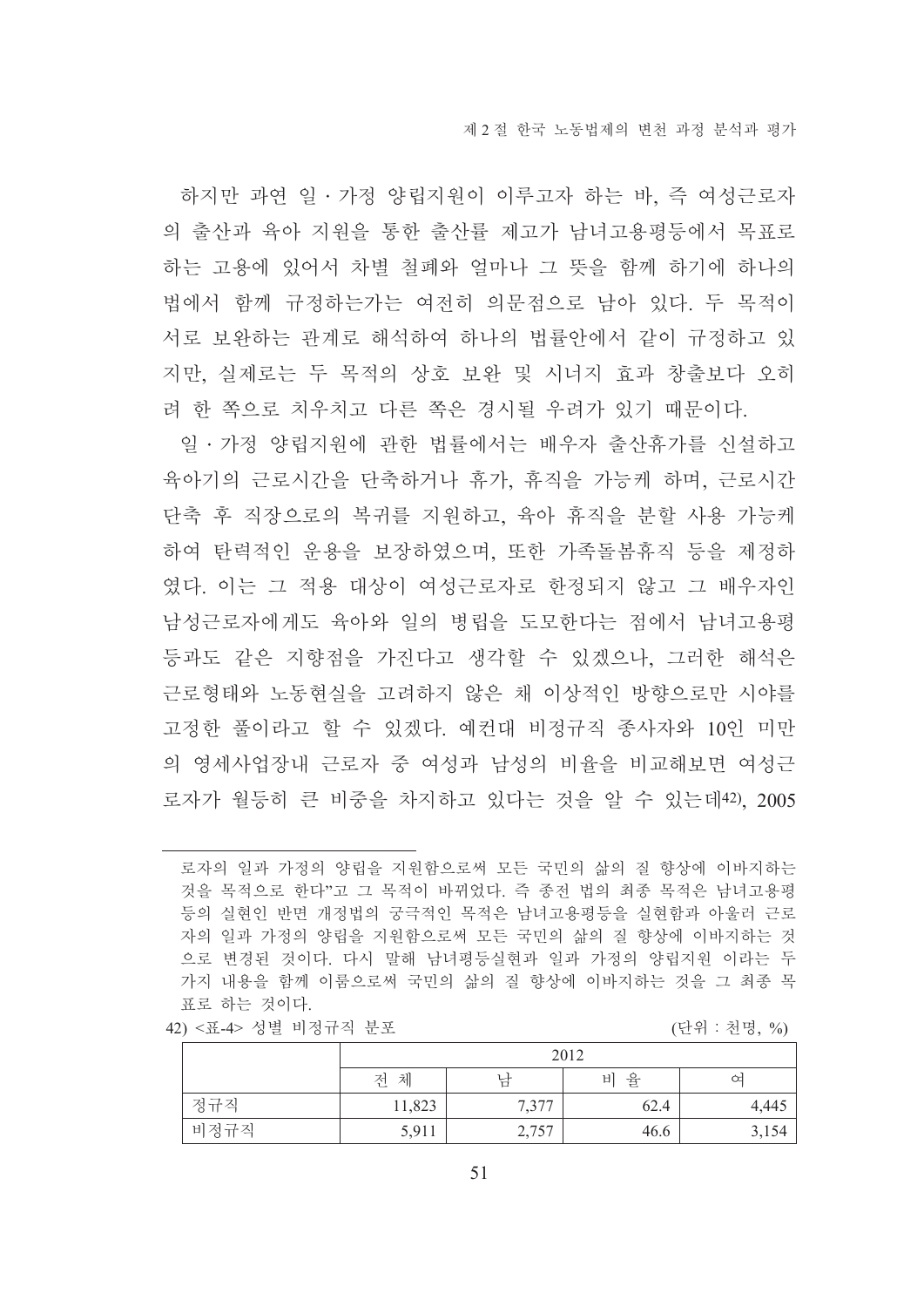하지만 과연 일·가정 양립지원이 이루고자 하는 바, 즉 여성근로자의 출산과 육아 지원을 통한 출산률 제고가 남녀고용평등에서 목표로 하는 고용에 있어서 차별 철폐와 얼마나 그 뜻을 함께 하기에 하나의 법에서 함께 규정하는가는 여전히 의문점으로 남아 있다. 두 목적이 서로 보완하는 관계로 해석하여 하나의 법률안에서 같이 규정하고 있지만, 실제로는 두 목적의 상호 보완 및 시너지 효과 창출보다 오히려 한 쪽으로 치우치고 다른 쪽은 경시될 우려가 있기 때문이다.

일·가정 양립지원에 관한 법률에서는 배우자 출산휴가를 신설하고 육아기의 근로시간을 단축하거나 휴가, 휴직을 가능케 하며, 근로시간 단축 후 직장으로의 복귀를 지원하고, 육아 휴직을 분할 사용 가능케 하여 탄력적인 운용을 보장하였으며, 또한 가족돌봄휴직 등을 제정하였다. 이는 그 적용 대상이 여성근로자로 한정되지 않고 그 배우자인 남성근로자에게도 육아와 일의 병립을 도모한다는 점에서 남녀고용평등과도 같은 지향점을 가진다고 생각할 수 있겠으나, 그러한 해석은 근로형태와 노동현실을 고려하지 않은 채 이상적인 방향으로만 시야를 고정한 풀이라고 할 수 있겠다. 예컨대 비정규직 종사자와 10인 미만의 영세사업장내 근로자 중 여성과 남성의 비율을 비교해보면 여성근로자가 월등히 큰 비중을 차지하고 있다는 것을 알 수 있는데[42], 2005

---

로자의 일과 가정의 양립을 지원함으로써 모든 국민의 삶의 질 향상에 이바지하는 것을 목적으로 한다"고 그 목적이 바뀌었다. 즉 종전 법의 최종 목적은 남녀고용평등의 실현인 반면 개정법의 궁극적인 목적은 남녀고용평등을 실현함과 아울러 근로자의 일과 가정의 양립을 지원함으로써 모든 국민의 삶의 질 향상에 이바지하는 것으로 변경된 것이다. 다시 말해 남녀평등실현과 일과 가정의 양립지원 이라는 두 가지 내용을 함께 이룸으로써 국민의 삶의 질 향상에 이바지하는 것을 그 최종 목표로 하는 것이다.

42) <표-4> 성별 비정규직 분포 (단위 : 천명, %)

| | 2012 | | | |
|---|---|---|---|---|
| | 전 체 | 남 | 비 율 | 여 |
| 정규직 | 11,823 | 7,377 | 62.4 | 4,445 |
| 비정규직 | 5,911 | 2,757 | 46.6 | 3,154 |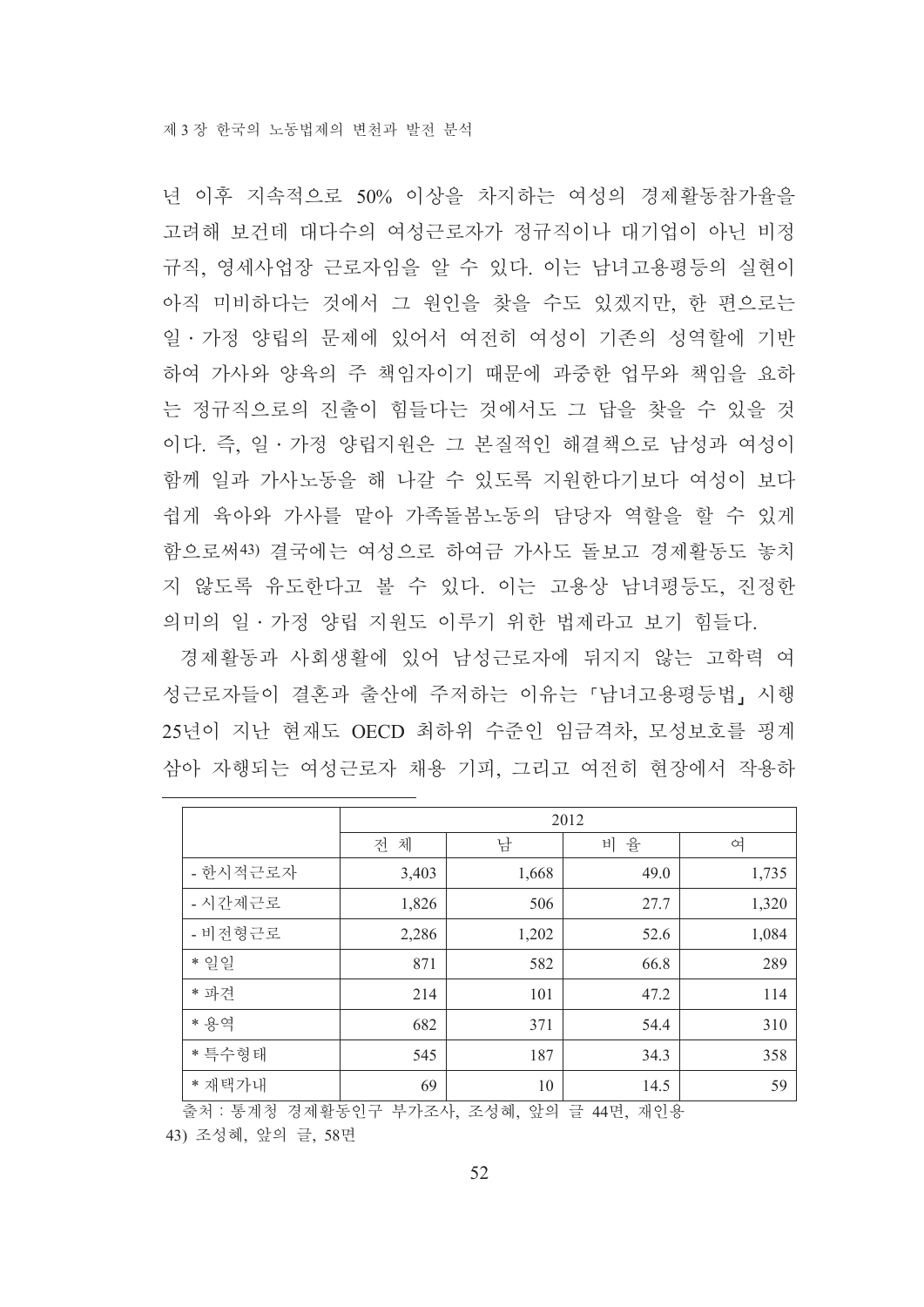년 이후 지속적으로 50% 이상을 차지하는 여성의 경제활동참가율을 고려해 보건데 대다수의 여성근로자가 정규직이나 대기업이 아닌 비정규직, 영세사업장 근로자임을 알 수 있다. 이는 남녀고용평등의 실현이 아직 미비하다는 것에서 그 원인을 찾을 수도 있겠지만, 한 편으로는 일 · 가정 양립의 문제에 있어서 여전히 여성이 기존의 성역할에 기반하여 가사와 양육의 주 책임자이기 때문에 과중한 업무와 책임을 요하는 정규직으로의 진출이 힘들다는 것에서도 그 답을 찾을 수 있을 것이다. 즉, 일 · 가정 양립지원은 그 본질적인 해결책으로 남성과 여성이 함께 일과 가사노동을 해 나갈 수 있도록 지원한다기보다 여성이 보다 쉽게 육아와 가사를 맡아 가족돌봄노동의 담당자 역할을 할 수 있게 함으로써[43] 결국에는 여성으로 하여금 가사도 돌보고 경제활동도 놓치지 않도록 유도한다고 볼 수 있다. 이는 고용상 남녀평등도, 진정한 의미의 일 · 가정 양립 지원도 이루기 위한 법제라고 보기 힘들다.

경제활동과 사회생활에 있어 남성근로자에 뒤지지 않는 고학력 여성근로자들이 결혼과 출산에 주저하는 이유는 「남녀고용평등법」 시행 25년이 지난 현재도 OECD 최하위 수준인 임금격차, 모성보호를 핑계 삼아 자행되는 여성근로자 채용 기피, 그리고 여전히 현장에서 작용하

| | 2012 | | | |
|---|---|---|---|---|
| | 전 체 | 남 | 비 율 | 여 |
| - 한시적근로자 | 3,403 | 1,668 | 49.0 | 1,735 |
| - 시간제근로 | 1,826 | 506 | 27.7 | 1,320 |
| - 비전형근로 | 2,286 | 1,202 | 52.6 | 1,084 |
| * 일일 | 871 | 582 | 66.8 | 289 |
| * 파견 | 214 | 101 | 47.2 | 114 |
| * 용역 | 682 | 371 | 54.4 | 310 |
| * 특수형태 | 545 | 187 | 34.3 | 358 |
| * 재택가내 | 69 | 10 | 14.5 | 59 |

출처 : 통계청 경제활동인구 부가조사, 조성혜, 앞의 글 44면, 재인용

43) 조성혜, 앞의 글, 58면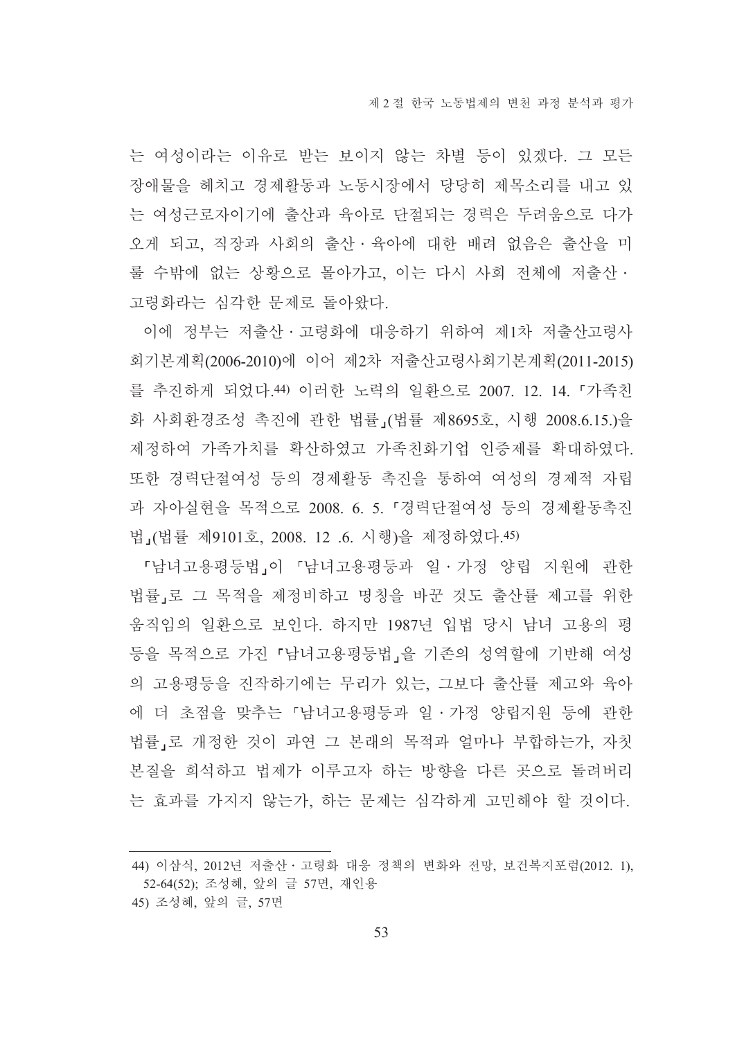는 여성이라는 이유로 받는 보이지 않는 차별 등이 있겠다. 그 모든 장애물을 헤치고 경제활동과 노동시장에서 당당히 제목소리를 내고 있는 여성근로자이기에 출산과 육아로 단절되는 경력은 두려움으로 다가오게 되고, 직장과 사회의 출산·육아에 대한 배려 없음은 출산을 미룰 수밖에 없는 상황으로 몰아가고, 이는 다시 사회 전체에 저출산·고령화라는 심각한 문제로 돌아왔다.

이에 정부는 저출산·고령화에 대응하기 위하여 제1차 저출산고령사회기본계획(2006-2010)에 이어 제2차 저출산고령사회기본계획(2011-2015)를 추진하게 되었다.[44] 이러한 노력의 일환으로 2007. 12. 14.「가족친화 사회환경조성 촉진에 관한 법률」(법률 제8695호, 시행 2008.6.15.)을 제정하여 가족가치를 확산하였고 가족친화기업 인증제를 확대하였다. 또한 경력단절여성 등의 경제활동 촉진을 통하여 여성의 경제적 자립과 자아실현을 목적으로 2008. 6. 5.「경력단절여성 등의 경제활동촉진법」(법률 제9101호, 2008. 12 .6. 시행)을 제정하였다.[45]

「남녀고용평등법」이 「남녀고용평등과 일·가정 양립 지원에 관한 법률」로 그 목적을 제정비하고 명칭을 바꾼 것도 출산률 제고를 위한 움직임의 일환으로 보인다. 하지만 1987년 입법 당시 남녀 고용의 평등을 목적으로 가진「남녀고용평등법」을 기존의 성역할에 기반해 여성의 고용평등을 진작하기에는 무리가 있는, 그보다 출산률 제고와 육아에 더 초점을 맞추는「남녀고용평등과 일·가정 양립지원 등에 관한 법률」로 개정한 것이 과연 그 본래의 목적과 얼마나 부합하는가, 자칫 본질을 희석하고 법제가 이루고자 하는 방향을 다른 곳으로 돌려버리는 효과를 가지지 않는가, 하는 문제는 심각하게 고민해야 할 것이다.

---

44) 이삼식, 2012년 저출산·고령화 대응 정책의 변화와 전망, 보건복지포럼(2012. 1), 52-64(52); 조성혜, 앞의 글 57면, 재인용

45) 조성혜, 앞의 글, 57면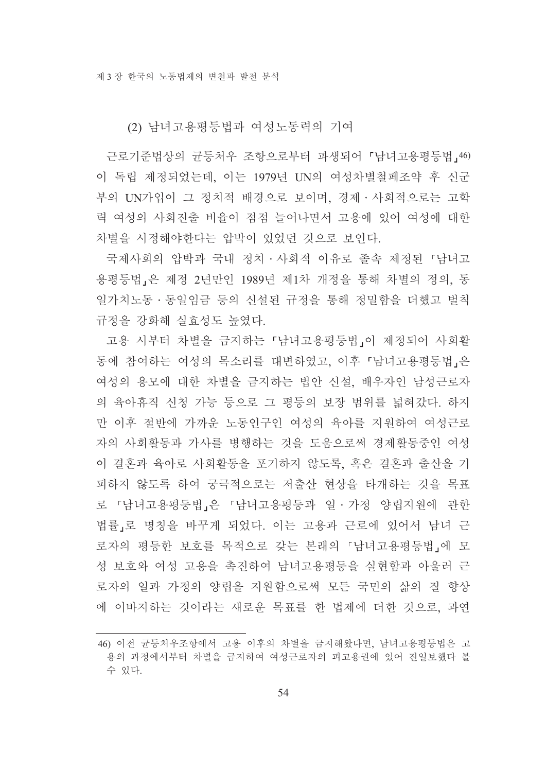### (2) 남녀고용평등법과 여성노동력의 기여

근로기준법상의 균등처우 조항으로부터 파생되어 「남녀고용평등법」[46]이 독립 제정되었는데, 이는 1979년 UN의 여성차별철폐조약 후 신군부의 UN가입이 그 정치적 배경으로 보이며, 경제·사회적으로는 고학력 여성의 사회진출 비율이 점점 늘어나면서 고용에 있어 여성에 대한 차별을 시정해야한다는 압박이 있었던 것으로 보인다.

국제사회의 압박과 국내 정치·사회적 이유로 졸속 제정된 「남녀고용평등법」은 제정 2년만인 1989년 제1차 개정을 통해 차별의 정의, 동일가치노동·동일임금 등의 신설된 규정을 통해 정밀함을 더했고 벌칙 규정을 강화해 실효성도 높였다.

고용 시부터 차별을 금지하는 「남녀고용평등법」이 제정되어 사회활동에 참여하는 여성의 목소리를 대변하였고, 이후 「남녀고용평등법」은 여성의 용모에 대한 차별을 금지하는 법안 신설, 배우자인 남성근로자의 육아휴직 신청 가능 등으로 그 평등의 보장 범위를 넓혀갔다. 하지만 이후 절반에 가까운 노동인구인 여성의 육아를 지원하여 여성근로자의 사회활동과 가사를 병행하는 것을 도움으로써 경제활동중인 여성이 결혼과 육아로 사회활동을 포기하지 않도록, 혹은 결혼과 출산을 기피하지 않도록 하여 궁극적으로는 저출산 현상을 타개하는 것을 목표로 「남녀고용평등법」은 「남녀고용평등과 일·가정 양립지원에 관한 법률」로 명칭을 바꾸게 되었다. 이는 고용과 근로에 있어서 남녀 근로자의 평등한 보호를 목적으로 갖는 본래의 「남녀고용평등법」에 모성 보호와 여성 고용을 촉진하여 남녀고용평등을 실현함과 아울러 근로자의 일과 가정의 양립을 지원함으로써 모든 국민의 삶의 질 향상에 이바지하는 것이라는 새로운 목표를 한 법제에 더한 것으로, 과연

---

[46] 이전 균등처우조항에서 고용 이후의 차별을 금지해왔다면, 남녀고용평등법은 고용의 과정에서부터 차별을 금지하여 여성근로자의 피고용권에 있어 진일보했다 볼 수 있다.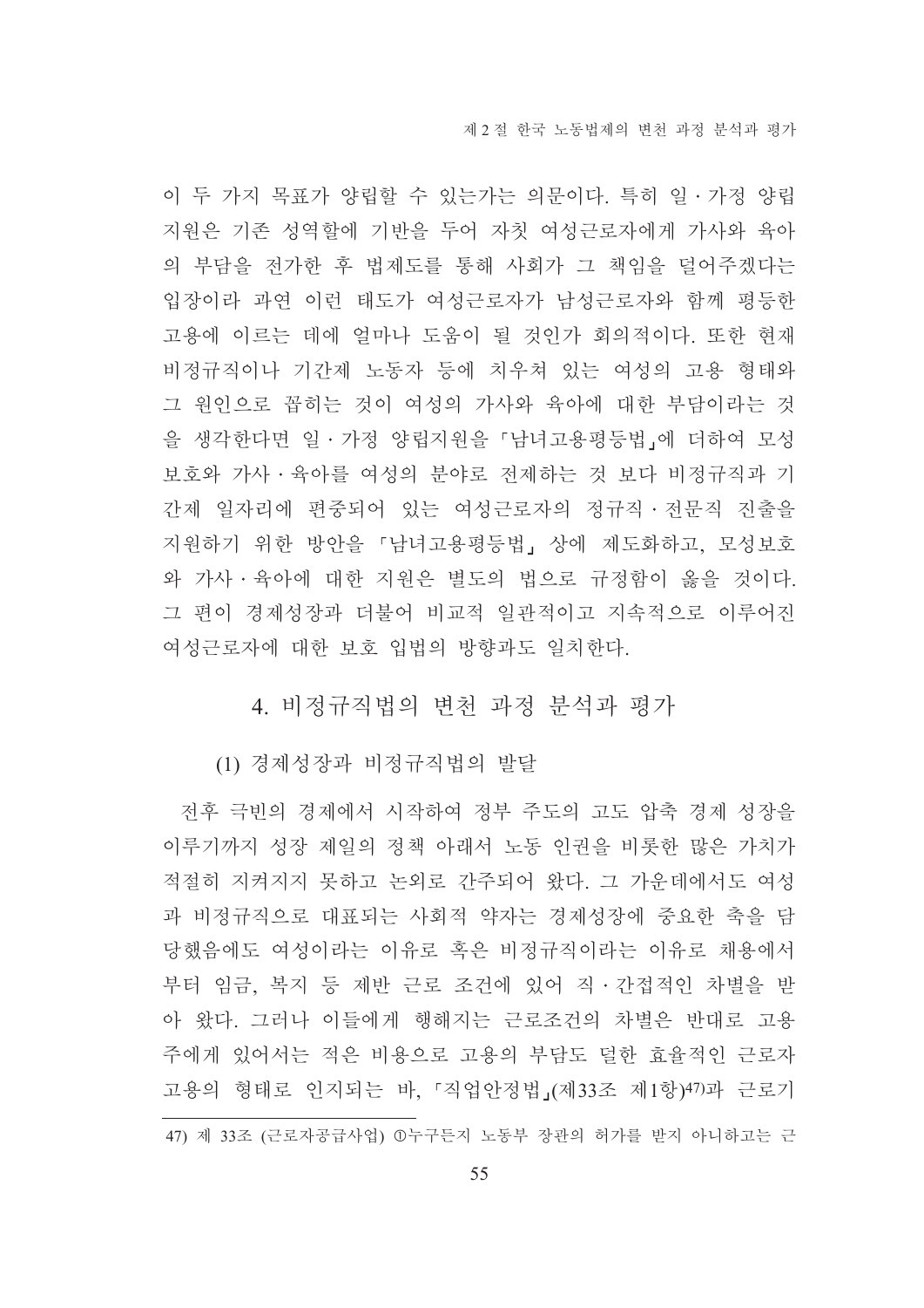이 두 가지 목표가 양립할 수 있는가는 의문이다. 특히 일·가정 양립 지원은 기존 성역할에 기반을 두어 자칫 여성근로자에게 가사와 육아의 부담을 전가한 후 법제도를 통해 사회가 그 책임을 덜어주겠다는 입장이라 과연 이런 태도가 여성근로자가 남성근로자와 함께 평등한 고용에 이르는 데에 얼마나 도움이 될 것인가 회의적이다. 또한 현재 비정규직이나 기간제 노동자 등에 치우쳐 있는 여성의 고용 형태와 그 원인으로 꼽히는 것이 여성의 가사와 육아에 대한 부담이라는 것을 생각한다면 일·가정 양립지원을 「남녀고용평등법」에 더하여 모성보호와 가사·육아를 여성의 분야로 전제하는 것 보다 비정규직과 기간제 일자리에 편중되어 있는 여성근로자의 정규직·전문직 진출을 지원하기 위한 방안을 「남녀고용평등법」 상에 제도화하고, 모성보호와 가사·육아에 대한 지원은 별도의 법으로 규정함이 옳을 것이다. 그 편이 경제성장과 더불어 비교적 일관적이고 지속적으로 이루어진 여성근로자에 대한 보호 입법의 방향과도 일치한다.

### 4. 비정규직법의 변천 과정 분석과 평가

#### (1) 경제성장과 비정규직법의 발달

전후 극빈의 경제에서 시작하여 정부 주도의 고도 압축 경제 성장을 이루기까지 성장 제일의 정책 아래서 노동 인권을 비롯한 많은 가치가 적절히 지켜지지 못하고 논외로 간주되어 왔다. 그 가운데에서도 여성과 비정규직으로 대표되는 사회적 약자는 경제성장에 중요한 축을 담당했음에도 여성이라는 이유로 혹은 비정규직이라는 이유로 채용에서부터 임금, 복지 등 제반 근로 조건에 있어 직·간접적인 차별을 받아 왔다. 그러나 이들에게 행해지는 근로조건의 차별은 반대로 고용주에게 있어서는 적은 비용으로 고용의 부담도 덜한 효율적인 근로자 고용의 형태로 인지되는 바, 「직업안정법」(제33조 제1항)[47]과 근로기

---

47) 제 33조 (근로자공급사업) ①누구든지 노동부 장관의 허가를 받지 아니하고는 근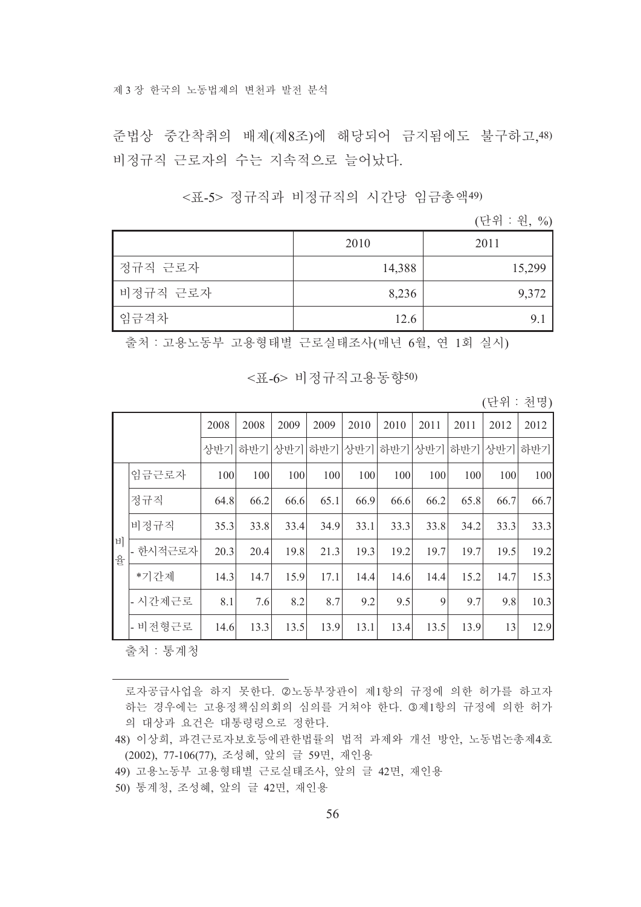준법상 중간착취의 배제(제8조)에 해당되어 금지됨에도 불구하고,[48] 비정규직 근로자의 수는 지속적으로 늘어났다.

<표-5> 정규직과 비정규직의 시간당 임금총액[49]

(단위 : 원, %)

| | 2010 | 2011 |
|---|---|---|
| 정규직 근로자 | 14,388 | 15,299 |
| 비정규직 근로자 | 8,236 | 9,372 |
| 임금격차 | 12.6 | 9.1 |

출처 : 고용노동부 고용형태별 근로실태조사(매년 6월, 연 1회 실시)

<표-6> 비정규직고용동향[50]

(단위 : 천명)

| | | 2008 | 2008 | 2009 | 2009 | 2010 | 2010 | 2011 | 2011 | 2012 | 2012 |
|---|---|---|---|---|---|---|---|---|---|---|---|
| | | 상반기 | 하반기 | 상반기 | 하반기 | 상반기 | 하반기 | 상반기 | 하반기 | 상반기 | 하반기 |
| 비율 | 임금근로자 | 100 | 100 | 100 | 100 | 100 | 100 | 100 | 100 | 100 | 100 |
| | 정규직 | 64.8 | 66.2 | 66.6 | 65.1 | 66.9 | 66.6 | 66.2 | 65.8 | 66.7 | 66.7 |
| | 비정규직 | 35.3 | 33.8 | 33.4 | 34.9 | 33.1 | 33.3 | 33.8 | 34.2 | 33.3 | 33.3 |
| | - 한시적근로자 | 20.3 | 20.4 | 19.8 | 21.3 | 19.3 | 19.2 | 19.7 | 19.7 | 19.5 | 19.2 |
| | *기간제 | 14.3 | 14.7 | 15.9 | 17.1 | 14.4 | 14.6 | 14.4 | 15.2 | 14.7 | 15.3 |
| | - 시간제근로 | 8.1 | 7.6 | 8.2 | 8.7 | 9.2 | 9.5 | 9 | 9.7 | 9.8 | 10.3 |
| | - 비전형근로 | 14.6 | 13.3 | 13.5 | 13.9 | 13.1 | 13.4 | 13.5 | 13.9 | 13 | 12.9 |

출처 : 통계청

로자공급사업을 하지 못한다. ②노동부장관이 제1항의 규정에 의한 허가를 하고자 하는 경우에는 고용정책심의회의 심의를 거쳐야 한다. ③제1항의 규정에 의한 허가의 대상과 요건은 대통령령으로 정한다.

48) 이상희, 파견근로자보호등에관한법률의 법적 과제와 개선 방안, 노동법논총제4호(2002), 77-106(77), 조성혜, 앞의 글 59면, 재인용

49) 고용노동부 고용형태별 근로실태조사, 앞의 글 42면, 재인용

50) 통계청, 조성혜, 앞의 글 42면, 재인용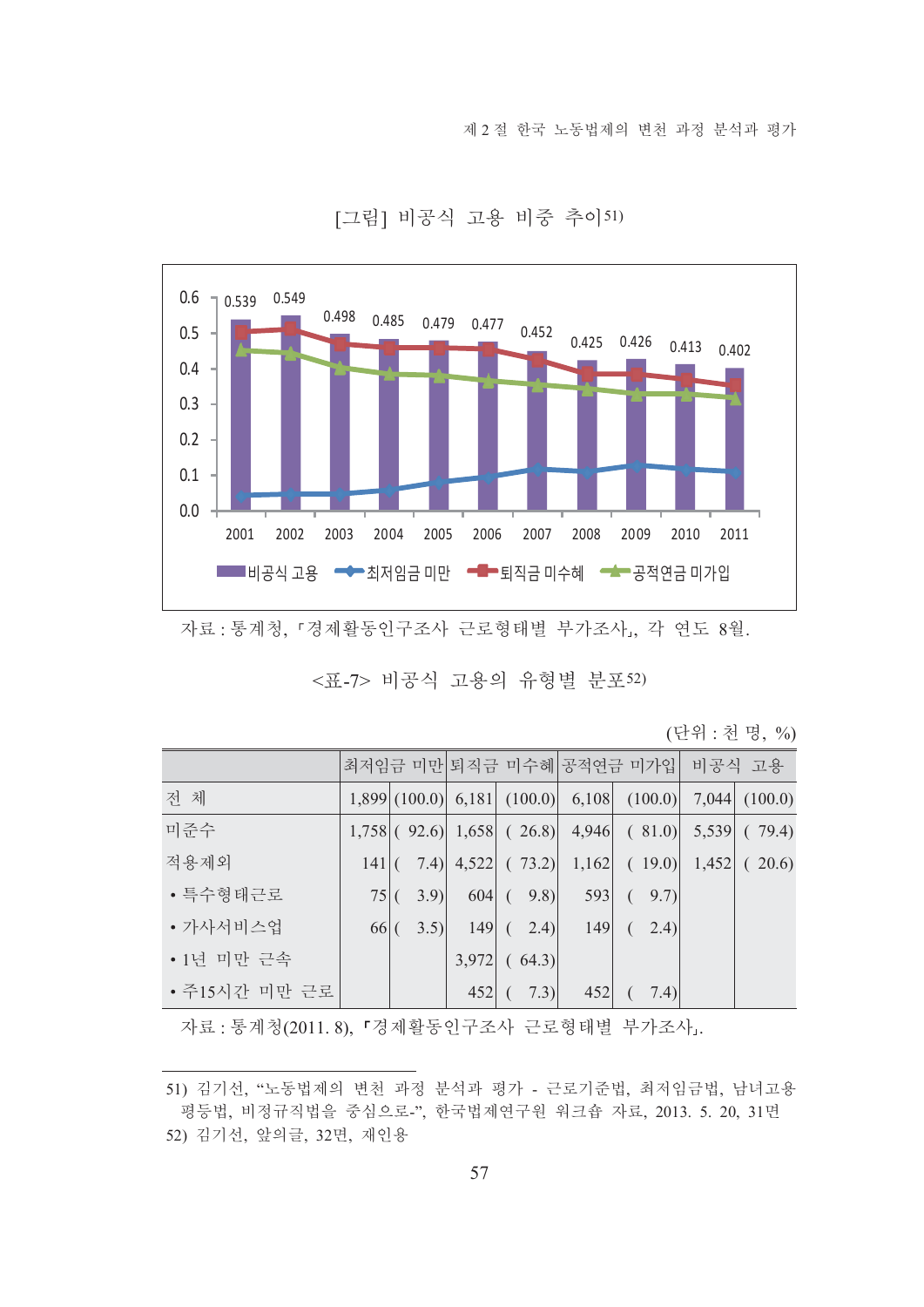[그림] 비공식 고용 비중 추이[51]

| 연도 | 2001 | 2002 | 2003 | 2004 | 2005 | 2006 | 2007 | 2008 | 2009 | 2010 | 2011 |
|---|---|---|---|---|---|---|---|---|---|---|---|
| 비공식 고용 | 0.539 | 0.549 | 0.498 | 0.485 | 0.479 | 0.477 | 0.452 | 0.425 | 0.426 | 0.413 | 0.402 |

범례: 비공식 고용, 최저임금 미만, 퇴직금 미수혜, 공적연금 미가입

자료 : 통계청, 「경제활동인구조사 근로형태별 부가조사」, 각 연도 8월.

<표-7> 비공식 고용의 유형별 분포[52]

(단위 : 천 명, %)

| | 최저임금 미만 | | 퇴직금 미수혜 | | 공적연금 미가입 | | 비공식 고용 | |
|---|---|---|---|---|---|---|---|---|
| 전 체 | 1,899 | (100.0) | 6,181 | (100.0) | 6,108 | (100.0) | 7,044 | (100.0) |
| 미준수 | 1,758 | ( 92.6) | 1,658 | ( 26.8) | 4,946 | ( 81.0) | 5,539 | ( 79.4) |
| 적용제외 | 141 | ( 7.4) | 4,522 | ( 73.2) | 1,162 | ( 19.0) | 1,452 | ( 20.6) |
| • 특수형태근로 | 75 | ( 3.9) | 604 | ( 9.8) | 593 | ( 9.7) | | |
| • 가사서비스업 | 66 | ( 3.5) | 149 | ( 2.4) | 149 | ( 2.4) | | |
| • 1년 미만 근속 | | | 3,972 | ( 64.3) | | | | |
| • 주15시간 미만 근로 | | | 452 | ( 7.3) | 452 | ( 7.4) | | |

자료 : 통계청(2011. 8), 「경제활동인구조사 근로형태별 부가조사」.

---

51) 김기선, “노동법제의 변천 과정 분석과 평가 - 근로기준법, 최저임금법, 남녀고용평등법, 비정규직법을 중심으로-”, 한국법제연구원 워크숍 자료, 2013. 5. 20, 31면

52) 김기선, 앞의글, 32면, 재인용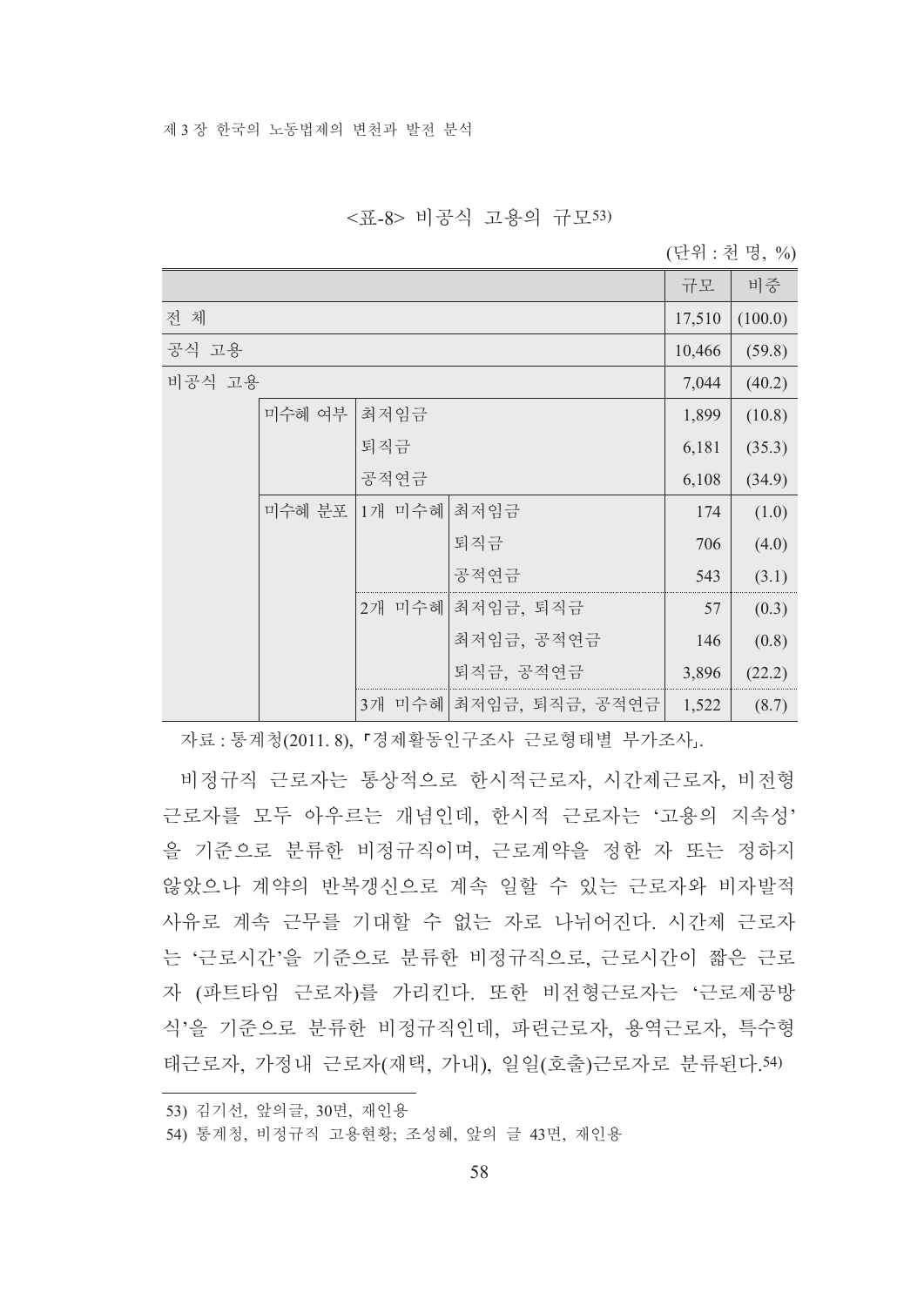<표-8> 비공식 고용의 규모[53)]

(단위 : 천 명, %)

| | | | | 규모 | 비중 |
|---|---|---|---|---|---|
| 전 체 | | | | 17,510 | (100.0) |
| 공식 고용 | | | | 10,466 | (59.8) |
| 비공식 고용 | | | | 7,044 | (40.2) |
| | 미수혜 여부 | 최저임금 | | 1,899 | (10.8) |
| | | 퇴직금 | | 6,181 | (35.3) |
| | | 공적연금 | | 6,108 | (34.9) |
| | 미수혜 분포 | 1개 미수혜 | 최저임금 | 174 | (1.0) |
| | | | 퇴직금 | 706 | (4.0) |
| | | | 공적연금 | 543 | (3.1) |
| | | 2개 미수혜 | 최저임금, 퇴직금 | 57 | (0.3) |
| | | | 최저임금, 공적연금 | 146 | (0.8) |
| | | | 퇴직금, 공적연금 | 3,896 | (22.2) |
| | | 3개 미수혜 | 최저임금, 퇴직금, 공적연금 | 1,522 | (8.7) |

자료 : 통계청(2011. 8), 「경제활동인구조사 근로형태별 부가조사」.

비정규직 근로자는 통상적으로 한시적근로자, 시간제근로자, 비전형 근로자를 모두 아우르는 개념인데, 한시적 근로자는 '고용의 지속성'을 기준으로 분류한 비정규직이며, 근로계약을 정한 자 또는 정하지 않았으나 계약의 반복갱신으로 계속 일할 수 있는 근로자와 비자발적 사유로 계속 근무를 기대할 수 없는 자로 나뉘어진다. 시간제 근로자는 '근로시간'을 기준으로 분류한 비정규직으로, 근로시간이 짧은 근로자 (파트타임 근로자)를 가리킨다. 또한 비전형근로자는 '근로제공방식'을 기준으로 분류한 비정규직인데, 파견근로자, 용역근로자, 특수형태근로자, 가정내 근로자(재택, 가내), 일일(호출)근로자로 분류된다.[54)]

---

53) 김기선, 앞의글, 30면, 재인용

54) 통계청, 비정규직 고용현황; 조성혜, 앞의 글 43면, 재인용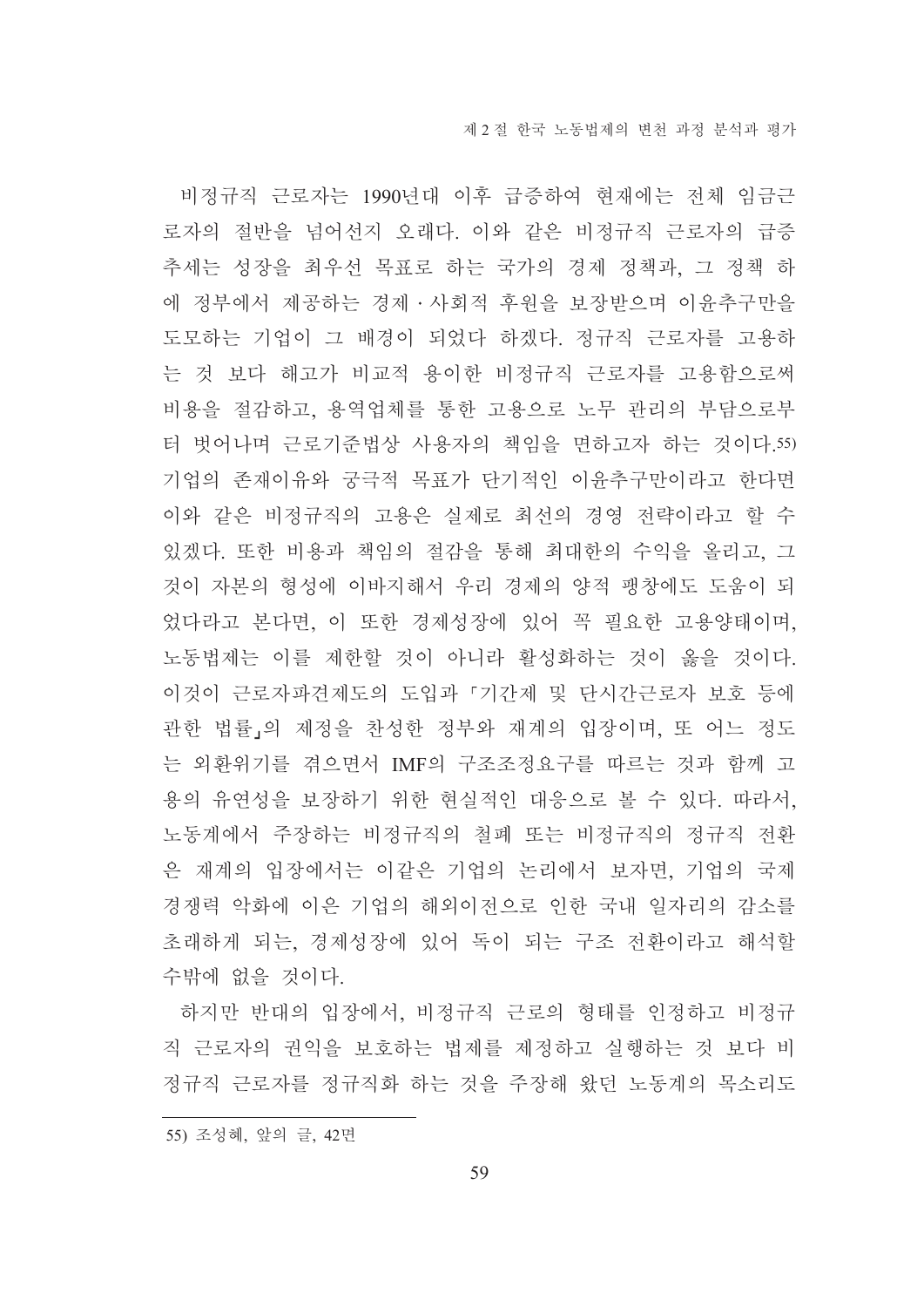비정규직 근로자는 1990년대 이후 급증하여 현재에는 전체 임금근로자의 절반을 넘어선지 오래다. 이와 같은 비정규직 근로자의 급증 추세는 성장을 최우선 목표로 하는 국가의 경제 정책과, 그 정책 하에 정부에서 제공하는 경제·사회적 후원을 보장받으며 이윤추구만을 도모하는 기업이 그 배경이 되었다 하겠다. 정규직 근로자를 고용하는 것 보다 해고가 비교적 용이한 비정규직 근로자를 고용함으로써 비용을 절감하고, 용역업체를 통한 고용으로 노무 관리의 부담으로부터 벗어나며 근로기준법상 사용자의 책임을 면하고자 하는 것이다.[55] 기업의 존재이유와 궁극적 목표가 단기적인 이윤추구만이라고 한다면 이와 같은 비정규직의 고용은 실제로 최선의 경영 전략이라고 할 수 있겠다. 또한 비용과 책임의 절감을 통해 최대한의 수익을 올리고, 그것이 자본의 형성에 이바지해서 우리 경제의 양적 팽창에도 도움이 되었다라고 본다면, 이 또한 경제성장에 있어 꼭 필요한 고용양태이며, 노동법제는 이를 제한할 것이 아니라 활성화하는 것이 옳을 것이다. 이것이 근로자파견제도의 도입과 「기간제 및 단시간근로자 보호 등에 관한 법률」의 제정을 찬성한 정부와 재계의 입장이며, 또 어느 정도는 외환위기를 겪으면서 IMF의 구조조정요구를 따르는 것과 함께 고용의 유연성을 보장하기 위한 현실적인 대응으로 볼 수 있다. 따라서, 노동계에서 주장하는 비정규직의 철폐 또는 비정규직의 정규직 전환은 재계의 입장에서는 이같은 기업의 논리에서 보자면, 기업의 국제경쟁력 악화에 이은 기업의 해외이전으로 인한 국내 일자리의 감소를 초래하게 되는, 경제성장에 있어 독이 되는 구조 전환이라고 해석할 수밖에 없을 것이다.

하지만 반대의 입장에서, 비정규직 근로의 형태를 인정하고 비정규직 근로자의 권익을 보호하는 법제를 제정하고 실행하는 것 보다 비정규직 근로자를 정규직화 하는 것을 주장해 왔던 노동계의 목소리도

---

55) 조성혜, 앞의 글, 42면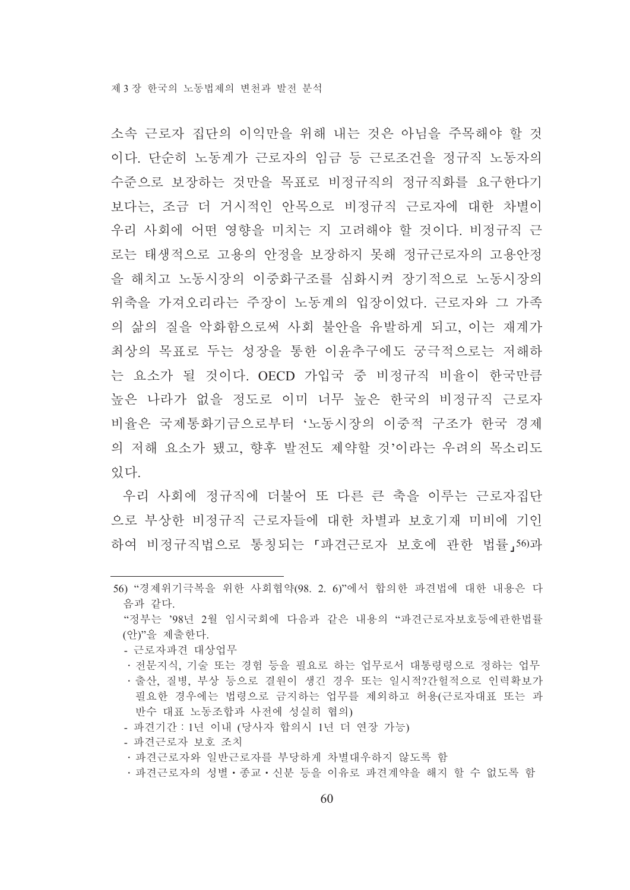소속 근로자 집단의 이익만을 위해 내는 것은 아님을 주목해야 할 것이다. 단순히 노동계가 근로자의 임금 등 근로조건을 정규직 노동자의 수준으로 보장하는 것만을 목표로 비정규직의 정규직화를 요구한다기보다는, 조금 더 거시적인 안목으로 비정규직 근로자에 대한 차별이 우리 사회에 어떤 영향을 미치는 지 고려해야 할 것이다. 비정규직 근로는 태생적으로 고용의 안정을 보장하지 못해 정규근로자의 고용안정을 해치고 노동시장의 이중화구조를 심화시켜 장기적으로 노동시장의 위축을 가져오리라는 주장이 노동계의 입장이었다. 근로자와 그 가족의 삶의 질을 악화함으로써 사회 불안을 유발하게 되고, 이는 재계가 최상의 목표로 두는 성장을 통한 이윤추구에도 궁극적으로는 저해하는 요소가 될 것이다. OECD 가입국 중 비정규직 비율이 한국만큼 높은 나라가 없을 정도로 이미 너무 높은 한국의 비정규직 근로자 비율은 국제통화기금으로부터 '노동시장의 이중적 구조가 한국 경제의 저해 요소가 됐고, 향후 발전도 제약할 것'이라는 우려의 목소리도 있다.

우리 사회에 정규직에 더불어 또 다른 큰 축을 이루는 근로자집단으로 부상한 비정규직 근로자들에 대한 차별과 보호기재 미비에 기인하여 비정규직법으로 통칭되는 「파견근로자 보호에 관한 법률」[56]과

---

56) "경제위기극복을 위한 사회협약(98. 2. 6)"에서 합의한 파견법에 대한 내용은 다음과 같다.

"정부는 '98년 2월 임시국회에 다음과 같은 내용의 "파견근로자보호등에관한법률(안)"을 제출한다.

- 근로자파견 대상업무
  - ㆍ전문지식, 기술 또는 경험 등을 필요로 하는 업무로서 대통령령으로 정하는 업무
  - ㆍ출산, 질병, 부상 등으로 결원이 생긴 경우 또는 일시적?간헐적으로 인력확보가 필요한 경우에는 법령으로 금지하는 업무를 제외하고 허용(근로자대표 또는 과반수 대표 노동조합과 사전에 성실히 협의)
- 파견기간 : 1년 이내 (당사자 합의시 1년 더 연장 가능)
- 파견근로자 보호 조치
  - ㆍ파견근로자와 일반근로자를 부당하게 차별대우하지 않도록 함
  - ㆍ파견근로자의 성별ㆍ종교ㆍ신분 등을 이유로 파견계약을 해지 할 수 없도록 함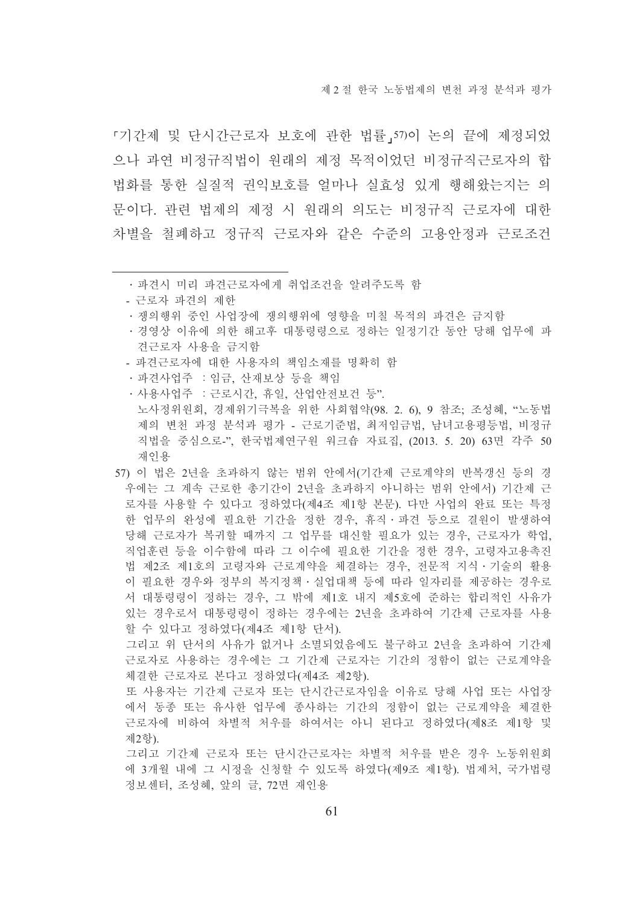「기간제 및 단시간근로자 보호에 관한 법률」[57]이 논의 끝에 제정되었으나 과연 비정규직법이 원래의 제정 목적이었던 비정규직근로자의 합법화를 통한 실질적 권익보호를 얼마나 실효성 있게 행해왔는지는 의문이다. 관련 법제의 제정 시 원래의 의도는 비정규직 근로자에 대한 차별을 철폐하고 정규직 근로자와 같은 수준의 고용안정과 근로조건

---

  · 파견시 미리 파견근로자에게 취업조건을 알려주도록 함
 - 근로자 파견의 제한
  · 쟁의행위 중인 사업장에 쟁의행위에 영향을 미칠 목적의 파견은 금지함
  · 경영상 이유에 의한 해고후 대통령령으로 정하는 일정기간 동안 당해 업무에 파견근로자 사용을 금지함
 - 파견근로자에 대한 사용자의 책임소재를 명확히 함
  · 파견사업주 : 임금, 산재보상 등을 책임
  · 사용사업주 : 근로시간, 휴일, 산업안전보건 등".
  노사정위원회, 경제위기극복을 위한 사회협약(98. 2. 6), 9 참조; 조성혜, "노동법제의 변천 과정 분석과 평가 - 근로기준법, 최저임금법, 남녀고용평등법, 비정규직법을 중심으로-", 한국법제연구원 워크숍 자료집, (2013. 5. 20) 63면 각주 50 재인용

57) 이 법은 2년을 초과하지 않는 범위 안에서(기간제 근로계약의 반복갱신 등의 경우에는 그 계속 근로한 총기간이 2년을 초과하지 아니하는 범위 안에서) 기간제 근로자를 사용할 수 있다고 정하였다(제4조 제1항 본문). 다만 사업의 완료 또는 특정한 업무의 완성에 필요한 기간을 정한 경우, 휴직·파견 등으로 결원이 발생하여 당해 근로자가 복귀할 때까지 그 업무를 대신할 필요가 있는 경우, 근로자가 학업, 직업훈련 등을 이수함에 따라 그 이수에 필요한 기간을 정한 경우, 고령자고용촉진법 제2조 제1호의 고령자와 근로계약을 체결하는 경우, 전문적 지식·기술의 활용이 필요한 경우와 정부의 복지정책·실업대책 등에 따라 일자리를 제공하는 경우로서 대통령령이 정하는 경우, 그 밖에 제1호 내지 제5호에 준하는 합리적인 사유가 있는 경우로서 대통령령이 정하는 경우에는 2년을 초과하여 기간제 근로자를 사용할 수 있다고 정하였다(제4조 제1항 단서).
그리고 위 단서의 사유가 없거나 소멸되었음에도 불구하고 2년을 초과하여 기간제 근로자로 사용하는 경우에는 그 기간제 근로자는 기간의 정함이 없는 근로계약을 체결한 근로자로 본다고 정하였다(제4조 제2항).
또 사용자는 기간제 근로자 또는 단시간근로자임을 이유로 당해 사업 또는 사업장에서 동종 또는 유사한 업무에 종사하는 기간의 정함이 없는 근로계약을 체결한 근로자에 비하여 차별적 처우를 하여서는 아니 된다고 정하였다(제8조 제1항 및 제2항).
그리고 기간제 근로자 또는 단시간근로자는 차별적 처우를 받은 경우 노동위원회에 3개월 내에 그 시정을 신청할 수 있도록 하였다(제9조 제1항). 법제처, 국가법령정보센터, 조성혜, 앞의 글, 72면 재인용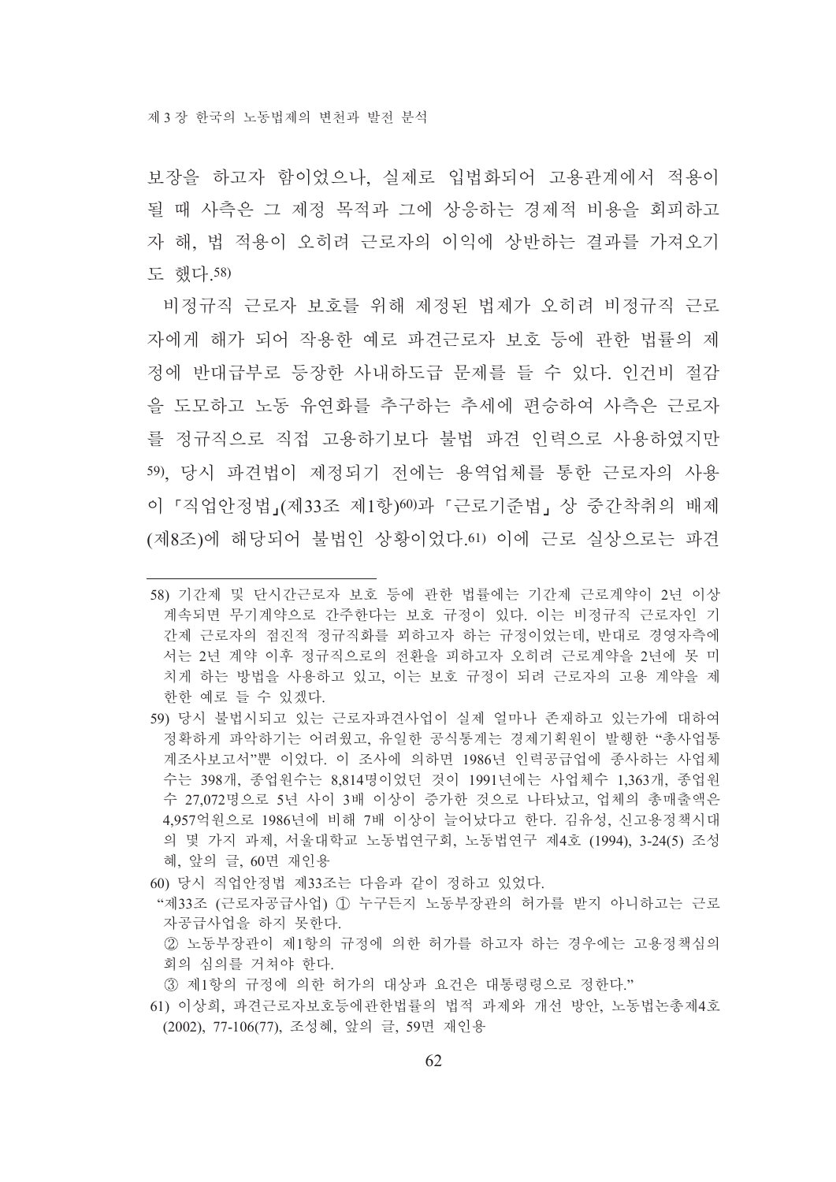보장을 하고자 함이었으나, 실제로 입법화되어 고용관계에서 적용이 될 때 사측은 그 제정 목적과 그에 상응하는 경제적 비용을 회피하고자 해, 법 적용이 오히려 근로자의 이익에 상반하는 결과를 가져오기도 했다.[58)]

비정규직 근로자 보호를 위해 제정된 법제가 오히려 비정규직 근로자에게 해가 되어 작용한 예로 파견근로자 보호 등에 관한 법률의 제정에 반대급부로 등장한 사내하도급 문제를 들 수 있다. 인건비 절감을 도모하고 노동 유연화를 추구하는 추세에 편승하여 사측은 근로자를 정규직으로 직접 고용하기보다 불법 파견 인력으로 사용하였지만[59)], 당시 파견법이 제정되기 전에는 용역업체를 통한 근로자의 사용이 「직업안정법」(제33조 제1항)[60)]과 「근로기준법」 상 중간착취의 배제(제8조)에 해당되어 불법인 상황이었다.[61)] 이에 근로 실상으로는 파견

---

58) 기간제 및 단시간근로자 보호 등에 관한 법률에는 기간제 근로계약이 2년 이상 계속되면 무기계약으로 간주한다는 보호 규정이 있다. 이는 비정규직 근로자인 기간제 근로자의 점진적 정규직화를 꾀하고자 하는 규정이었는데, 반대로 경영자측에서는 2년 계약 이후 정규직으로의 전환을 피하고자 오히려 근로계약을 2년에 못 미치게 하는 방법을 사용하고 있고, 이는 보호 규정이 되려 근로자의 고용 계약을 제한한 예로 들 수 있겠다.

59) 당시 불법시되고 있는 근로자파견사업이 실제 얼마나 존재하고 있는가에 대하여 정확하게 파악하기는 어려웠고, 유일한 공식통계는 경제기획원이 발행한 "총사업통계조사보고서"뿐 이었다. 이 조사에 의하면 1986년 인력공급업에 종사하는 사업체 수는 398개, 종업원수는 8,814명이었던 것이 1991년에는 사업체수 1,363개, 종업원수 27,072명으로 5년 사이 3배 이상이 증가한 것으로 나타났고, 업체의 총매출액은 4,957억원으로 1986년에 비해 7배 이상이 늘어났다고 한다. 김유성, 신고용정책시대의 몇 가지 과제, 서울대학교 노동법연구회, 노동법연구 제4호 (1994), 3-24(5) 조성혜, 앞의 글, 60면 재인용

60) 당시 직업안정법 제33조는 다음과 같이 정하고 있었다.

"제33조 (근로자공급사업) ① 누구든지 노동부장관의 허가를 받지 아니하고는 근로자공급사업을 하지 못한다.

② 노동부장관이 제1항의 규정에 의한 허가를 하고자 하는 경우에는 고용정책심의회의 심의를 거쳐야 한다.

③ 제1항의 규정에 의한 허가의 대상과 요건은 대통령령으로 정한다."

61) 이상희, 파견근로자보호등에관한법률의 법적 과제와 개선 방안, 노동법논총제4호 (2002), 77-106(77), 조성혜, 앞의 글, 59면 재인용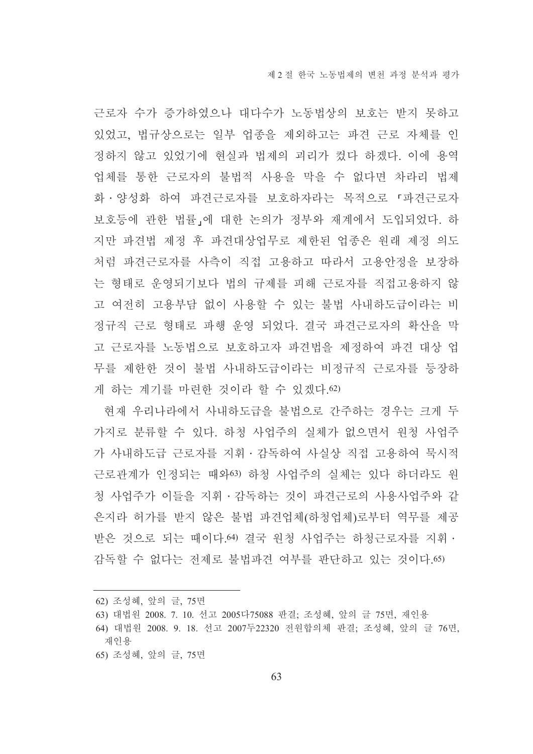근로자 수가 증가하였으나 대다수가 노동법상의 보호는 받지 못하고 있었고, 법규상으로는 일부 업종을 제외하고는 파견 근로 자체를 인정하지 않고 있었기에 현실과 법제의 괴리가 컸다 하겠다. 이에 용역업체를 통한 근로자의 불법적 사용을 막을 수 없다면 차라리 법제화·양성화 하여 파견근로자를 보호하자라는 목적으로 「파견근로자보호등에 관한 법률」에 대한 논의가 정부와 재계에서 도입되었다. 하지만 파견법 제정 후 파견대상업무로 제한된 업종은 원래 제정 의도처럼 파견근로자를 사측이 직접 고용하고 따라서 고용안정을 보장하는 형태로 운영되기보다 법의 규제를 피해 근로자를 직접고용하지 않고 여전히 고용부담 없이 사용할 수 있는 불법 사내하도급이라는 비정규직 근로 형태로 파행 운영 되었다. 결국 파견근로자의 확산을 막고 근로자를 노동법으로 보호하고자 파견법을 제정하여 파견 대상 업무를 제한한 것이 불법 사내하도급이라는 비정규직 근로자를 등장하게 하는 계기를 마련한 것이라 할 수 있겠다.[62]

현재 우리나라에서 사내하도급을 불법으로 간주하는 경우는 크게 두 가지로 분류할 수 있다. 하청 사업주의 실체가 없으면서 원청 사업주가 사내하도급 근로자를 지휘·감독하여 사실상 직접 고용하여 묵시적 근로관계가 인정되는 때와[63] 하청 사업주의 실체는 있다 하더라도 원청 사업주가 이들을 지휘·감독하는 것이 파견근로의 사용사업주와 같은지라 허가를 받지 않은 불법 파견업체(하청업체)로부터 역무를 제공받은 것으로 되는 때이다.[64] 결국 원청 사업주는 하청근로자를 지휘·감독할 수 없다는 전제로 불법파견 여부를 판단하고 있는 것이다.[65]

---

62) 조성혜, 앞의 글, 75면

63) 대법원 2008. 7. 10. 선고 2005다75088 판결; 조성혜, 앞의 글 75면, 재인용

64) 대법원 2008. 9. 18. 선고 2007두22320 전원합의체 판결; 조성혜, 앞의 글 76면, 재인용

65) 조성혜, 앞의 글, 75면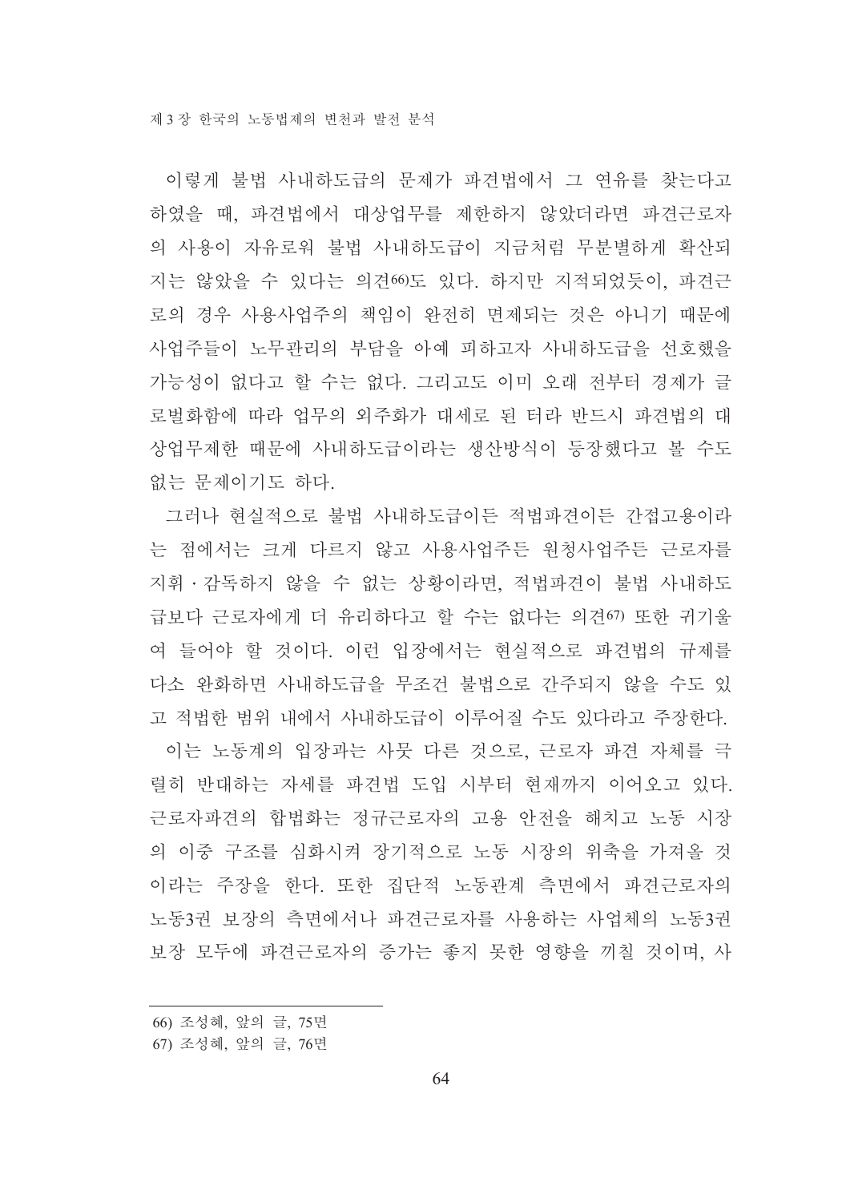이렇게 불법 사내하도급의 문제가 파견법에서 그 연유를 찾는다고 하였을 때, 파견법에서 대상업무를 제한하지 않았더라면 파견근로자의 사용이 자유로워 불법 사내하도급이 지금처럼 무분별하게 확산되지는 않았을 수 있다는 의견[66]도 있다. 하지만 지적되었듯이, 파견근로의 경우 사용사업주의 책임이 완전히 면제되는 것은 아니기 때문에 사업주들이 노무관리의 부담을 아예 피하고자 사내하도급을 선호했을 가능성이 없다고 할 수는 없다. 그리고도 이미 오래 전부터 경제가 글로벌화함에 따라 업무의 외주화가 대세로 된 터라 반드시 파견법의 대상업무제한 때문에 사내하도급이라는 생산방식이 등장했다고 볼 수도 없는 문제이기도 하다.

그러나 현실적으로 불법 사내하도급이든 적법파견이든 간접고용이라는 점에서는 크게 다르지 않고 사용사업주든 원청사업주든 근로자를 지휘・감독하지 않을 수 없는 상황이라면, 적법파견이 불법 사내하도급보다 근로자에게 더 유리하다고 할 수는 없다는 의견[67] 또한 귀기울여 들어야 할 것이다. 이런 입장에서는 현실적으로 파견법의 규제를 다소 완화하면 사내하도급을 무조건 불법으로 간주되지 않을 수도 있고 적법한 범위 내에서 사내하도급이 이루어질 수도 있다라고 주장한다.

이는 노동계의 입장과는 사뭇 다른 것으로, 근로자 파견 자체를 극렬히 반대하는 자세를 파견법 도입 시부터 현재까지 이어오고 있다. 근로자파견의 합법화는 정규근로자의 고용 안전을 해치고 노동 시장의 이중 구조를 심화시켜 장기적으로 노동 시장의 위축을 가져올 것이라는 주장을 한다. 또한 집단적 노동관계 측면에서 파견근로자의 노동3권 보장의 측면에서나 파견근로자를 사용하는 사업체의 노동3권 보장 모두에 파견근로자의 증가는 좋지 못한 영향을 끼칠 것이며, 사

---

66) 조성혜, 앞의 글, 75면

67) 조성혜, 앞의 글, 76면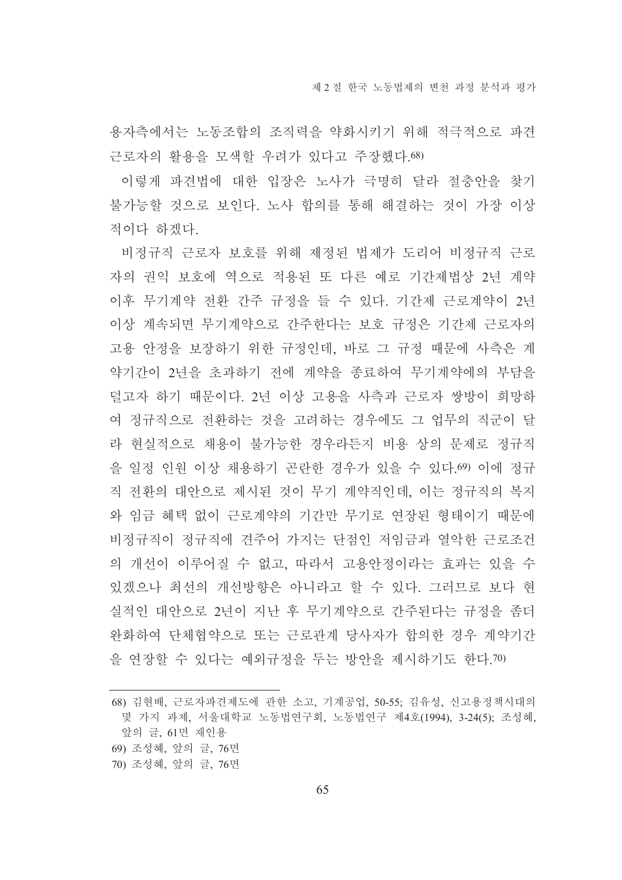용자측에서는 노동조합의 조직력을 약화시키기 위해 적극적으로 파견 근로자의 활용을 모색할 우려가 있다고 주장했다.[68]

이렇게 파견법에 대한 입장은 노사가 극명히 달라 절충안을 찾기 불가능할 것으로 보인다. 노사 합의를 통해 해결하는 것이 가장 이상적이다 하겠다.

비정규직 근로자 보호를 위해 제정된 법제가 도리어 비정규직 근로자의 권익 보호에 역으로 적용된 또 다른 예로 기간제법상 2년 계약 이후 무기계약 전환 간주 규정을 들 수 있다. 기간제 근로계약이 2년 이상 계속되면 무기계약으로 간주한다는 보호 규정은 기간제 근로자의 고용 안정을 보장하기 위한 규정인데, 바로 그 규정 때문에 사측은 계약기간이 2년을 초과하기 전에 계약을 종료하여 무기계약에의 부담을 덜고자 하기 때문이다. 2년 이상 고용을 사측과 근로자 쌍방이 희망하여 정규직으로 전환하는 것을 고려하는 경우에도 그 업무의 직군이 달라 현실적으로 채용이 불가능한 경우라든지 비용 상의 문제로 정규직을 일정 인원 이상 채용하기 곤란한 경우가 있을 수 있다.[69] 이에 정규직 전환의 대안으로 제시된 것이 무기 계약직인데, 이는 정규직의 복지와 임금 혜택 없이 근로계약의 기간만 무기로 연장된 형태이기 때문에 비정규직이 정규직에 견주어 가지는 단점인 저임금과 열악한 근로조건의 개선이 이루어질 수 없고, 따라서 고용안정이라는 효과는 있을 수 있겠으나 최선의 개선방향은 아니라고 할 수 있다. 그러므로 보다 현실적인 대안으로 2년이 지난 후 무기계약으로 간주된다는 규정을 좀더 완화하여 단체협약으로 또는 근로관계 당사자가 합의한 경우 계약기간을 연장할 수 있다는 예외규정을 두는 방안을 제시하기도 한다.[70]

---

68) 김현배, 근로자파견제도에 관한 소고, 기계공업, 50-55; 김유성, 신고용정책시대의 몇 가지 과제, 서울대학교 노동법연구회, 노동법연구 제4호(1994), 3-24(5); 조성혜, 앞의 글, 61면 재인용

69) 조성혜, 앞의 글, 76면

70) 조성혜, 앞의 글, 76면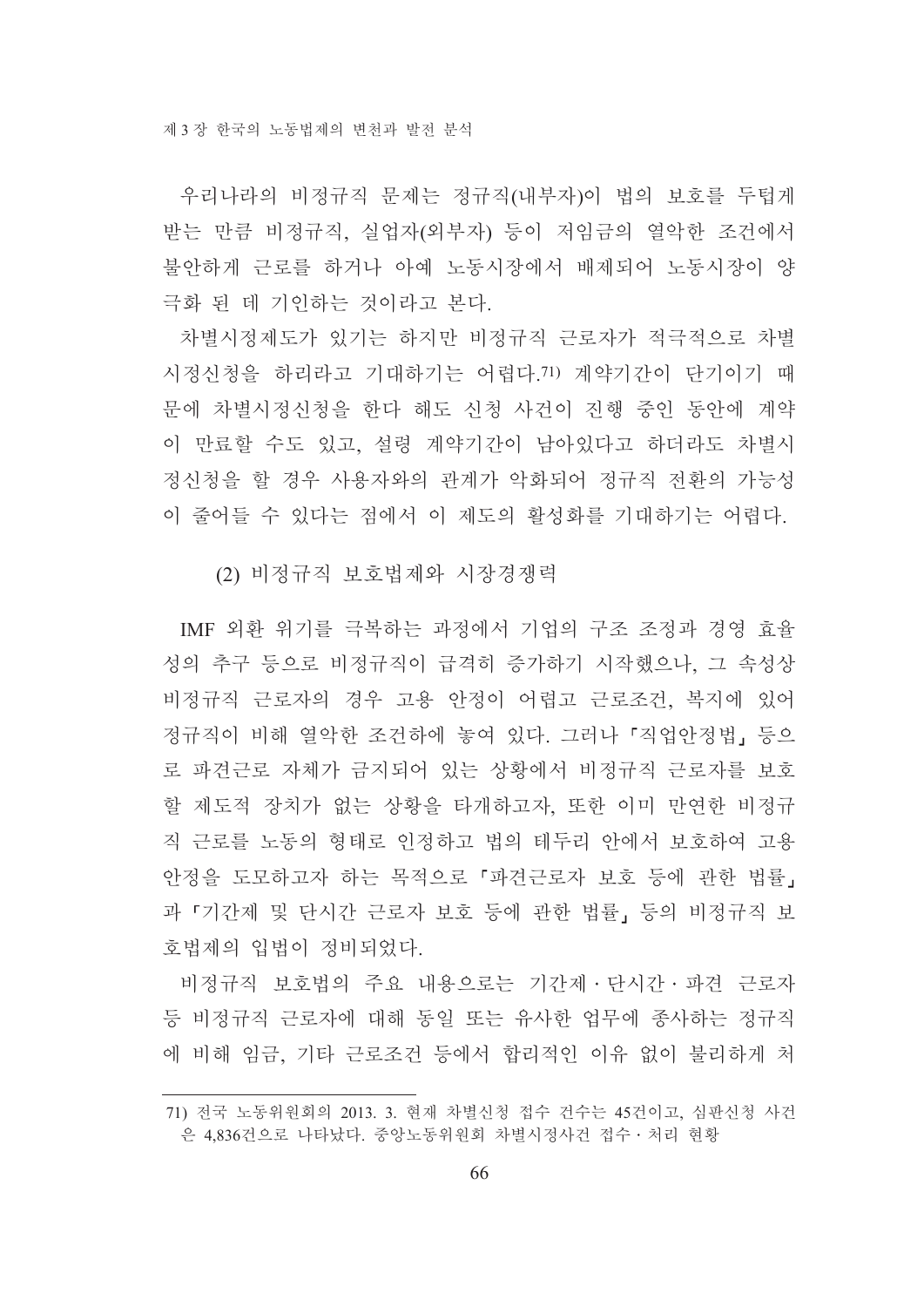우리나라의 비정규직 문제는 정규직(내부자)이 법의 보호를 두텁게 받는 만큼 비정규직, 실업자(외부자) 등이 저임금의 열악한 조건에서 불안하게 근로를 하거나 아예 노동시장에서 배제되어 노동시장이 양극화 된 데 기인하는 것이라고 본다.

차별시정제도가 있기는 하지만 비정규직 근로자가 적극적으로 차별시정신청을 하리라고 기대하기는 어렵다.[71] 계약기간이 단기이기 때문에 차별시정신청을 한다 해도 신청 사건이 진행 중인 동안에 계약이 만료할 수도 있고, 설령 계약기간이 남아있다고 하더라도 차별시정신청을 할 경우 사용자와의 관계가 악화되어 정규직 전환의 가능성이 줄어들 수 있다는 점에서 이 제도의 활성화를 기대하기는 어렵다.

### (2) 비정규직 보호법제와 시장경쟁력

IMF 외환 위기를 극복하는 과정에서 기업의 구조 조정과 경영 효율성의 추구 등으로 비정규직이 급격히 증가하기 시작했으나, 그 속성상 비정규직 근로자의 경우 고용 안정이 어렵고 근로조건, 복지에 있어 정규직이 비해 열악한 조건하에 놓여 있다. 그러나 「직업안정법」 등으로 파견근로 자체가 금지되어 있는 상황에서 비정규직 근로자를 보호할 제도적 장치가 없는 상황을 타개하고자, 또한 이미 만연한 비정규직 근로를 노동의 형태로 인정하고 법의 테두리 안에서 보호하여 고용안정을 도모하고자 하는 목적으로 「파견근로자 보호 등에 관한 법률」과 「기간제 및 단시간 근로자 보호 등에 관한 법률」 등의 비정규직 보호법제의 입법이 정비되었다.

비정규직 보호법의 주요 내용으로는 기간제·단시간·파견 근로자 등 비정규직 근로자에 대해 동일 또는 유사한 업무에 종사하는 정규직에 비해 임금, 기타 근로조건 등에서 합리적인 이유 없이 불리하게 처

---

71) 전국 노동위원회의 2013. 3. 현재 차별신청 접수 건수는 45건이고, 심판신청 사건은 4,836건으로 나타났다. 중앙노동위원회 차별시정사건 접수·처리 현황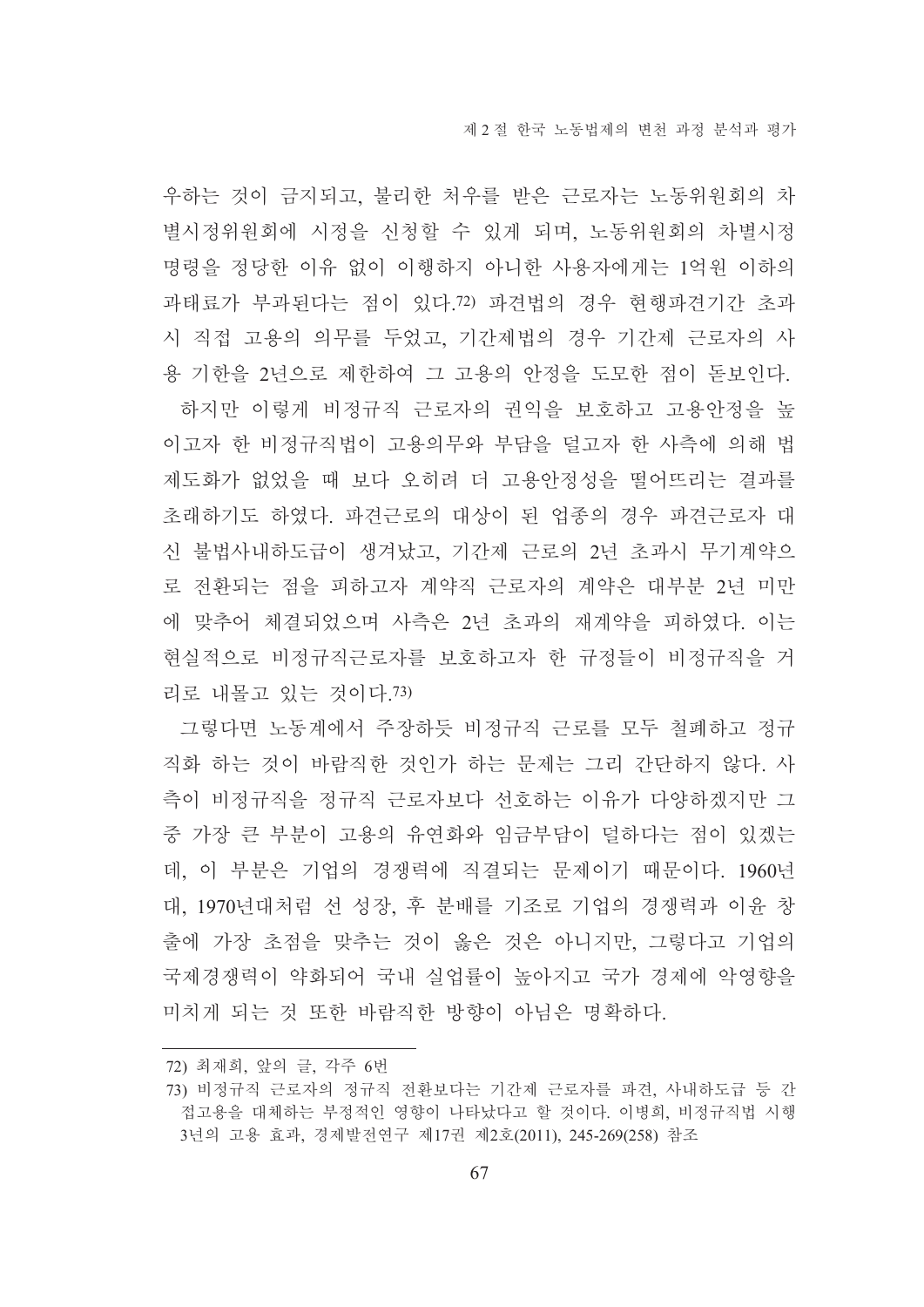우하는 것이 금지되고, 불리한 처우를 받은 근로자는 노동위원회의 차별시정위원회에 시정을 신청할 수 있게 되며, 노동위원회의 차별시정명령을 정당한 이유 없이 이행하지 아니한 사용자에게는 1억원 이하의 과태료가 부과된다는 점이 있다.[72] 파견법의 경우 현행파견기간 초과시 직접 고용의 의무를 두었고, 기간제법의 경우 기간제 근로자의 사용 기한을 2년으로 제한하여 그 고용의 안정을 도모한 점이 돋보인다.

하지만 이렇게 비정규직 근로자의 권익을 보호하고 고용안정을 높이고자 한 비정규직법이 고용의무와 부담을 덜고자 한 사측에 의해 법제도화가 없었을 때 보다 오히려 더 고용안정성을 떨어뜨리는 결과를 초래하기도 하였다. 파견근로의 대상이 된 업종의 경우 파견근로자 대신 불법사내하도급이 생겨났고, 기간제 근로의 2년 초과시 무기계약으로 전환되는 점을 피하고자 계약직 근로자의 계약은 대부분 2년 미만에 맞추어 체결되었으며 사측은 2년 초과의 재계약을 피하였다. 이는 현실적으로 비정규직근로자를 보호하고자 한 규정들이 비정규직을 거리로 내몰고 있는 것이다.[73]

그렇다면 노동계에서 주장하듯 비정규직 근로를 모두 철폐하고 정규직화 하는 것이 바람직한 것인가 하는 문제는 그리 간단하지 않다. 사측이 비정규직을 정규직 근로자보다 선호하는 이유가 다양하겠지만 그 중 가장 큰 부분이 고용의 유연화와 임금부담이 덜하다는 점이 있겠는데, 이 부분은 기업의 경쟁력에 직결되는 문제이기 때문이다. 1960년대, 1970년대처럼 선 성장, 후 분배를 기조로 기업의 경쟁력과 이윤 창출에 가장 초점을 맞추는 것이 옳은 것은 아니지만, 그렇다고 기업의 국제경쟁력이 약화되어 국내 실업률이 높아지고 국가 경제에 악영향을 미치게 되는 것 또한 바람직한 방향이 아님은 명확하다.

---

72) 최재희, 앞의 글, 각주 6번

73) 비정규직 근로자의 정규직 전환보다는 기간제 근로자를 파견, 사내하도급 등 간접고용을 대체하는 부정적인 영향이 나타났다고 할 것이다. 이병희, 비정규직법 시행 3년의 고용 효과, 경제발전연구 제17권 제2호(2011), 245-269(258) 참조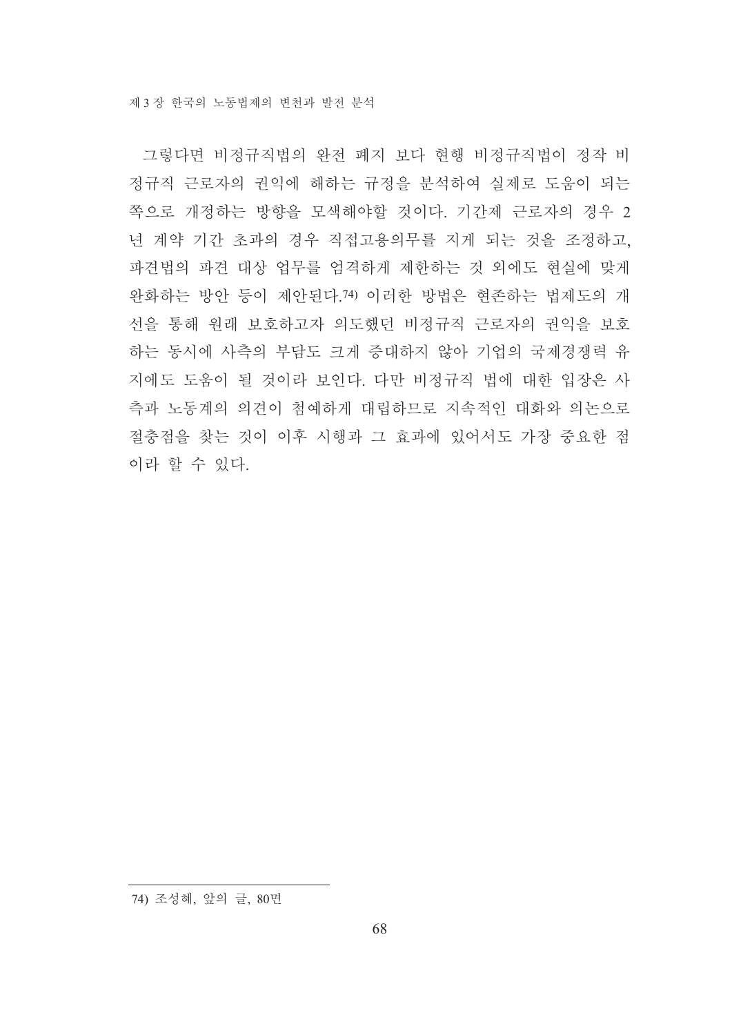그렇다면 비정규직법의 완전 폐지 보다 현행 비정규직법이 정작 비정규직 근로자의 권익에 해하는 규정을 분석하여 실제로 도움이 되는 쪽으로 개정하는 방향을 모색해야할 것이다. 기간제 근로자의 경우 2년 계약 기간 초과의 경우 직접고용의무를 지게 되는 것을 조정하고, 파견법의 파견 대상 업무를 엄격하게 제한하는 것 외에도 현실에 맞게 완화하는 방안 등이 제안된다.[74] 이러한 방법은 현존하는 법제도의 개선을 통해 원래 보호하고자 의도했던 비정규직 근로자의 권익을 보호하는 동시에 사측의 부담도 크게 증대하지 않아 기업의 국제경쟁력 유지에도 도움이 될 것이라 보인다. 다만 비정규직 법에 대한 입장은 사측과 노동계의 의견이 첨예하게 대립하므로 지속적인 대화와 의논으로 절충점을 찾는 것이 이후 시행과 그 효과에 있어서도 가장 중요한 점이라 할 수 있다.

---

74) 조성혜, 앞의 글, 80면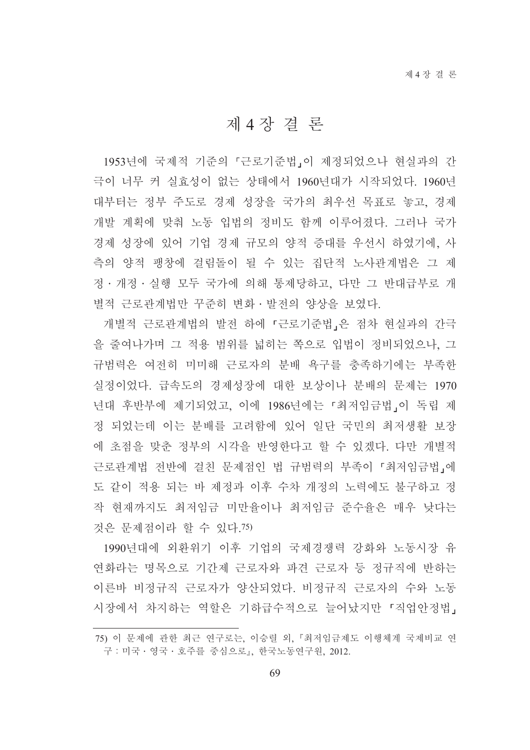# 제 4 장 결 론

1953년에 국제적 기준의 「근로기준법」이 제정되었으나 현실과의 간극이 너무 커 실효성이 없는 상태에서 1960년대가 시작되었다. 1960년대부터는 정부 주도로 경제 성장을 국가의 최우선 목표로 놓고, 경제 개발 계획에 맞춰 노동 입법의 정비도 함께 이루어졌다. 그러나 국가 경제 성장에 있어 기업 경제 규모의 양적 증대를 우선시 하였기에, 사측의 양적 팽창에 걸림돌이 될 수 있는 집단적 노사관계법은 그 제정·개정·실행 모두 국가에 의해 통제당하고, 다만 그 반대급부로 개별적 근로관계법만 꾸준히 변화·발전의 양상을 보였다.

개별적 근로관계법의 발전 하에 「근로기준법」은 점차 현실과의 간극을 줄여나가며 그 적용 범위를 넓히는 쪽으로 입법이 정비되었으나, 그 규범력은 여전히 미미해 근로자의 분배 욕구를 충족하기에는 부족한 실정이었다. 급속도의 경제성장에 대한 보상이나 분배의 문제는 1970년대 후반부에 제기되었고, 이에 1986년에는 「최저임금법」이 독립 제정 되었는데 이는 분배를 고려함에 있어 일단 국민의 최저생활 보장에 초점을 맞춘 정부의 시각을 반영한다고 할 수 있겠다. 다만 개별적 근로관계법 전반에 걸친 문제점인 법 규범력의 부족이 「최저임금법」에도 같이 적용 되는 바 제정과 이후 수차 개정의 노력에도 불구하고 정작 현재까지도 최저임금 미만율이나 최저임금 준수율은 매우 낮다는 것은 문제점이라 할 수 있다.[75]

1990년대에 외환위기 이후 기업의 국제경쟁력 강화와 노동시장 유연화라는 명목으로 기간제 근로자와 파견 근로자 등 정규직에 반하는 이른바 비정규직 근로자가 양산되었다. 비정규직 근로자의 수와 노동시장에서 차지하는 역할은 기하급수적으로 늘어났지만 「직업안정법」

---

75) 이 문제에 관한 최근 연구로는, 이승렬 외, 『최저임금제도 이행체계 국제비교 연구 : 미국·영국·호주를 중심으로』, 한국노동연구원, 2012.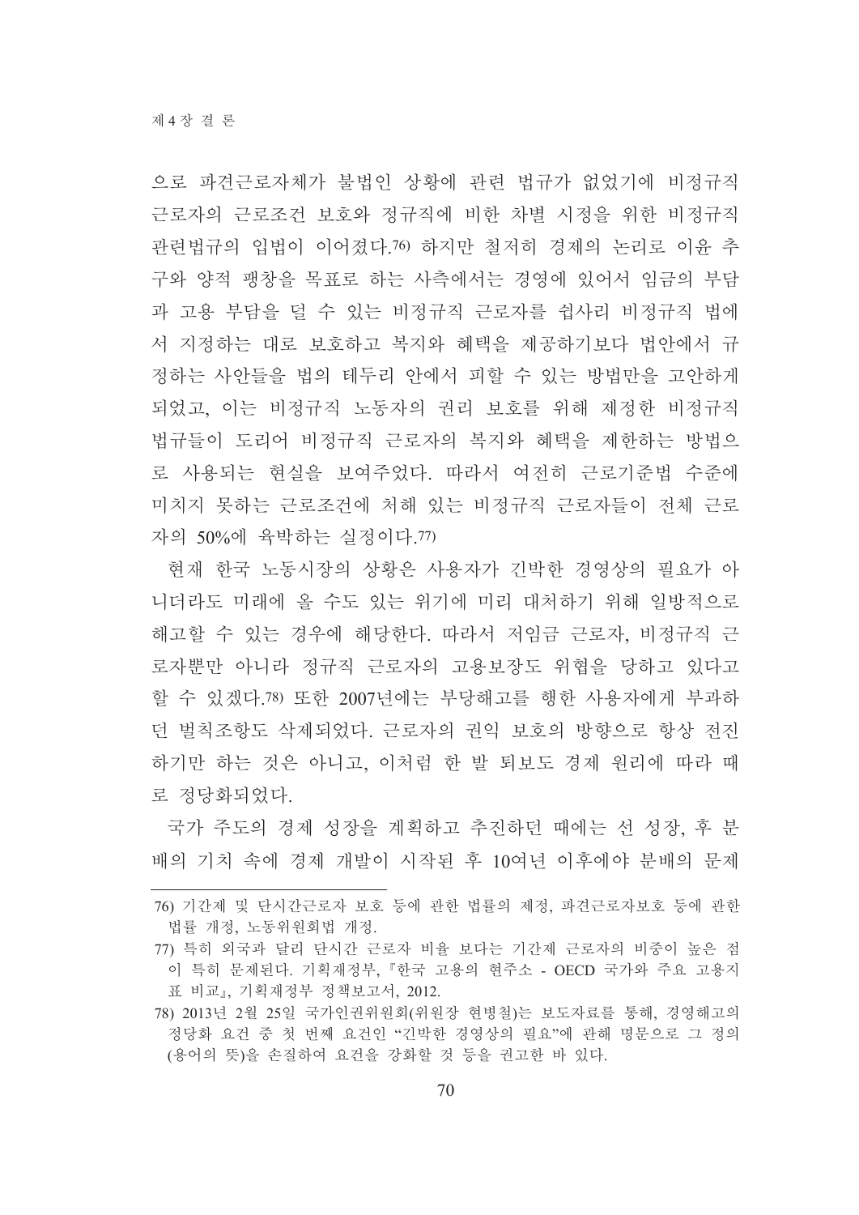으로 파견근로자체가 불법인 상황에 관련 법규가 없었기에 비정규직 근로자의 근로조건 보호와 정규직에 비한 차별 시정을 위한 비정규직 관련법규의 입법이 이어졌다.[76] 하지만 철저히 경제의 논리로 이윤 추구와 양적 팽창을 목표로 하는 사측에서는 경영에 있어서 임금의 부담과 고용 부담을 덜 수 있는 비정규직 근로자를 쉽사리 비정규직 법에서 지정하는 대로 보호하고 복지와 혜택을 제공하기보다 법안에서 규정하는 사안들을 법의 테두리 안에서 피할 수 있는 방법만을 고안하게 되었고, 이는 비정규직 노동자의 권리 보호를 위해 제정한 비정규직 법규들이 도리어 비정규직 근로자의 복지와 혜택을 제한하는 방법으로 사용되는 현실을 보여주었다. 따라서 여전히 근로기준법 수준에 미치지 못하는 근로조건에 처해 있는 비정규직 근로자들이 전체 근로자의 50%에 육박하는 실정이다.[77]

현재 한국 노동시장의 상황은 사용자가 긴박한 경영상의 필요가 아니더라도 미래에 올 수도 있는 위기에 미리 대처하기 위해 일방적으로 해고할 수 있는 경우에 해당한다. 따라서 저임금 근로자, 비정규직 근로자뿐만 아니라 정규직 근로자의 고용보장도 위협을 당하고 있다고 할 수 있겠다.[78] 또한 2007년에는 부당해고를 행한 사용자에게 부과하던 벌칙조항도 삭제되었다. 근로자의 권익 보호의 방향으로 항상 전진하기만 하는 것은 아니고, 이처럼 한 발 퇴보도 경제 원리에 따라 때로 정당화되었다.

국가 주도의 경제 성장을 계획하고 추진하던 때에는 선 성장, 후 분배의 기치 속에 경제 개발이 시작된 후 10여년 이후에야 분배의 문제

---

76) 기간제 및 단시간근로자 보호 등에 관한 법률의 제정, 파견근로자보호 등에 관한 법률 개정, 노동위원회법 개정.

77) 특히 외국과 달리 단시간 근로자 비율 보다는 기간제 근로자의 비중이 높은 점이 특히 문제된다. 기획재정부, 『한국 고용의 현주소 - OECD 국가와 주요 고용지표 비교』, 기획재정부 정책보고서, 2012.

78) 2013년 2월 25일 국가인권위원회(위원장 현병철)는 보도자료를 통해, 경영해고의 정당화 요건 중 첫 번째 요건인 "긴박한 경영상의 필요"에 관해 명문으로 그 정의(용어의 뜻)을 손질하여 요건을 강화할 것 등을 권고한 바 있다.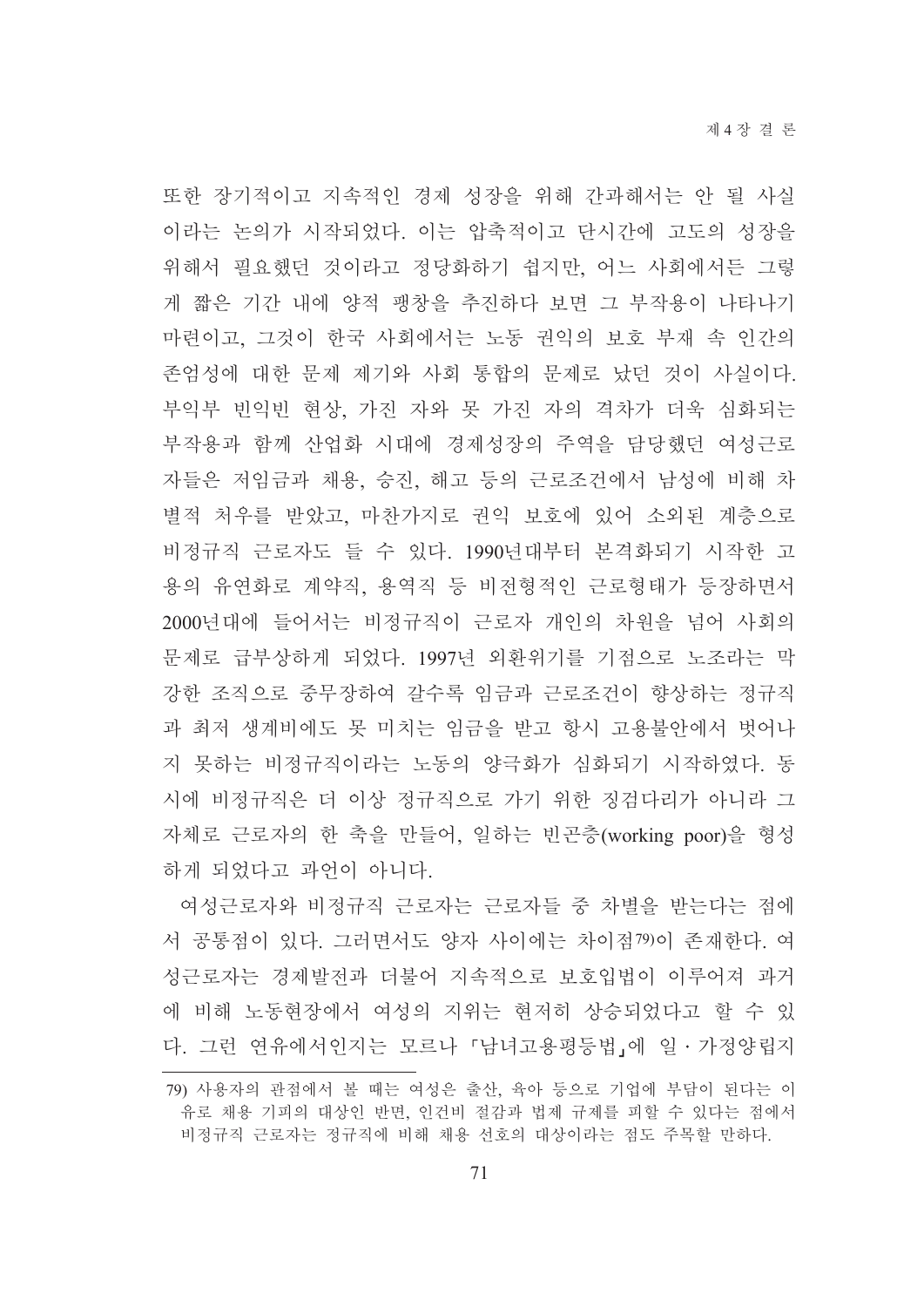또한 장기적이고 지속적인 경제 성장을 위해 간과해서는 안 될 사실이라는 논의가 시작되었다. 이는 압축적이고 단시간에 고도의 성장을 위해서 필요했던 것이라고 정당화하기 쉽지만, 어느 사회에서든 그렇게 짧은 기간 내에 양적 팽창을 추진하다 보면 그 부작용이 나타나기 마련이고, 그것이 한국 사회에서는 노동 권익의 보호 부재 속 인간의 존엄성에 대한 문제 제기와 사회 통합의 문제로 났던 것이 사실이다. 부익부 빈익빈 현상, 가진 자와 못 가진 자의 격차가 더욱 심화되는 부작용과 함께 산업화 시대에 경제성장의 주역을 담당했던 여성근로자들은 저임금과 채용, 승진, 해고 등의 근로조건에서 남성에 비해 차별적 처우를 받았고, 마찬가지로 권익 보호에 있어 소외된 계층으로 비정규직 근로자도 들 수 있다. 1990년대부터 본격화되기 시작한 고용의 유연화로 계약직, 용역직 등 비전형적인 근로형태가 등장하면서 2000년대에 들어서는 비정규직이 근로자 개인의 차원을 넘어 사회의 문제로 급부상하게 되었다. 1997년 외환위기를 기점으로 노조라는 막강한 조직으로 중무장하여 갈수록 임금과 근로조건이 향상하는 정규직과 최저 생계비에도 못 미치는 임금을 받고 항시 고용불안에서 벗어나지 못하는 비정규직이라는 노동의 양극화가 심화되기 시작하였다. 동시에 비정규직은 더 이상 정규직으로 가기 위한 징검다리가 아니라 그 자체로 근로자의 한 축을 만들어, 일하는 빈곤층(working poor)을 형성하게 되었다고 과언이 아니다.

여성근로자와 비정규직 근로자는 근로자들 중 차별을 받는다는 점에서 공통점이 있다. 그러면서도 양자 사이에는 차이점[79]이 존재한다. 여성근로자는 경제발전과 더불어 지속적으로 보호입법이 이루어져 과거에 비해 노동현장에서 여성의 지위는 현저히 상승되었다고 할 수 있다. 그런 연유에서인지는 모르나 「남녀고용평등법」에 일·가정양립지

---

79) 사용자의 관점에서 볼 때는 여성은 출산, 육아 등으로 기업에 부담이 된다는 이유로 채용 기피의 대상인 반면, 인건비 절감과 법제 규제를 피할 수 있다는 점에서 비정규직 근로자는 정규직에 비해 채용 선호의 대상이라는 점도 주목할 만하다.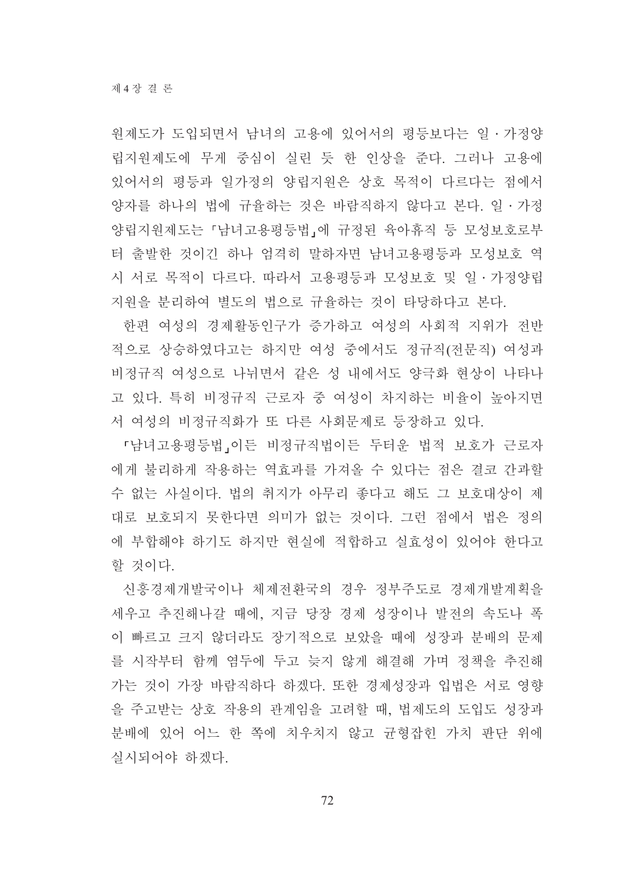원제도가 도입되면서 남녀의 고용에 있어서의 평등보다는 일 · 가정양립지원제도에 무게 중심이 실린 듯 한 인상을 준다. 그러나 고용에 있어서의 평등과 일가정의 양립지원은 상호 목적이 다르다는 점에서 양자를 하나의 법에 규율하는 것은 바람직하지 않다고 본다. 일 · 가정양립지원제도는 「남녀고용평등법」에 규정된 육아휴직 등 모성보호로부터 출발한 것이긴 하나 엄격히 말하자면 남녀고용평등과 모성보호 역시 서로 목적이 다르다. 따라서 고용평등과 모성보호 및 일 · 가정양립지원을 분리하여 별도의 법으로 규율하는 것이 타당하다고 본다.

한편 여성의 경제활동인구가 증가하고 여성의 사회적 지위가 전반적으로 상승하였다고는 하지만 여성 중에서도 정규직(전문직) 여성과 비정규직 여성으로 나뉘면서 같은 성 내에서도 양극화 현상이 나타나고 있다. 특히 비정규직 근로자 중 여성이 차지하는 비율이 높아지면서 여성의 비정규직화가 또 다른 사회문제로 등장하고 있다.

「남녀고용평등법」이든 비정규직법이든 두터운 법적 보호가 근로자에게 불리하게 작용하는 역효과를 가져올 수 있다는 점은 결코 간과할 수 없는 사실이다. 법의 취지가 아무리 좋다고 해도 그 보호대상이 제대로 보호되지 못한다면 의미가 없는 것이다. 그런 점에서 법은 정의에 부합해야 하기도 하지만 현실에 적합하고 실효성이 있어야 한다고 할 것이다.

신흥경제개발국이나 체제전환국의 경우 정부주도로 경제개발계획을 세우고 추진해나갈 때에, 지금 당장 경제 성장이나 발전의 속도나 폭이 빠르고 크지 않더라도 장기적으로 보았을 때에 성장과 분배의 문제를 시작부터 함께 염두에 두고 늦지 않게 해결해 가며 정책을 추진해 가는 것이 가장 바람직하다 하겠다. 또한 경제성장과 입법은 서로 영향을 주고받는 상호 작용의 관계임을 고려할 때, 법제도의 도입도 성장과 분배에 있어 어느 한 쪽에 치우치지 않고 균형잡힌 가치 판단 위에 실시되어야 하겠다.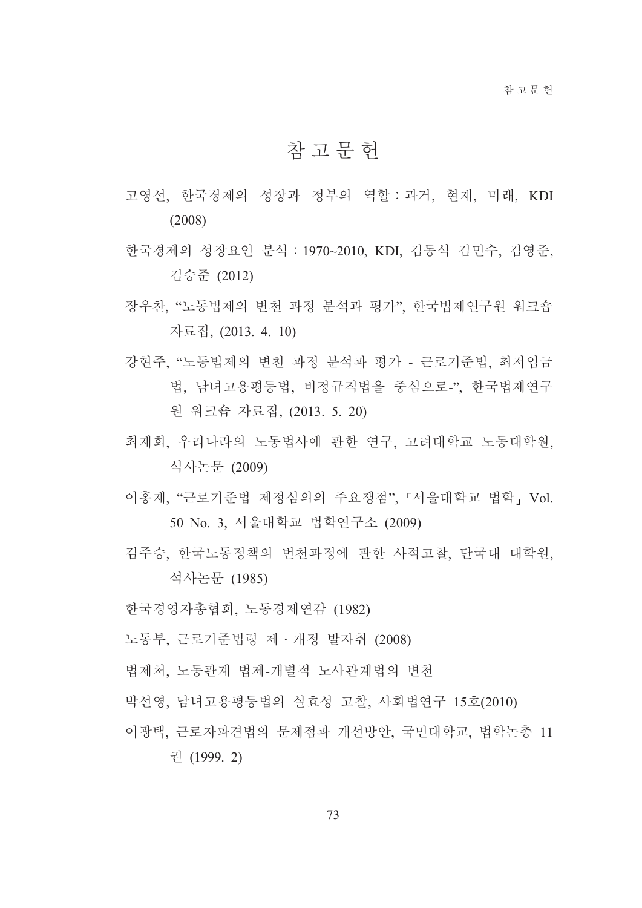# 참 고 문 헌

고영선, 한국경제의 성장과 정부의 역할 : 과거, 현재, 미래, KDI (2008)

한국경제의 성장요인 분석 : 1970~2010, KDI, 김동석 김민수, 김영준, 김승준 (2012)

장우찬, “노동법제의 변천 과정 분석과 평가”, 한국법제연구원 워크숍 자료집, (2013. 4. 10)

강현주, “노동법제의 변천 과정 분석과 평가 - 근로기준법, 최저임금법, 남녀고용평등법, 비정규직법을 중심으로-”, 한국법제연구원 워크숍 자료집, (2013. 5. 20)

최재희, 우리나라의 노동법사에 관한 연구, 고려대학교 노동대학원, 석사논문 (2009)

이홍재, “근로기준법 제정심의의 주요쟁점”, 「서울대학교 법학」 Vol. 50 No. 3, 서울대학교 법학연구소 (2009)

김주승, 한국노동정책의 변천과정에 관한 사적고찰, 단국대 대학원, 석사논문 (1985)

한국경영자총협회, 노동경제연감 (1982)

노동부, 근로기준법령 제 · 개정 발자취 (2008)

법제처, 노동관계 법제-개별적 노사관계법의 변천

박선영, 남녀고용평등법의 실효성 고찰, 사회법연구 15호(2010)

이광택, 근로자파견법의 문제점과 개선방안, 국민대학교, 법학논총 11권 (1999. 2)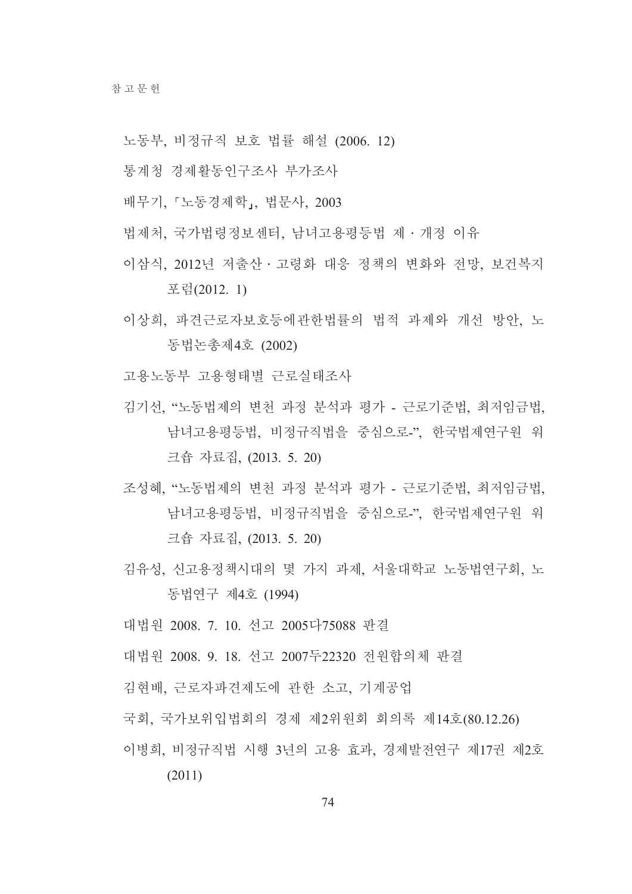노동부, 비정규직 보호 법률 해설 (2006. 12)

통계청 경제활동인구조사 부가조사

배무기, 「노동경제학」, 법문사, 2003

법제처, 국가법령정보센터, 남녀고용평등법 제ㆍ개정 이유

이삼식, 2012년 저출산ㆍ고령화 대응 정책의 변화와 전망, 보건복지 포럼(2012. 1)

이상희, 파견근로자보호등에관한법률의 법적 과제와 개선 방안, 노동법논총제4호 (2002)

고용노동부 고용형태별 근로실태조사

김기선, “노동법제의 변천 과정 분석과 평가 - 근로기준법, 최저임금법, 남녀고용평등법, 비정규직법을 중심으로-”, 한국법제연구원 워크숍 자료집, (2013. 5. 20)

조성혜, “노동법제의 변천 과정 분석과 평가 - 근로기준법, 최저임금법, 남녀고용평등법, 비정규직법을 중심으로-”, 한국법제연구원 워크숍 자료집, (2013. 5. 20)

김유성, 신고용정책시대의 몇 가지 과제, 서울대학교 노동법연구회, 노동법연구 제4호 (1994)

대법원 2008. 7. 10. 선고 2005다75088 판결

대법원 2008. 9. 18. 선고 2007두22320 전원합의체 판결

김현배, 근로자파견제도에 관한 소고, 기계공업

국회, 국가보위입법회의 경제 제2위원회 회의록 제14호(80.12.26)

이병희, 비정규직법 시행 3년의 고용 효과, 경제발전연구 제17권 제2호 (2011)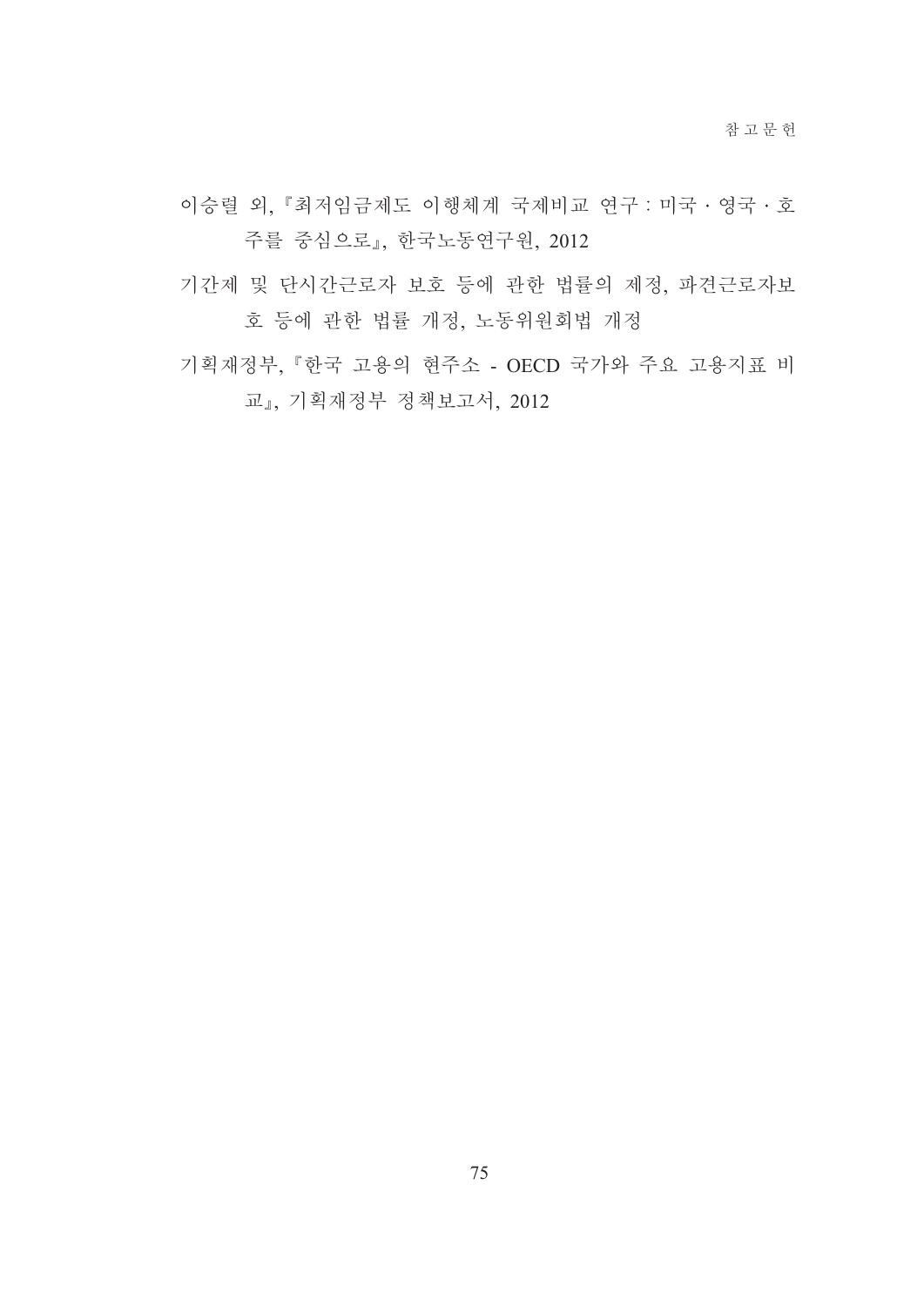이승렬 외,『최저임금제도 이행체계 국제비교 연구 : 미국 · 영국 · 호주를 중심으로』, 한국노동연구원, 2012

기간제 및 단시간근로자 보호 등에 관한 법률의 제정, 파견근로자보호 등에 관한 법률 개정, 노동위원회법 개정

기획재정부,『한국 고용의 현주소 - OECD 국가와 주요 고용지표 비교』, 기획재정부 정책보고서, 2012